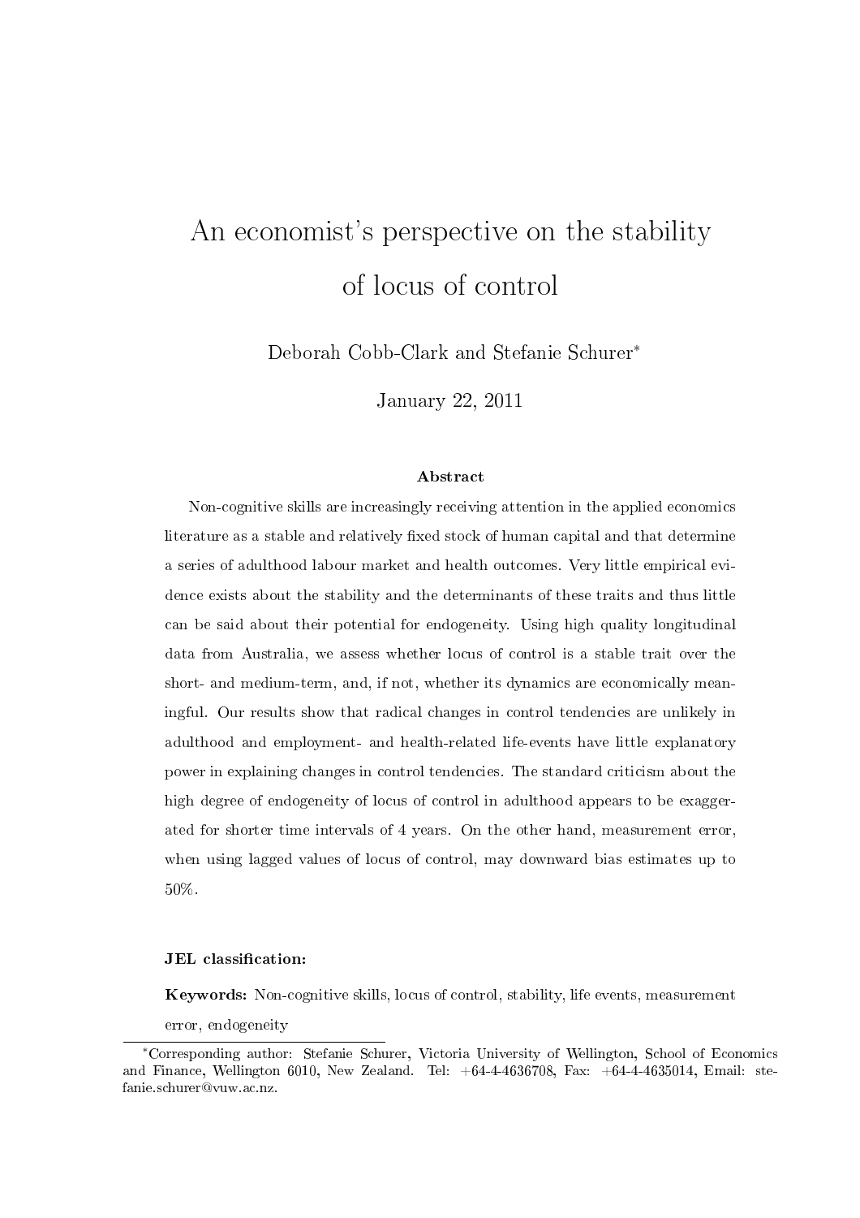# An economist's perspective on the stability of locus of control

Deborah Cobb-Clark and Stefanie Schurer*

January 22, 2011

### Abstract

Non-cognitive skills are increasingly receiving attention in the applied economics literature as a stable and relatively fixed stock of human capital and that determine a series of adulthood labour market and health outcomes. Very little empirical evidence exists about the stability and the determinants of these traits and thus little can be said about their potential for endogeneity. Using high quality longitudinal data from Australia, we assess whether locus of control is a stable trait over the short- and medium-term, and, if not, whether its dynamics are economically meaningful. Our results show that radical changes in control tendencies are unlikely in adulthood and employment- and health-related life-events have little explanatory power in explaining changes in control tendencies. The standard criticism about the high degree of endogeneity of locus of control in adulthood appears to be exaggerated for shorter time intervals of 4 years. On the other hand, measurement error, when using lagged values of locus of control, may downward bias estimates up to 50%.

**JEL classification:**

**Keywords:** Non-cognitive skills, locus of control, stability, life events, measurement error, endogeneity

---

*Corresponding author: Stefanie Schurer, Victoria University of Wellington, School of Economics and Finance, Wellington 6010, New Zealand. Tel: +64-4-4636708, Fax: +64-4-4635014, Email: stefanie.schurer@vuw.ac.nz.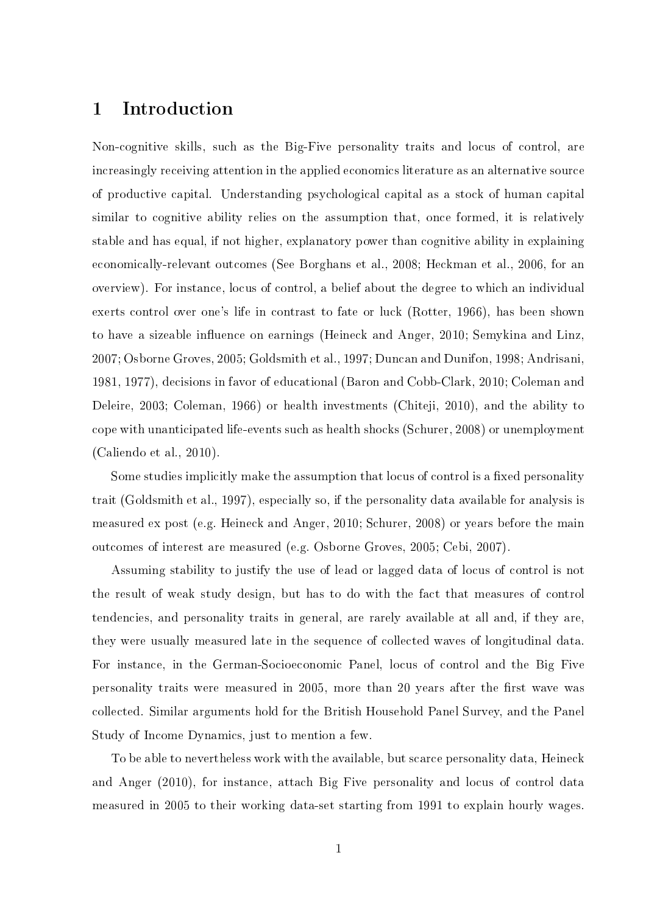# 1 Introduction

Non-cognitive skills, such as the Big-Five personality traits and locus of control, are increasingly receiving attention in the applied economics literature as an alternative source of productive capital. Understanding psychological capital as a stock of human capital similar to cognitive ability relies on the assumption that, once formed, it is relatively stable and has equal, if not higher, explanatory power than cognitive ability in explaining economically-relevant outcomes (See Borghans et al., 2008; Heckman et al., 2006, for an overview). For instance, locus of control, a belief about the degree to which an individual exerts control over one's life in contrast to fate or luck (Rotter, 1966), has been shown to have a sizeable influence on earnings (Heineck and Anger, 2010; Semykina and Linz, 2007; Osborne Groves, 2005; Goldsmith et al., 1997; Duncan and Dunifon, 1998; Andrisani, 1981, 1977), decisions in favor of educational (Baron and Cobb-Clark, 2010; Coleman and Deleire, 2003; Coleman, 1966) or health investments (Chiteji, 2010), and the ability to cope with unanticipated life-events such as health shocks (Schurer, 2008) or unemployment (Caliendo et al., 2010).

Some studies implicitly make the assumption that locus of control is a fixed personality trait (Goldsmith et al., 1997), especially so, if the personality data available for analysis is measured ex post (e.g. Heineck and Anger, 2010; Schurer, 2008) or years before the main outcomes of interest are measured (e.g. Osborne Groves, 2005; Cebi, 2007).

Assuming stability to justify the use of lead or lagged data of locus of control is not the result of weak study design, but has to do with the fact that measures of control tendencies, and personality traits in general, are rarely available at all and, if they are, they were usually measured late in the sequence of collected waves of longitudinal data. For instance, in the German-Socioeconomic Panel, locus of control and the Big Five personality traits were measured in 2005, more than 20 years after the first wave was collected. Similar arguments hold for the British Household Panel Survey, and the Panel Study of Income Dynamics, just to mention a few.

To be able to nevertheless work with the available, but scarce personality data, Heineck and Anger (2010), for instance, attach Big Five personality and locus of control data measured in 2005 to their working data-set starting from 1991 to explain hourly wages.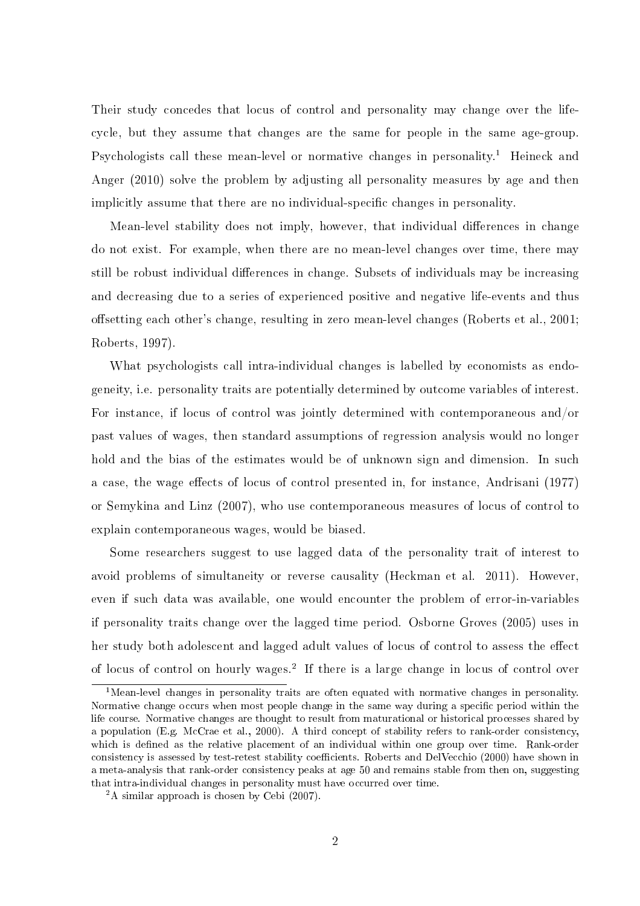Their study concedes that locus of control and personality may change over the life-cycle, but they assume that changes are the same for people in the same age-group. Psychologists call these mean-level or normative changes in personality.[1] Heineck and Anger (2010) solve the problem by adjusting all personality measures by age and then implicitly assume that there are no individual-specific changes in personality.

Mean-level stability does not imply, however, that individual differences in change do not exist. For example, when there are no mean-level changes over time, there may still be robust individual differences in change. Subsets of individuals may be increasing and decreasing due to a series of experienced positive and negative life-events and thus offsetting each other's change, resulting in zero mean-level changes (Roberts et al., 2001; Roberts, 1997).

What psychologists call intra-individual changes is labelled by economists as endogeneity, i.e. personality traits are potentially determined by outcome variables of interest. For instance, if locus of control was jointly determined with contemporaneous and/or past values of wages, then standard assumptions of regression analysis would no longer hold and the bias of the estimates would be of unknown sign and dimension. In such a case, the wage effects of locus of control presented in, for instance, Andrisani (1977) or Semykina and Linz (2007), who use contemporaneous measures of locus of control to explain contemporaneous wages, would be biased.

Some researchers suggest to use lagged data of the personality trait of interest to avoid problems of simultaneity or reverse causality (Heckman et al. 2011). However, even if such data was available, one would encounter the problem of error-in-variables if personality traits change over the lagged time period. Osborne Groves (2005) uses in her study both adolescent and lagged adult values of locus of control to assess the effect of locus of control on hourly wages.[2] If there is a large change in locus of control over

[1] Mean-level changes in personality traits are often equated with normative changes in personality. Normative change occurs when most people change in the same way during a specific period within the life course. Normative changes are thought to result from maturational or historical processes shared by a population (E.g. McCrae et al., 2000). A third concept of stability refers to rank-order consistency, which is defined as the relative placement of an individual within one group over time. Rank-order consistency is assessed by test-retest stability coefficients. Roberts and DelVecchio (2000) have shown in a meta-analysis that rank-order consistency peaks at age 50 and remains stable from then on, suggesting that intra-individual changes in personality must have occurred over time.

[2] A similar approach is chosen by Cebi (2007).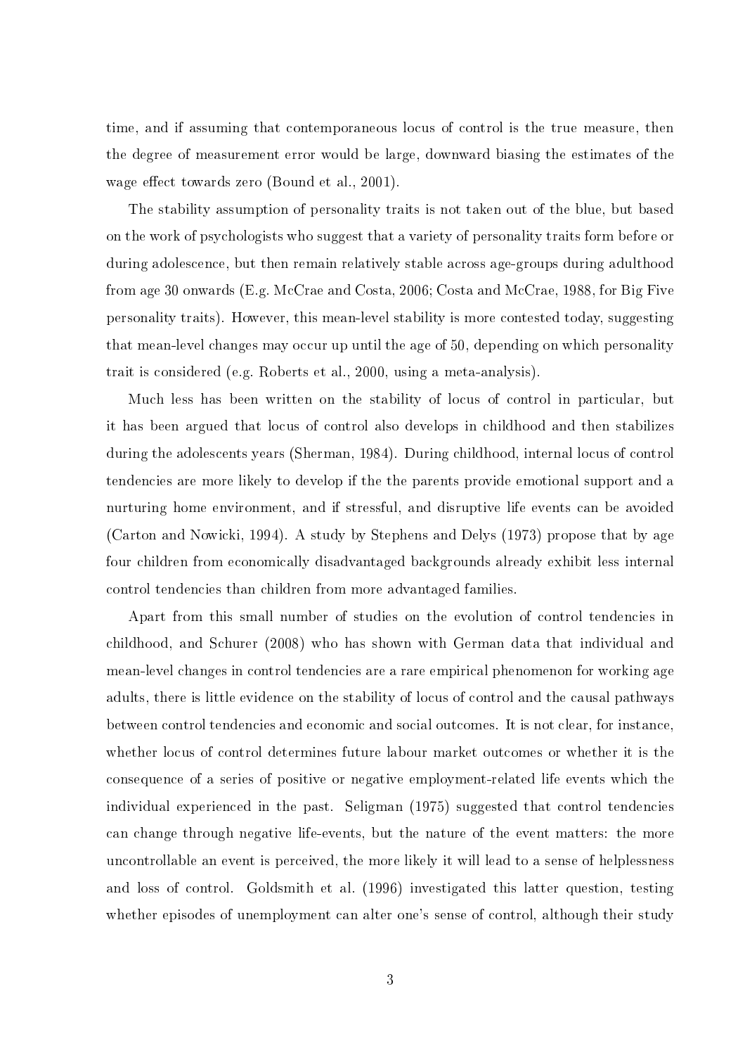time, and if assuming that contemporaneous locus of control is the true measure, then the degree of measurement error would be large, downward biasing the estimates of the wage effect towards zero (Bound et al., 2001).

The stability assumption of personality traits is not taken out of the blue, but based on the work of psychologists who suggest that a variety of personality traits form before or during adolescence, but then remain relatively stable across age-groups during adulthood from age 30 onwards (E.g. McCrae and Costa, 2006; Costa and McCrae, 1988, for Big Five personality traits). However, this mean-level stability is more contested today, suggesting that mean-level changes may occur up until the age of 50, depending on which personality trait is considered (e.g. Roberts et al., 2000, using a meta-analysis).

Much less has been written on the stability of locus of control in particular, but it has been argued that locus of control also develops in childhood and then stabilizes during the adolescents years (Sherman, 1984). During childhood, internal locus of control tendencies are more likely to develop if the the parents provide emotional support and a nurturing home environment, and if stressful, and disruptive life events can be avoided (Carton and Nowicki, 1994). A study by Stephens and Delys (1973) propose that by age four children from economically disadvantaged backgrounds already exhibit less internal control tendencies than children from more advantaged families.

Apart from this small number of studies on the evolution of control tendencies in childhood, and Schurer (2008) who has shown with German data that individual and mean-level changes in control tendencies are a rare empirical phenomenon for working age adults, there is little evidence on the stability of locus of control and the causal pathways between control tendencies and economic and social outcomes. It is not clear, for instance, whether locus of control determines future labour market outcomes or whether it is the consequence of a series of positive or negative employment-related life events which the individual experienced in the past. Seligman (1975) suggested that control tendencies can change through negative life-events, but the nature of the event matters: the more uncontrollable an event is perceived, the more likely it will lead to a sense of helplessness and loss of control. Goldsmith et al. (1996) investigated this latter question, testing whether episodes of unemployment can alter one's sense of control, although their study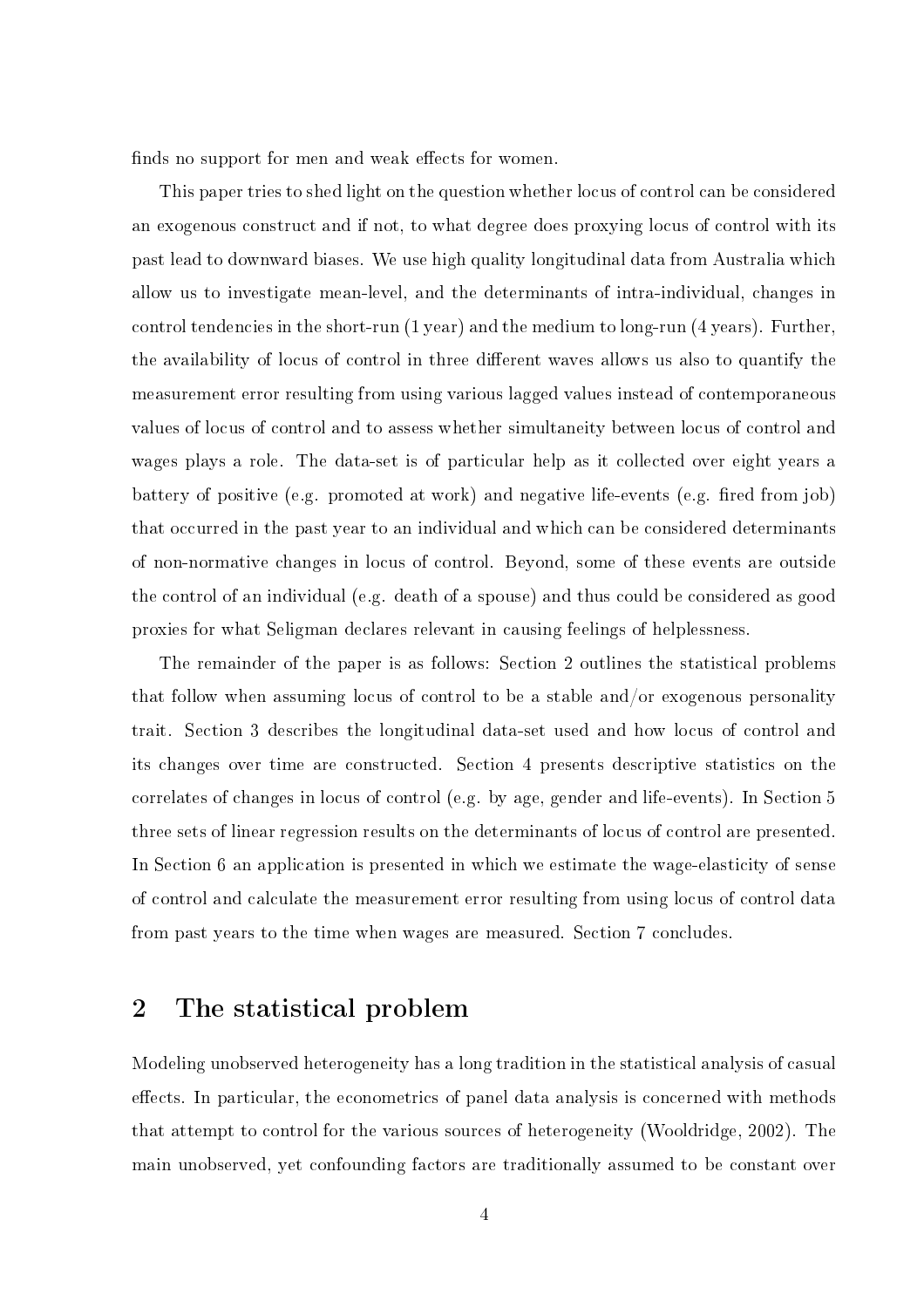finds no support for men and weak effects for women.

This paper tries to shed light on the question whether locus of control can be considered an exogenous construct and if not, to what degree does proxying locus of control with its past lead to downward biases. We use high quality longitudinal data from Australia which allow us to investigate mean-level, and the determinants of intra-individual, changes in control tendencies in the short-run (1 year) and the medium to long-run (4 years). Further, the availability of locus of control in three different waves allows us also to quantify the measurement error resulting from using various lagged values instead of contemporaneous values of locus of control and to assess whether simultaneity between locus of control and wages plays a role. The data-set is of particular help as it collected over eight years a battery of positive (e.g. promoted at work) and negative life-events (e.g. fired from job) that occurred in the past year to an individual and which can be considered determinants of non-normative changes in locus of control. Beyond, some of these events are outside the control of an individual (e.g. death of a spouse) and thus could be considered as good proxies for what Seligman declares relevant in causing feelings of helplessness.

The remainder of the paper is as follows: Section 2 outlines the statistical problems that follow when assuming locus of control to be a stable and/or exogenous personality trait. Section 3 describes the longitudinal data-set used and how locus of control and its changes over time are constructed. Section 4 presents descriptive statistics on the correlates of changes in locus of control (e.g. by age, gender and life-events). In Section 5 three sets of linear regression results on the determinants of locus of control are presented. In Section 6 an application is presented in which we estimate the wage-elasticity of sense of control and calculate the measurement error resulting from using locus of control data from past years to the time when wages are measured. Section 7 concludes.

## 2 The statistical problem

Modeling unobserved heterogeneity has a long tradition in the statistical analysis of casual effects. In particular, the econometrics of panel data analysis is concerned with methods that attempt to control for the various sources of heterogeneity (Wooldridge, 2002). The main unobserved, yet confounding factors are traditionally assumed to be constant over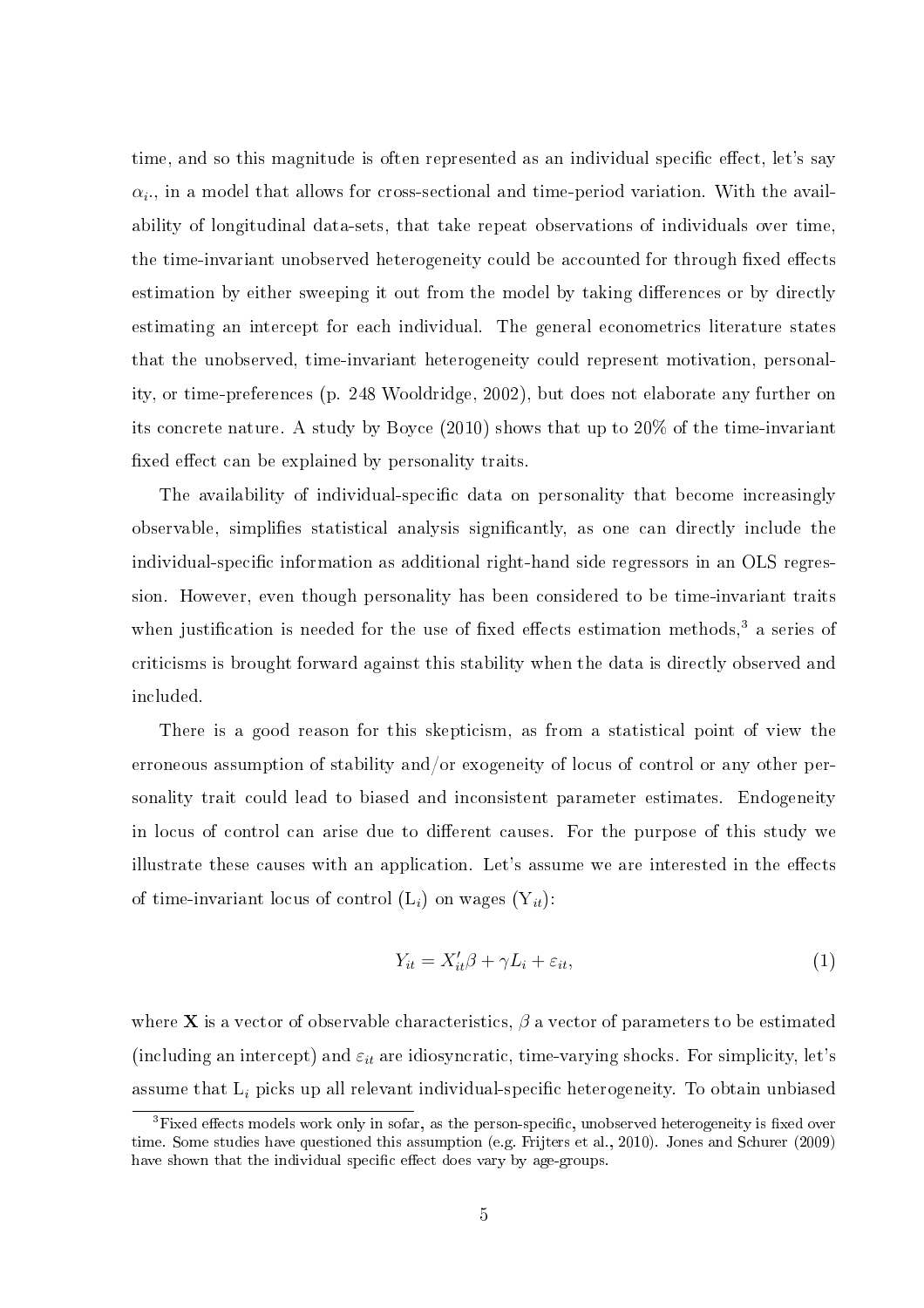time, and so this magnitude is often represented as an individual specific effect, let's say $\alpha_{i\cdot}$, in a model that allows for cross-sectional and time-period variation. With the availability of longitudinal data-sets, that take repeat observations of individuals over time, the time-invariant unobserved heterogeneity could be accounted for through fixed effects estimation by either sweeping it out from the model by taking differences or by directly estimating an intercept for each individual. The general econometrics literature states that the unobserved, time-invariant heterogeneity could represent motivation, personality, or time-preferences (p. 248 Wooldridge, 2002), but does not elaborate any further on its concrete nature. A study by Boyce (2010) shows that up to 20% of the time-invariant fixed effect can be explained by personality traits.

The availability of individual-specific data on personality that become increasingly observable, simplifies statistical analysis significantly, as one can directly include the individual-specific information as additional right-hand side regressors in an OLS regression. However, even though personality has been considered to be time-invariant traits when justification is needed for the use of fixed effects estimation methods,[3] a series of criticisms is brought forward against this stability when the data is directly observed and included.

There is a good reason for this skepticism, as from a statistical point of view the erroneous assumption of stability and/or exogeneity of locus of control or any other personality trait could lead to biased and inconsistent parameter estimates. Endogeneity in locus of control can arise due to different causes. For the purpose of this study we illustrate these causes with an application. Let's assume we are interested in the effects of time-invariant locus of control ($\mathrm{L}_i$) on wages ($\mathrm{Y}_{it}$):

$$Y_{it} = X_{it}'\beta + \gamma L_i + \varepsilon_{it}, \tag{1}$$

where $\mathbf{X}$ is a vector of observable characteristics, $\beta$ a vector of parameters to be estimated (including an intercept) and $\varepsilon_{it}$ are idiosyncratic, time-varying shocks. For simplicity, let's assume that $\mathrm{L}_i$ picks up all relevant individual-specific heterogeneity. To obtain unbiased

[3] Fixed effects models work only in sofar, as the person-specific, unobserved heterogeneity is fixed over time. Some studies have questioned this assumption (e.g. Frijters et al., 2010). Jones and Schurer (2009) have shown that the individual specific effect does vary by age-groups.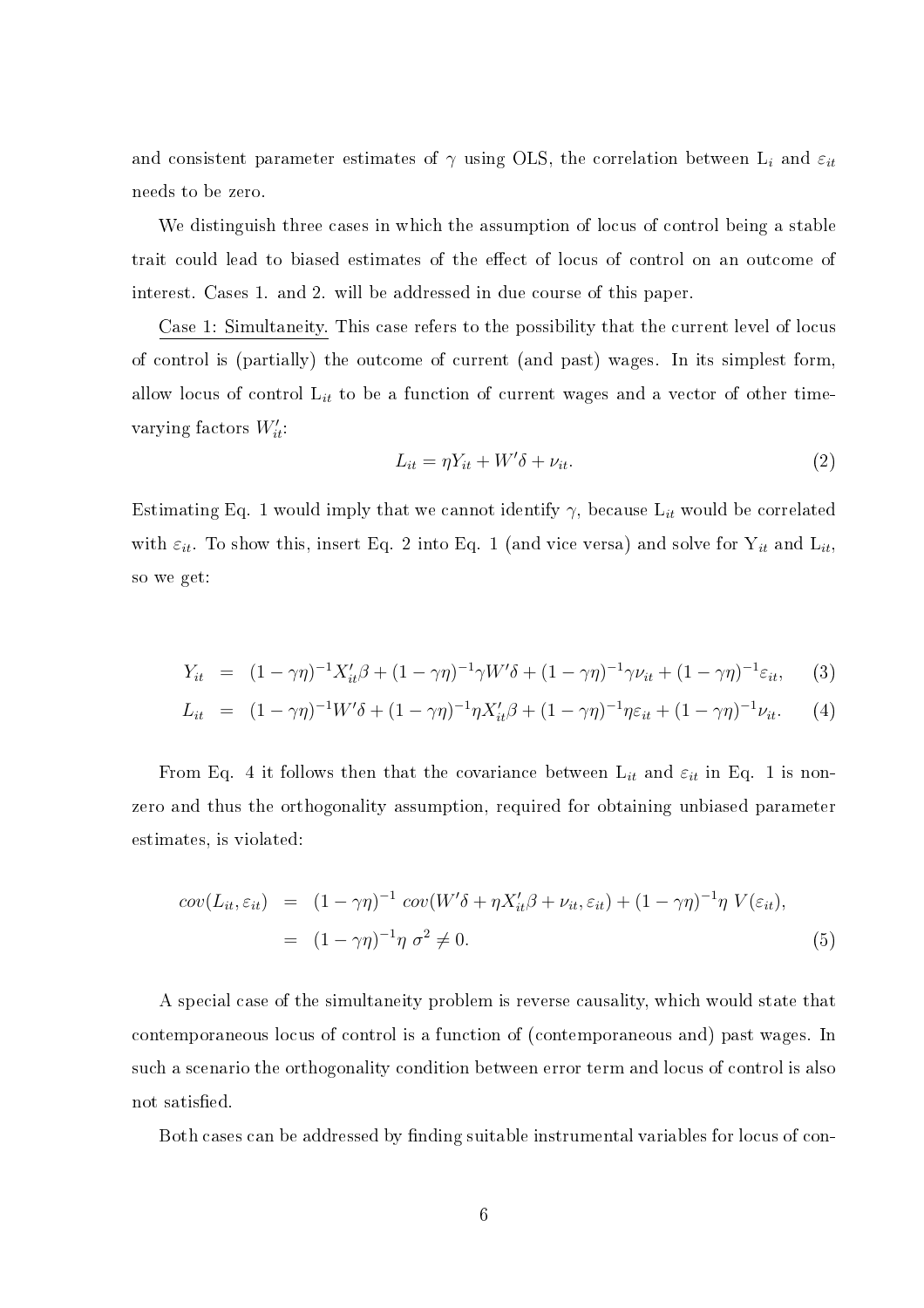and consistent parameter estimates of $\gamma$ using OLS, the correlation between $L_i$ and $\varepsilon_{it}$ needs to be zero.

We distinguish three cases in which the assumption of locus of control being a stable trait could lead to biased estimates of the effect of locus of control on an outcome of interest. Cases 1. and 2. will be addressed in due course of this paper.

Case 1: Simultaneity. This case refers to the possibility that the current level of locus of control is (partially) the outcome of current (and past) wages. In its simplest form, allow locus of control $L_{it}$ to be a function of current wages and a vector of other time-varying factors $W_{it}'$:

$$L_{it} = \eta Y_{it} + W'\delta + \nu_{it}. \tag{2}$$

Estimating Eq. 1 would imply that we cannot identify $\gamma$, because $L_{it}$ would be correlated with $\varepsilon_{it}$. To show this, insert Eq. 2 into Eq. 1 (and vice versa) and solve for $Y_{it}$ and $L_{it}$, so we get:

$$Y_{it} = (1-\gamma\eta)^{-1}X_{it}'\beta + (1-\gamma\eta)^{-1}\gamma W'\delta + (1-\gamma\eta)^{-1}\gamma\nu_{it} + (1-\gamma\eta)^{-1}\varepsilon_{it}, \tag{3}$$

$$L_{it} = (1-\gamma\eta)^{-1}W'\delta + (1-\gamma\eta)^{-1}\eta X_{it}'\beta + (1-\gamma\eta)^{-1}\eta\varepsilon_{it} + (1-\gamma\eta)^{-1}\nu_{it}. \tag{4}$$

From Eq. 4 it follows then that the covariance between $L_{it}$ and $\varepsilon_{it}$ in Eq. 1 is non-zero and thus the orthogonality assumption, required for obtaining unbiased parameter estimates, is violated:

$$\begin{aligned} cov(L_{it}, \varepsilon_{it}) &= (1-\gamma\eta)^{-1}\ cov(W'\delta + \eta X_{it}'\beta + \nu_{it}, \varepsilon_{it}) + (1-\gamma\eta)^{-1}\eta\ V(\varepsilon_{it}), \\ &= (1-\gamma\eta)^{-1}\eta\ \sigma^2 \neq 0. \end{aligned} \tag{5}$$

A special case of the simultaneity problem is reverse causality, which would state that contemporaneous locus of control is a function of (contemporaneous and) past wages. In such a scenario the orthogonality condition between error term and locus of control is also not satisfied.

Both cases can be addressed by finding suitable instrumental variables for locus of con-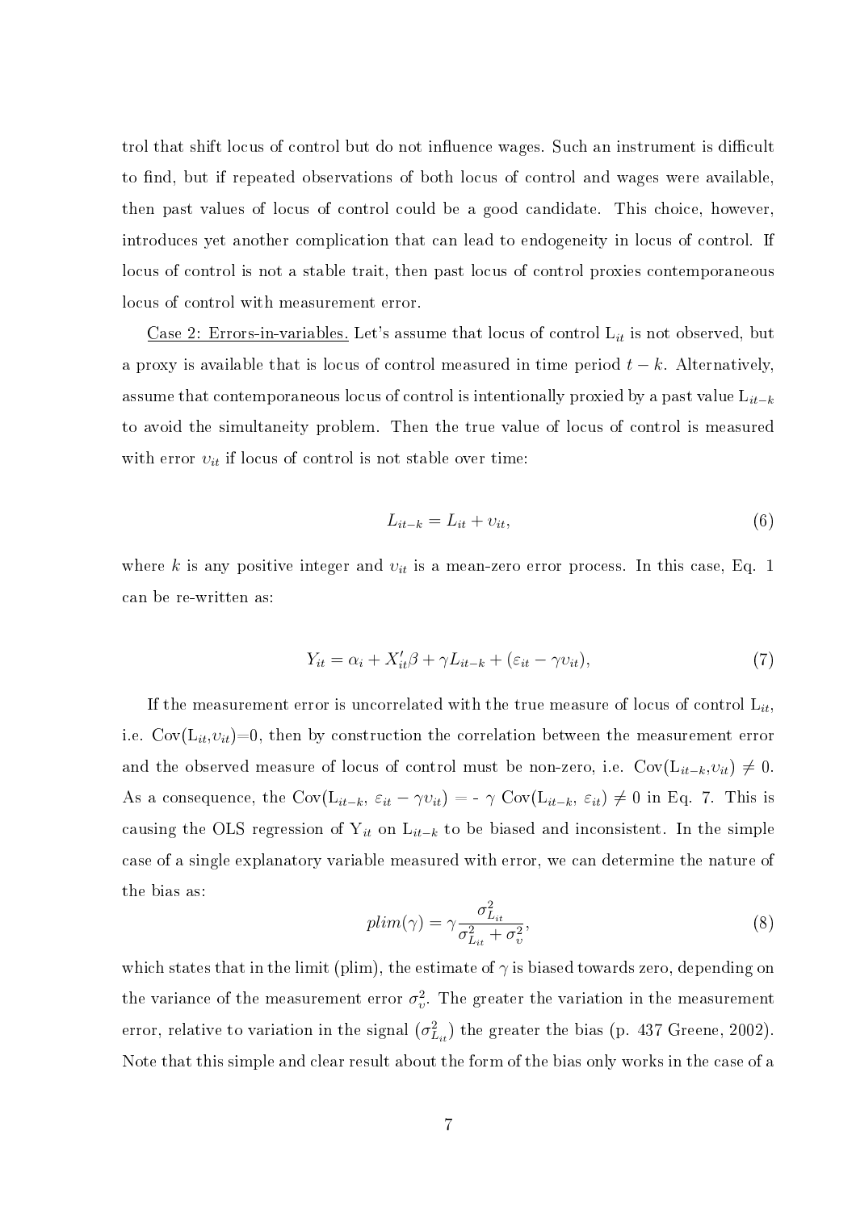trol that shift locus of control but do not influence wages. Such an instrument is difficult to find, but if repeated observations of both locus of control and wages were available, then past values of locus of control could be a good candidate. This choice, however, introduces yet another complication that can lead to endogeneity in locus of control. If locus of control is not a stable trait, then past locus of control proxies contemporaneous locus of control with measurement error.

Case 2: Errors-in-variables. Let's assume that locus of control $L_{it}$ is not observed, but a proxy is available that is locus of control measured in time period $t-k$. Alternatively, assume that contemporaneous locus of control is intentionally proxied by a past value $L_{it-k}$ to avoid the simultaneity problem. Then the true value of locus of control is measured with error $\upsilon_{it}$ if locus of control is not stable over time:

$$L_{it-k} = L_{it} + \upsilon_{it}, \tag{6}$$

where $k$ is any positive integer and $\upsilon_{it}$ is a mean-zero error process. In this case, Eq. 1 can be re-written as:

$$Y_{it} = \alpha_i + X_{it}'\beta + \gamma L_{it-k} + (\varepsilon_{it} - \gamma\upsilon_{it}), \tag{7}$$

If the measurement error is uncorrelated with the true measure of locus of control $L_{it}$, i.e. $\text{Cov}(L_{it},\upsilon_{it})=0$, then by construction the correlation between the measurement error and the observed measure of locus of control must be non-zero, i.e. $\text{Cov}(L_{it-k},\upsilon_{it}) \neq 0$. As a consequence, the $\text{Cov}(L_{it-k},\ \varepsilon_{it} - \gamma\upsilon_{it})$ = - $\gamma$ $\text{Cov}(L_{it-k},\ \varepsilon_{it}) \neq 0$ in Eq. 7. This is causing the OLS regression of $Y_{it}$ on $L_{it-k}$ to be biased and inconsistent. In the simple case of a single explanatory variable measured with error, we can determine the nature of the bias as:

$$plim(\gamma) = \gamma \frac{\sigma^2_{L_{it}}}{\sigma^2_{L_{it}} + \sigma^2_{\upsilon}}, \tag{8}$$

which states that in the limit (plim), the estimate of $\gamma$ is biased towards zero, depending on the variance of the measurement error $\sigma^2_{\upsilon}$. The greater the variation in the measurement error, relative to variation in the signal ($\sigma^2_{L_{it}}$) the greater the bias (p. 437 Greene, 2002). Note that this simple and clear result about the form of the bias only works in the case of a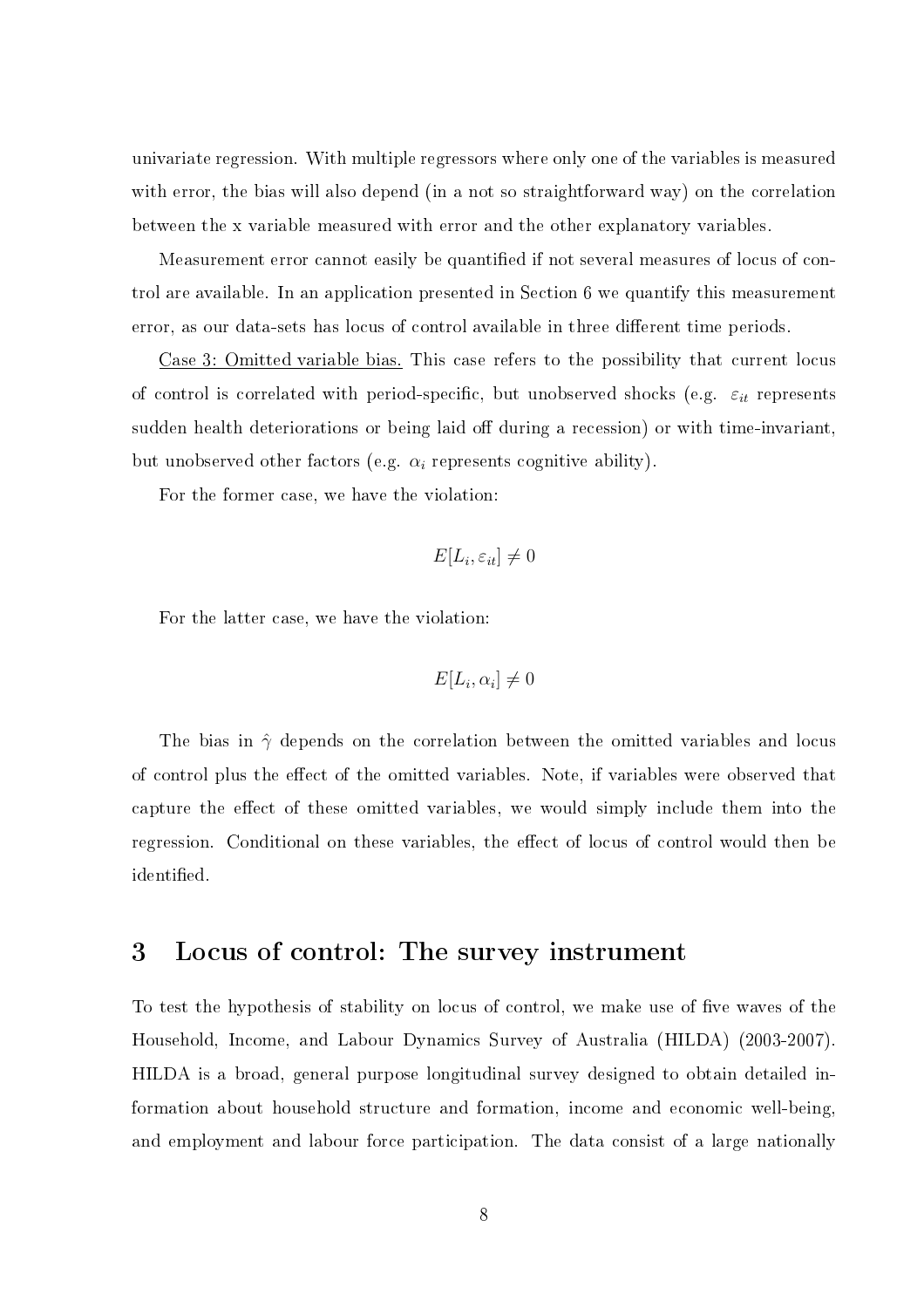univariate regression. With multiple regressors where only one of the variables is measured with error, the bias will also depend (in a not so straightforward way) on the correlation between the x variable measured with error and the other explanatory variables.

Measurement error cannot easily be quantified if not several measures of locus of control are available. In an application presented in Section 6 we quantify this measurement error, as our data-sets has locus of control available in three different time periods.

Case 3: Omitted variable bias. This case refers to the possibility that current locus of control is correlated with period-specific, but unobserved shocks (e.g. $\varepsilon_{it}$ represents sudden health deteriorations or being laid off during a recession) or with time-invariant, but unobserved other factors (e.g. $\alpha_i$ represents cognitive ability).

For the former case, we have the violation:

$$E[L_i, \varepsilon_{it}] \neq 0$$

For the latter case, we have the violation:

$$E[L_i, \alpha_i] \neq 0$$

The bias in $\hat{\gamma}$ depends on the correlation between the omitted variables and locus of control plus the effect of the omitted variables. Note, if variables were observed that capture the effect of these omitted variables, we would simply include them into the regression. Conditional on these variables, the effect of locus of control would then be identified.

## 3 Locus of control: The survey instrument

To test the hypothesis of stability on locus of control, we make use of five waves of the Household, Income, and Labour Dynamics Survey of Australia (HILDA) (2003-2007). HILDA is a broad, general purpose longitudinal survey designed to obtain detailed information about household structure and formation, income and economic well-being, and employment and labour force participation. The data consist of a large nationally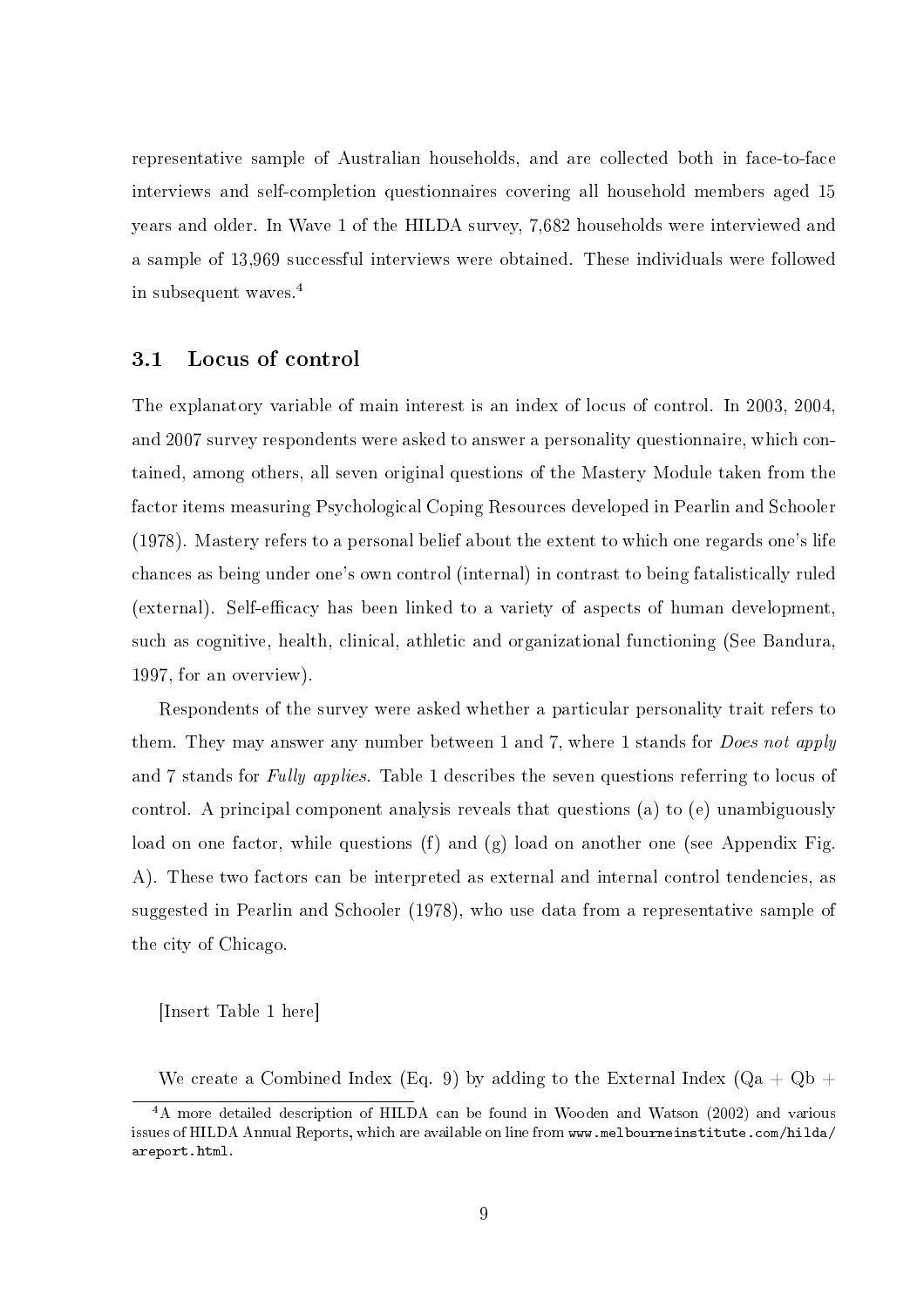representative sample of Australian households, and are collected both in face-to-face interviews and self-completion questionnaires covering all household members aged 15 years and older. In Wave 1 of the HILDA survey, 7,682 households were interviewed and a sample of 13,969 successful interviews were obtained. These individuals were followed in subsequent waves.[4]

### 3.1 Locus of control

The explanatory variable of main interest is an index of locus of control. In 2003, 2004, and 2007 survey respondents were asked to answer a personality questionnaire, which contained, among others, all seven original questions of the Mastery Module taken from the factor items measuring Psychological Coping Resources developed in Pearlin and Schooler (1978). Mastery refers to a personal belief about the extent to which one regards one's life chances as being under one's own control (internal) in contrast to being fatalistically ruled (external). Self-efficacy has been linked to a variety of aspects of human development, such as cognitive, health, clinical, athletic and organizational functioning (See Bandura, 1997, for an overview).

Respondents of the survey were asked whether a particular personality trait refers to them. They may answer any number between 1 and 7, where 1 stands for *Does not apply* and 7 stands for *Fully applies*. Table 1 describes the seven questions referring to locus of control. A principal component analysis reveals that questions (a) to (e) unambiguously load on one factor, while questions (f) and (g) load on another one (see Appendix Fig. A). These two factors can be interpreted as external and internal control tendencies, as suggested in Pearlin and Schooler (1978), who use data from a representative sample of the city of Chicago.

[Insert Table 1 here]

We create a Combined Index (Eq. 9) by adding to the External Index (Qa + Qb +

[4] A more detailed description of HILDA can be found in Wooden and Watson (2002) and various issues of HILDA Annual Reports, which are available on line from `www.melbourneinstitute.com/hilda/areport.html`.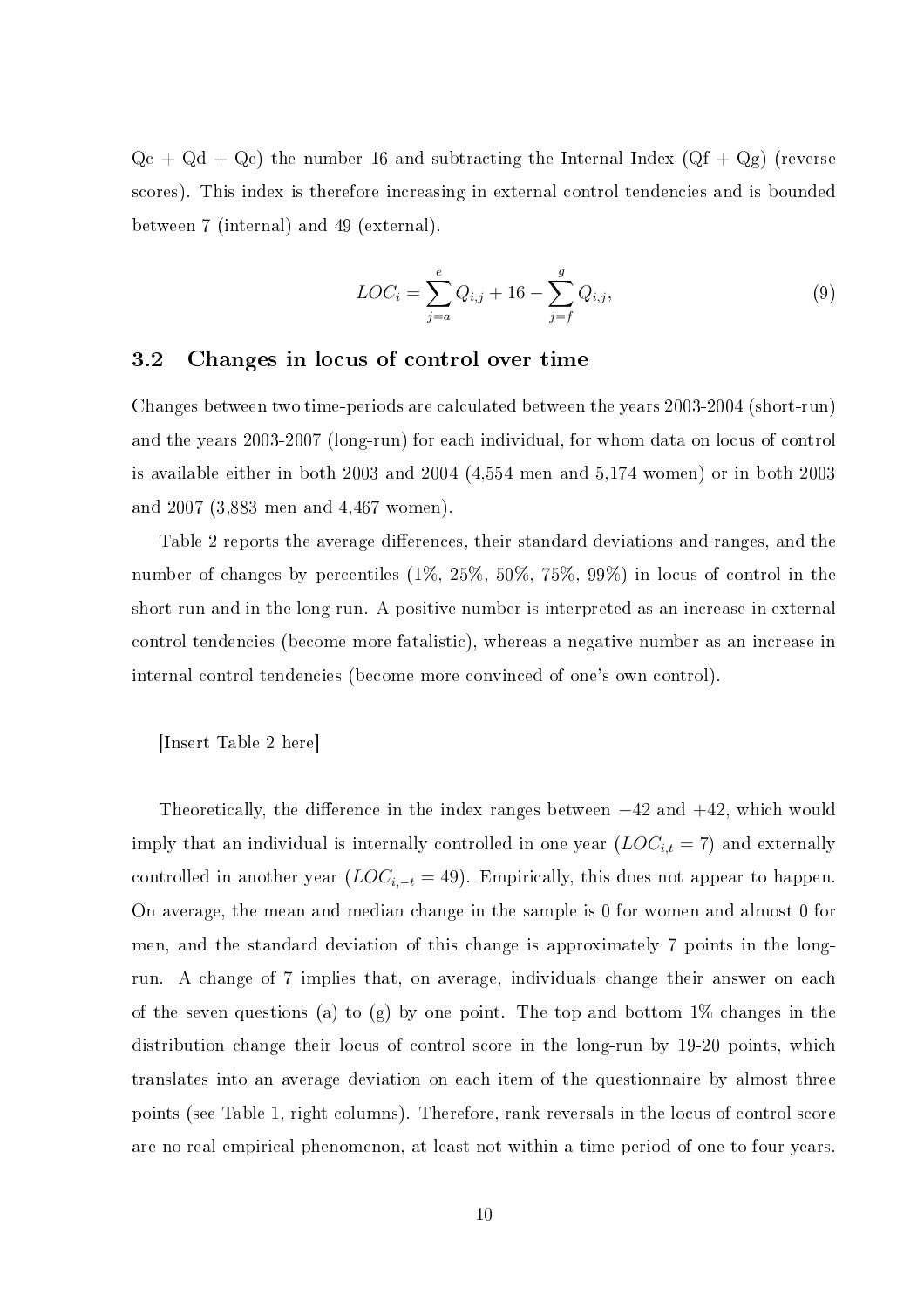Qc + Qd + Qe) the number 16 and subtracting the Internal Index (Qf + Qg) (reverse scores). This index is therefore increasing in external control tendencies and is bounded between 7 (internal) and 49 (external).

$$LOC_i = \sum_{j=a}^{e} Q_{i,j} + 16 - \sum_{j=f}^{g} Q_{i,j}, \tag{9}$$

### 3.2 Changes in locus of control over time

Changes between two time-periods are calculated between the years 2003-2004 (short-run) and the years 2003-2007 (long-run) for each individual, for whom data on locus of control is available either in both 2003 and 2004 (4,554 men and 5,174 women) or in both 2003 and 2007 (3,883 men and 4,467 women).

Table 2 reports the average differences, their standard deviations and ranges, and the number of changes by percentiles (1%, 25%, 50%, 75%, 99%) in locus of control in the short-run and in the long-run. A positive number is interpreted as an increase in external control tendencies (become more fatalistic), whereas a negative number as an increase in internal control tendencies (become more convinced of one's own control).

[Insert Table 2 here]

Theoretically, the difference in the index ranges between $-42$ and $+42$, which would imply that an individual is internally controlled in one year ($LOC_{i,t} = 7$) and externally controlled in another year ($LOC_{i,-t} = 49$). Empirically, this does not appear to happen. On average, the mean and median change in the sample is 0 for women and almost 0 for men, and the standard deviation of this change is approximately 7 points in the long-run. A change of 7 implies that, on average, individuals change their answer on each of the seven questions (a) to (g) by one point. The top and bottom 1% changes in the distribution change their locus of control score in the long-run by 19-20 points, which translates into an average deviation on each item of the questionnaire by almost three points (see Table 1, right columns). Therefore, rank reversals in the locus of control score are no real empirical phenomenon, at least not within a time period of one to four years.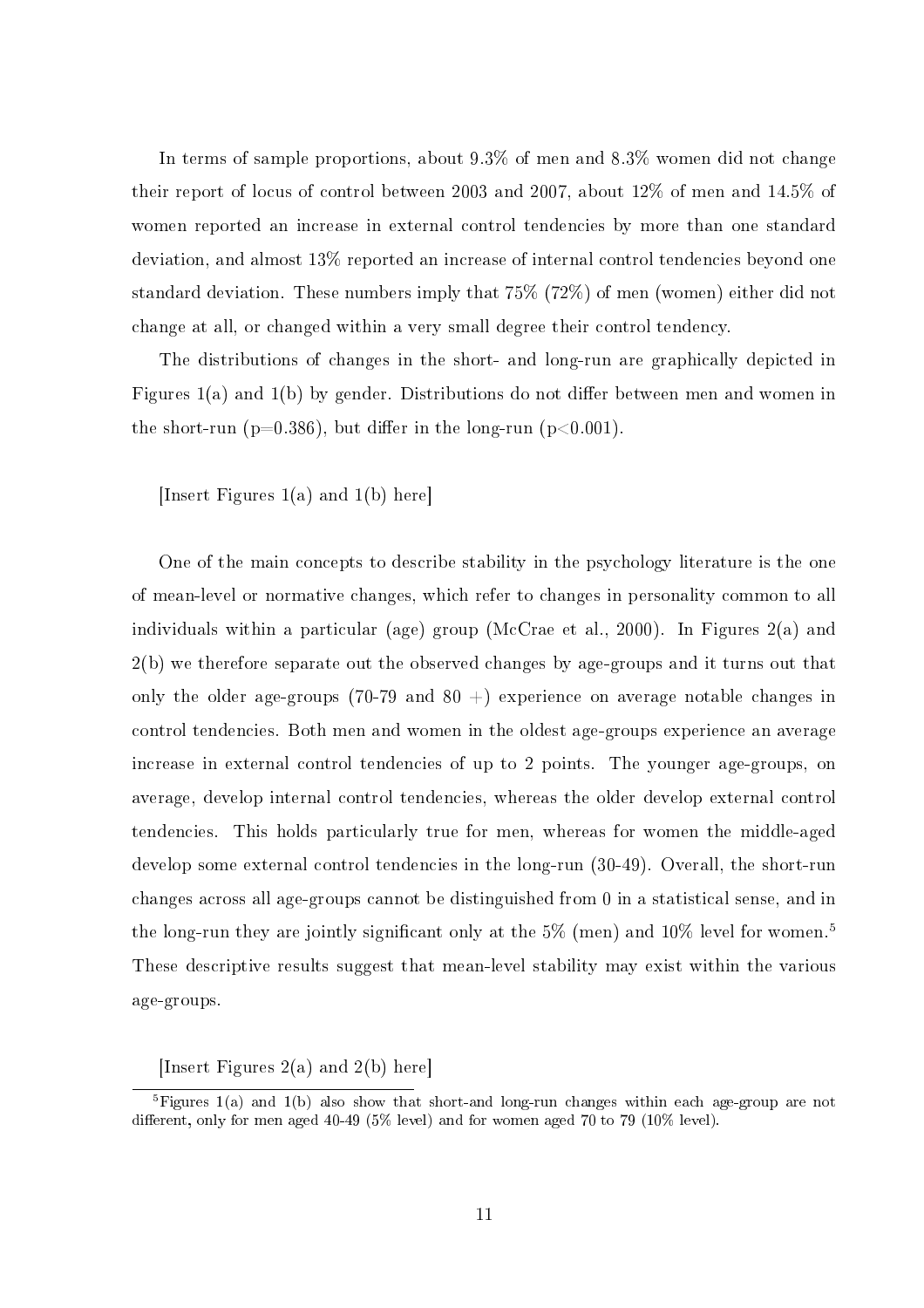In terms of sample proportions, about 9.3% of men and 8.3% women did not change their report of locus of control between 2003 and 2007, about 12% of men and 14.5% of women reported an increase in external control tendencies by more than one standard deviation, and almost 13% reported an increase of internal control tendencies beyond one standard deviation. These numbers imply that 75% (72%) of men (women) either did not change at all, or changed within a very small degree their control tendency.

The distributions of changes in the short- and long-run are graphically depicted in Figures 1(a) and 1(b) by gender. Distributions do not differ between men and women in the short-run ($p=0.386$), but differ in the long-run ($p<0.001$).

[Insert Figures 1(a) and 1(b) here]

One of the main concepts to describe stability in the psychology literature is the one of mean-level or normative changes, which refer to changes in personality common to all individuals within a particular (age) group (McCrae et al., 2000). In Figures 2(a) and 2(b) we therefore separate out the observed changes by age-groups and it turns out that only the older age-groups (70-79 and 80 +) experience on average notable changes in control tendencies. Both men and women in the oldest age-groups experience an average increase in external control tendencies of up to 2 points. The younger age-groups, on average, develop internal control tendencies, whereas the older develop external control tendencies. This holds particularly true for men, whereas for women the middle-aged develop some external control tendencies in the long-run (30-49). Overall, the short-run changes across all age-groups cannot be distinguished from 0 in a statistical sense, and in the long-run they are jointly significant only at the 5% (men) and 10% level for women.[5] These descriptive results suggest that mean-level stability may exist within the various age-groups.

[Insert Figures 2(a) and 2(b) here]

[5]Figures 1(a) and 1(b) also show that short-and long-run changes within each age-group are not different, only for men aged 40-49 (5% level) and for women aged 70 to 79 (10% level).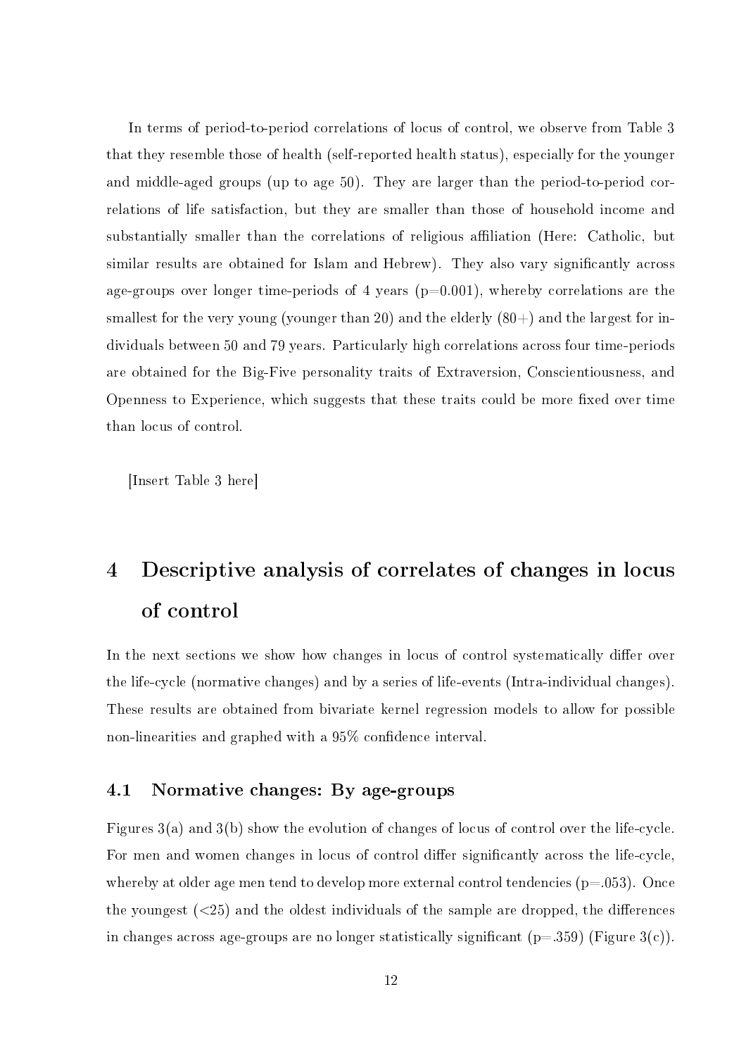In terms of period-to-period correlations of locus of control, we observe from Table 3 that they resemble those of health (self-reported health status), especially for the younger and middle-aged groups (up to age 50). They are larger than the period-to-period correlations of life satisfaction, but they are smaller than those of household income and substantially smaller than the correlations of religious affiliation (Here: Catholic, but similar results are obtained for Islam and Hebrew). They also vary significantly across age-groups over longer time-periods of 4 years (p=0.001), whereby correlations are the smallest for the very young (younger than 20) and the elderly (80+) and the largest for individuals between 50 and 79 years. Particularly high correlations across four time-periods are obtained for the Big-Five personality traits of Extraversion, Conscientiousness, and Openness to Experience, which suggests that these traits could be more fixed over time than locus of control.

[Insert Table 3 here]

# 4 Descriptive analysis of correlates of changes in locus of control

In the next sections we show how changes in locus of control systematically differ over the life-cycle (normative changes) and by a series of life-events (Intra-individual changes). These results are obtained from bivariate kernel regression models to allow for possible non-linearities and graphed with a 95% confidence interval.

## 4.1 Normative changes: By age-groups

Figures 3(a) and 3(b) show the evolution of changes of locus of control over the life-cycle. For men and women changes in locus of control differ significantly across the life-cycle, whereby at older age men tend to develop more external control tendencies (p=.053). Once the youngest (<25) and the oldest individuals of the sample are dropped, the differences in changes across age-groups are no longer statistically significant (p=.359) (Figure 3(c)).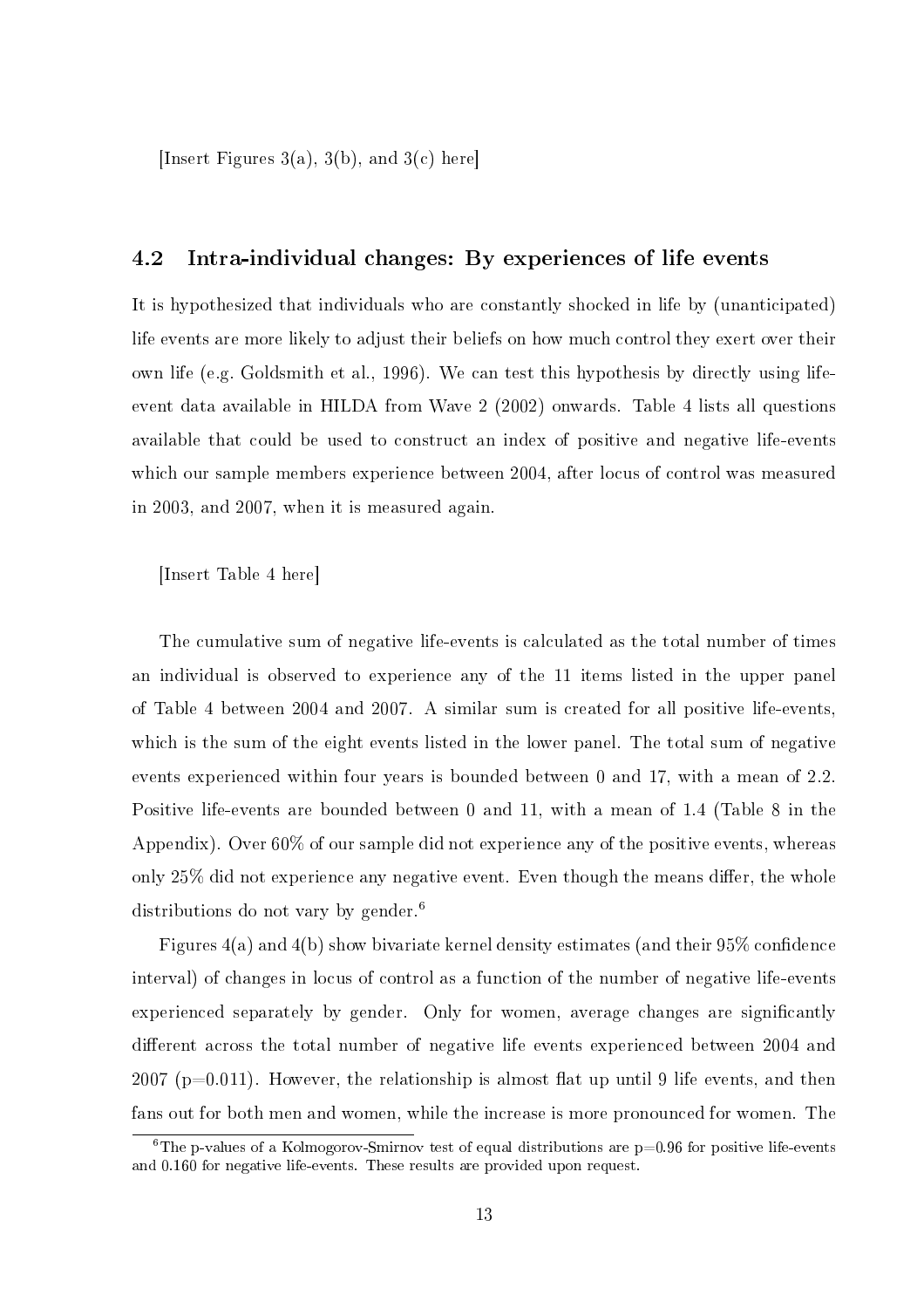[Insert Figures 3(a), 3(b), and 3(c) here]

### 4.2 Intra-individual changes: By experiences of life events

It is hypothesized that individuals who are constantly shocked in life by (unanticipated) life events are more likely to adjust their beliefs on how much control they exert over their own life (e.g. Goldsmith et al., 1996). We can test this hypothesis by directly using life-event data available in HILDA from Wave 2 (2002) onwards. Table 4 lists all questions available that could be used to construct an index of positive and negative life-events which our sample members experience between 2004, after locus of control was measured in 2003, and 2007, when it is measured again.

[Insert Table 4 here]

The cumulative sum of negative life-events is calculated as the total number of times an individual is observed to experience any of the 11 items listed in the upper panel of Table 4 between 2004 and 2007. A similar sum is created for all positive life-events, which is the sum of the eight events listed in the lower panel. The total sum of negative events experienced within four years is bounded between 0 and 17, with a mean of 2.2. Positive life-events are bounded between 0 and 11, with a mean of 1.4 (Table 8 in the Appendix). Over 60% of our sample did not experience any of the positive events, whereas only 25% did not experience any negative event. Even though the means differ, the whole distributions do not vary by gender.[6]

Figures 4(a) and 4(b) show bivariate kernel density estimates (and their 95% confidence interval) of changes in locus of control as a function of the number of negative life-events experienced separately by gender. Only for women, average changes are significantly different across the total number of negative life events experienced between 2004 and 2007 ($p=0.011$). However, the relationship is almost flat up until 9 life events, and then fans out for both men and women, while the increase is more pronounced for women. The

[6] The p-values of a Kolmogorov-Smirnov test of equal distributions are $p=0.96$ for positive life-events and 0.160 for negative life-events. These results are provided upon request.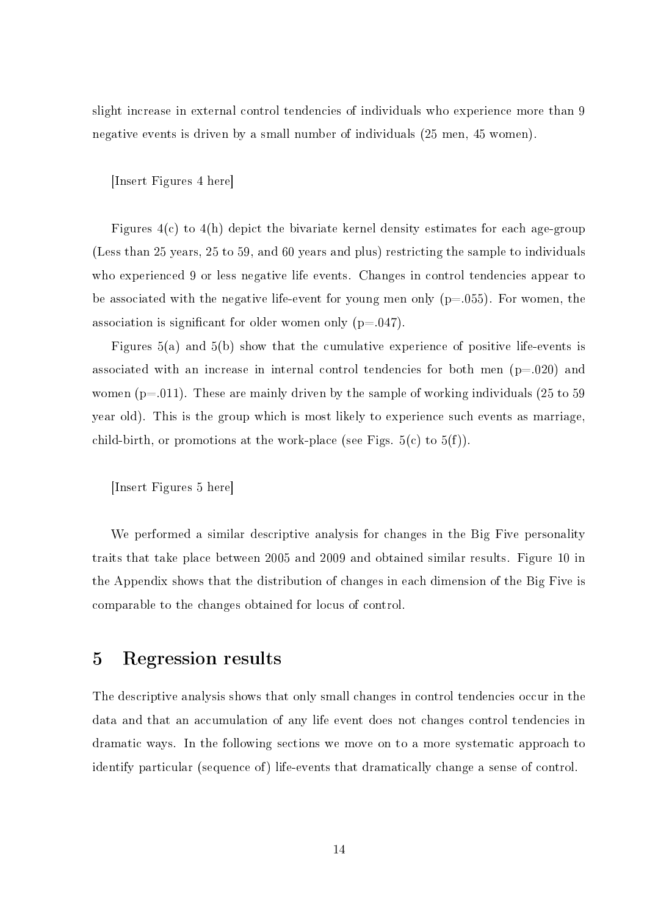slight increase in external control tendencies of individuals who experience more than 9 negative events is driven by a small number of individuals (25 men, 45 women).

[Insert Figures 4 here]

Figures 4(c) to 4(h) depict the bivariate kernel density estimates for each age-group (Less than 25 years, 25 to 59, and 60 years and plus) restricting the sample to individuals who experienced 9 or less negative life events. Changes in control tendencies appear to be associated with the negative life-event for young men only (p=.055). For women, the association is significant for older women only (p=.047).

Figures 5(a) and 5(b) show that the cumulative experience of positive life-events is associated with an increase in internal control tendencies for both men (p=.020) and women (p=.011). These are mainly driven by the sample of working individuals (25 to 59 year old). This is the group which is most likely to experience such events as marriage, child-birth, or promotions at the work-place (see Figs. 5(c) to 5(f)).

[Insert Figures 5 here]

We performed a similar descriptive analysis for changes in the Big Five personality traits that take place between 2005 and 2009 and obtained similar results. Figure 10 in the Appendix shows that the distribution of changes in each dimension of the Big Five is comparable to the changes obtained for locus of control.

# 5 Regression results

The descriptive analysis shows that only small changes in control tendencies occur in the data and that an accumulation of any life event does not changes control tendencies in dramatic ways. In the following sections we move on to a more systematic approach to identify particular (sequence of) life-events that dramatically change a sense of control.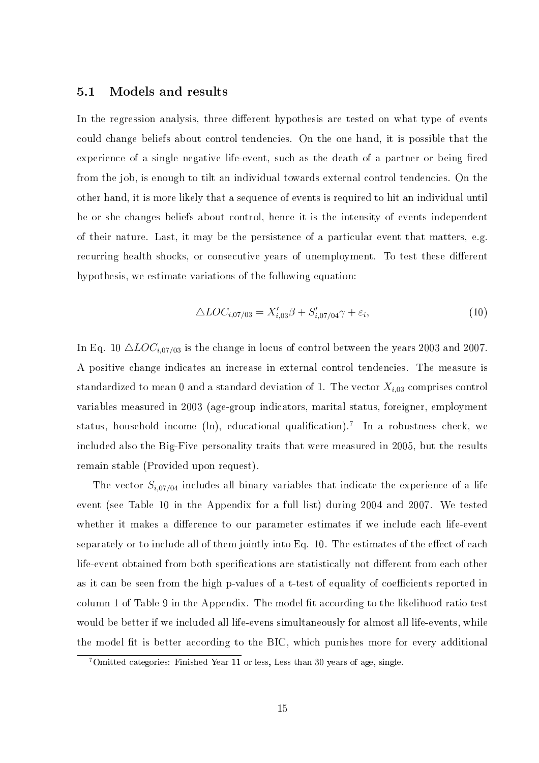### 5.1 Models and results

In the regression analysis, three different hypothesis are tested on what type of events could change beliefs about control tendencies. On the one hand, it is possible that the experience of a single negative life-event, such as the death of a partner or being fired from the job, is enough to tilt an individual towards external control tendencies. On the other hand, it is more likely that a sequence of events is required to hit an individual until he or she changes beliefs about control, hence it is the intensity of events independent of their nature. Last, it may be the persistence of a particular event that matters, e.g. recurring health shocks, or consecutive years of unemployment. To test these different hypothesis, we estimate variations of the following equation:

$$\triangle LOC_{i,07/03} = X'_{i,03}\beta + S'_{i,07/04}\gamma + \varepsilon_i, \tag{10}$$

In Eq. 10 $\triangle LOC_{i,07/03}$ is the change in locus of control between the years 2003 and 2007. A positive change indicates an increase in external control tendencies. The measure is standardized to mean 0 and a standard deviation of 1. The vector $X_{i,03}$ comprises control variables measured in 2003 (age-group indicators, marital status, foreigner, employment status, household income (ln), educational qualification).[7] In a robustness check, we included also the Big-Five personality traits that were measured in 2005, but the results remain stable (Provided upon request).

The vector $S_{i,07/04}$ includes all binary variables that indicate the experience of a life event (see Table 10 in the Appendix for a full list) during 2004 and 2007. We tested whether it makes a difference to our parameter estimates if we include each life-event separately or to include all of them jointly into Eq. 10. The estimates of the effect of each life-event obtained from both specifications are statistically not different from each other as it can be seen from the high p-values of a t-test of equality of coefficients reported in column 1 of Table 9 in the Appendix. The model fit according to the likelihood ratio test would be better if we included all life-evens simultaneously for almost all life-events, while the model fit is better according to the BIC, which punishes more for every additional

[7] Omitted categories: Finished Year 11 or less, Less than 30 years of age, single.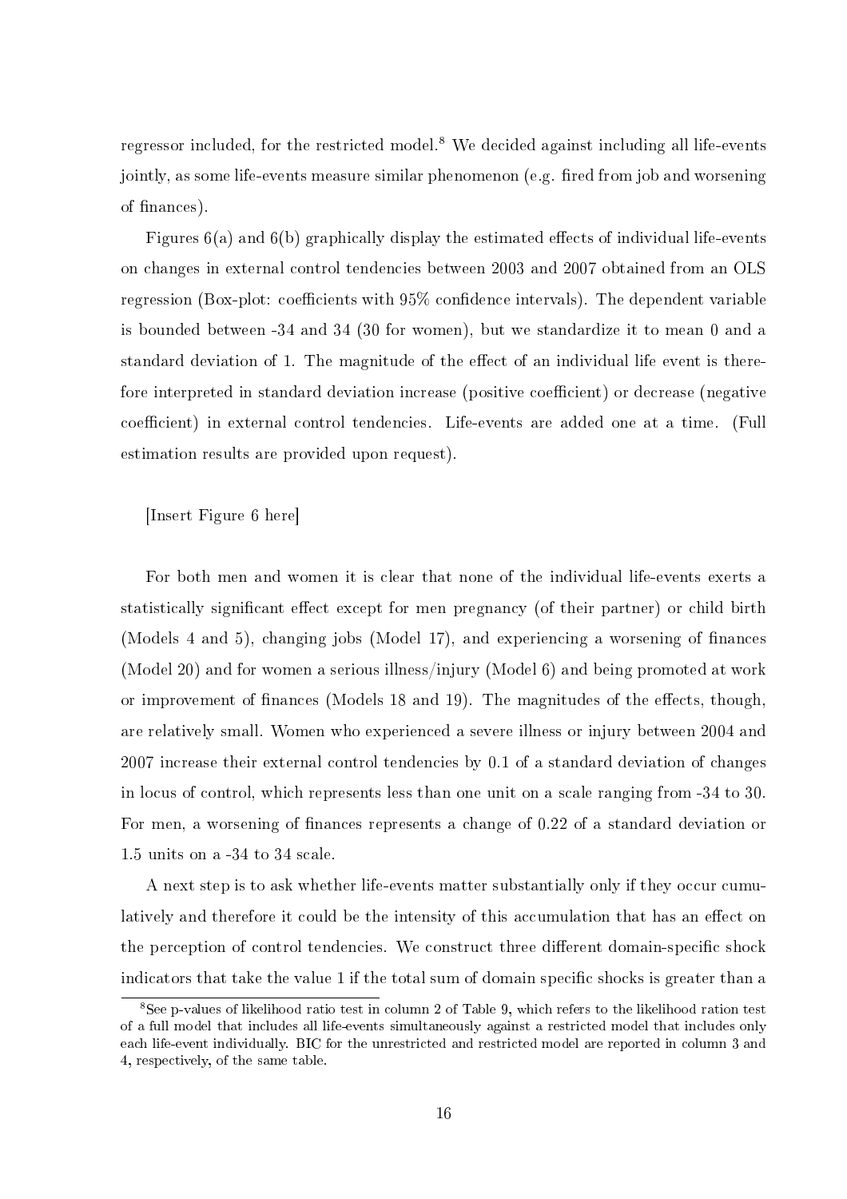regressor included, for the restricted model.[8] We decided against including all life-events jointly, as some life-events measure similar phenomenon (e.g. fired from job and worsening of finances).

Figures 6(a) and 6(b) graphically display the estimated effects of individual life-events on changes in external control tendencies between 2003 and 2007 obtained from an OLS regression (Box-plot: coefficients with 95% confidence intervals). The dependent variable is bounded between -34 and 34 (30 for women), but we standardize it to mean 0 and a standard deviation of 1. The magnitude of the effect of an individual life event is therefore interpreted in standard deviation increase (positive coefficient) or decrease (negative coefficient) in external control tendencies. Life-events are added one at a time. (Full estimation results are provided upon request).

[Insert Figure 6 here]

For both men and women it is clear that none of the individual life-events exerts a statistically significant effect except for men pregnancy (of their partner) or child birth (Models 4 and 5), changing jobs (Model 17), and experiencing a worsening of finances (Model 20) and for women a serious illness/injury (Model 6) and being promoted at work or improvement of finances (Models 18 and 19). The magnitudes of the effects, though, are relatively small. Women who experienced a severe illness or injury between 2004 and 2007 increase their external control tendencies by 0.1 of a standard deviation of changes in locus of control, which represents less than one unit on a scale ranging from -34 to 30. For men, a worsening of finances represents a change of 0.22 of a standard deviation or 1.5 units on a -34 to 34 scale.

A next step is to ask whether life-events matter substantially only if they occur cumulatively and therefore it could be the intensity of this accumulation that has an effect on the perception of control tendencies. We construct three different domain-specific shock indicators that take the value 1 if the total sum of domain specific shocks is greater than a

[8] See p-values of likelihood ratio test in column 2 of Table 9, which refers to the likelihood ration test of a full model that includes all life-events simultaneously against a restricted model that includes only each life-event individually. BIC for the unrestricted and restricted model are reported in column 3 and 4, respectively, of the same table.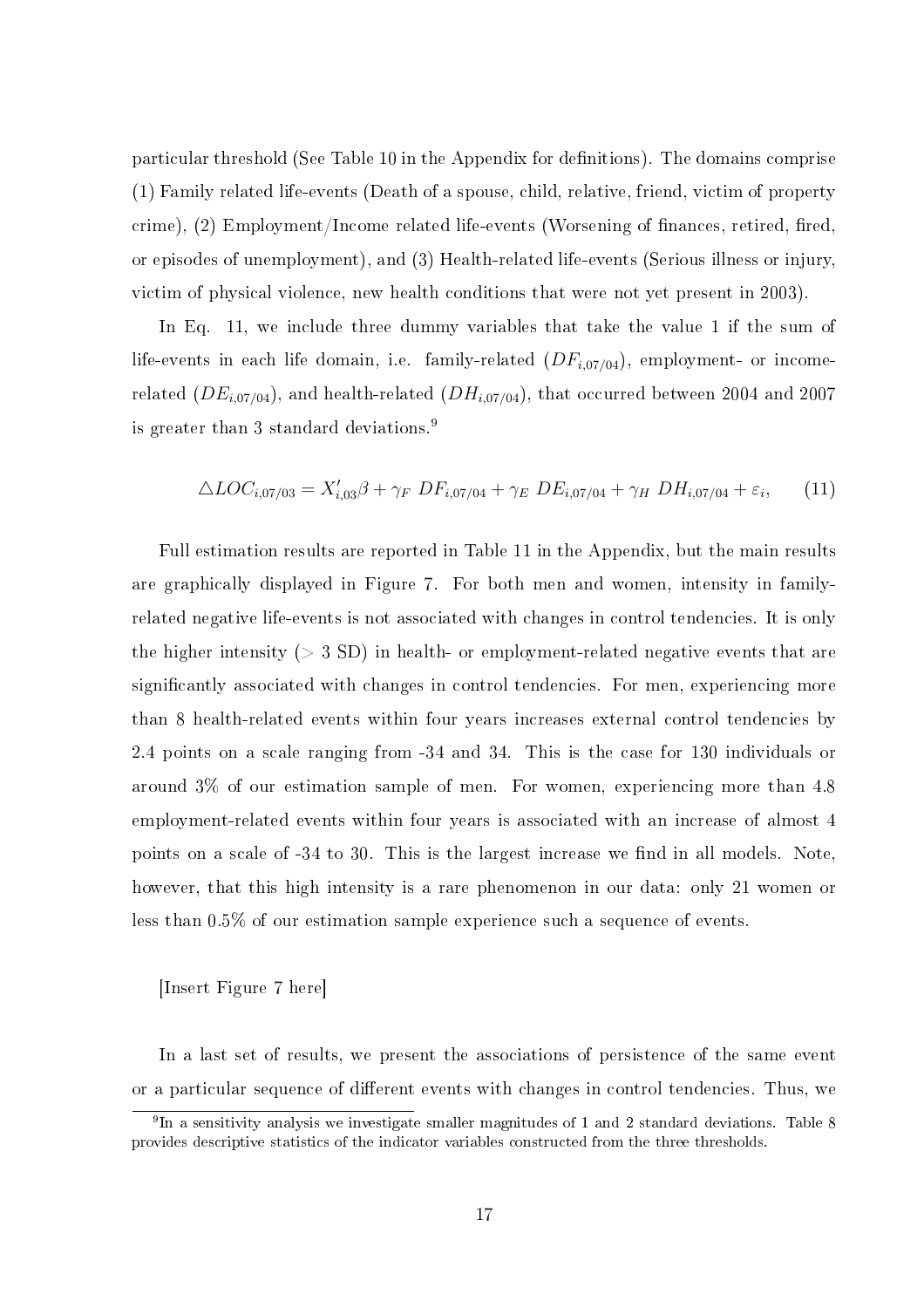particular threshold (See Table 10 in the Appendix for definitions). The domains comprise (1) Family related life-events (Death of a spouse, child, relative, friend, victim of property crime), (2) Employment/Income related life-events (Worsening of finances, retired, fired, or episodes of unemployment), and (3) Health-related life-events (Serious illness or injury, victim of physical violence, new health conditions that were not yet present in 2003).

In Eq. 11, we include three dummy variables that take the value 1 if the sum of life-events in each life domain, i.e. family-related ($DF_{i,07/04}$), employment- or income-related ($DE_{i,07/04}$), and health-related ($DH_{i,07/04}$), that occurred between 2004 and 2007 is greater than 3 standard deviations.[9]

$$\triangle LOC_{i,07/03} = X'_{i,03}\beta + \gamma_F \; DF_{i,07/04} + \gamma_E \; DE_{i,07/04} + \gamma_H \; DH_{i,07/04} + \varepsilon_i, \qquad (11)$$

Full estimation results are reported in Table 11 in the Appendix, but the main results are graphically displayed in Figure 7. For both men and women, intensity in family-related negative life-events is not associated with changes in control tendencies. It is only the higher intensity ($>$ 3 SD) in health- or employment-related negative events that are significantly associated with changes in control tendencies. For men, experiencing more than 8 health-related events within four years increases external control tendencies by 2.4 points on a scale ranging from -34 and 34. This is the case for 130 individuals or around 3% of our estimation sample of men. For women, experiencing more than 4.8 employment-related events within four years is associated with an increase of almost 4 points on a scale of -34 to 30. This is the largest increase we find in all models. Note, however, that this high intensity is a rare phenomenon in our data: only 21 women or less than 0.5% of our estimation sample experience such a sequence of events.

[Insert Figure 7 here]

In a last set of results, we present the associations of persistence of the same event or a particular sequence of different events with changes in control tendencies. Thus, we

[9] In a sensitivity analysis we investigate smaller magnitudes of 1 and 2 standard deviations. Table 8 provides descriptive statistics of the indicator variables constructed from the three thresholds.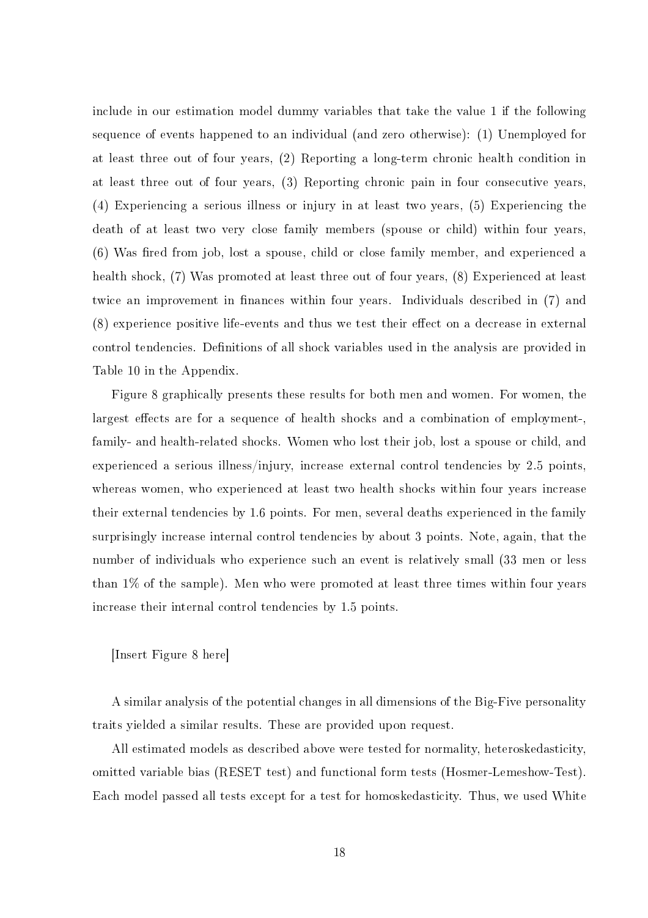include in our estimation model dummy variables that take the value 1 if the following sequence of events happened to an individual (and zero otherwise): (1) Unemployed for at least three out of four years, (2) Reporting a long-term chronic health condition in at least three out of four years, (3) Reporting chronic pain in four consecutive years, (4) Experiencing a serious illness or injury in at least two years, (5) Experiencing the death of at least two very close family members (spouse or child) within four years, (6) Was fired from job, lost a spouse, child or close family member, and experienced a health shock, (7) Was promoted at least three out of four years, (8) Experienced at least twice an improvement in finances within four years. Individuals described in (7) and (8) experience positive life-events and thus we test their effect on a decrease in external control tendencies. Definitions of all shock variables used in the analysis are provided in Table 10 in the Appendix.

Figure 8 graphically presents these results for both men and women. For women, the largest effects are for a sequence of health shocks and a combination of employment-, family- and health-related shocks. Women who lost their job, lost a spouse or child, and experienced a serious illness/injury, increase external control tendencies by 2.5 points, whereas women, who experienced at least two health shocks within four years increase their external tendencies by 1.6 points. For men, several deaths experienced in the family surprisingly increase internal control tendencies by about 3 points. Note, again, that the number of individuals who experience such an event is relatively small (33 men or less than 1% of the sample). Men who were promoted at least three times within four years increase their internal control tendencies by 1.5 points.

[Insert Figure 8 here]

A similar analysis of the potential changes in all dimensions of the Big-Five personality traits yielded a similar results. These are provided upon request.

All estimated models as described above were tested for normality, heteroskedasticity, omitted variable bias (RESET test) and functional form tests (Hosmer-Lemeshow-Test). Each model passed all tests except for a test for homoskedasticity. Thus, we used White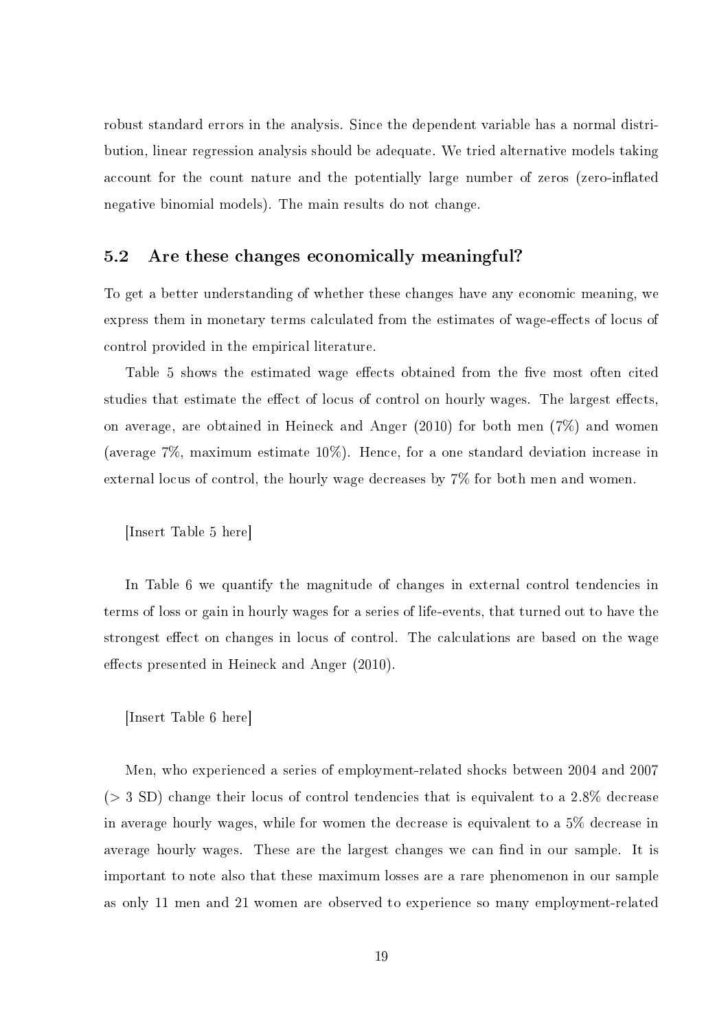robust standard errors in the analysis. Since the dependent variable has a normal distribution, linear regression analysis should be adequate. We tried alternative models taking account for the count nature and the potentially large number of zeros (zero-inflated negative binomial models). The main results do not change.

### 5.2 Are these changes economically meaningful?

To get a better understanding of whether these changes have any economic meaning, we express them in monetary terms calculated from the estimates of wage-effects of locus of control provided in the empirical literature.

Table 5 shows the estimated wage effects obtained from the five most often cited studies that estimate the effect of locus of control on hourly wages. The largest effects, on average, are obtained in Heineck and Anger (2010) for both men (7%) and women (average 7%, maximum estimate 10%). Hence, for a one standard deviation increase in external locus of control, the hourly wage decreases by 7% for both men and women.

[Insert Table 5 here]

In Table 6 we quantify the magnitude of changes in external control tendencies in terms of loss or gain in hourly wages for a series of life-events, that turned out to have the strongest effect on changes in locus of control. The calculations are based on the wage effects presented in Heineck and Anger (2010).

[Insert Table 6 here]

Men, who experienced a series of employment-related shocks between 2004 and 2007 ($>$ 3 SD) change their locus of control tendencies that is equivalent to a 2.8% decrease in average hourly wages, while for women the decrease is equivalent to a 5% decrease in average hourly wages. These are the largest changes we can find in our sample. It is important to note also that these maximum losses are a rare phenomenon in our sample as only 11 men and 21 women are observed to experience so many employment-related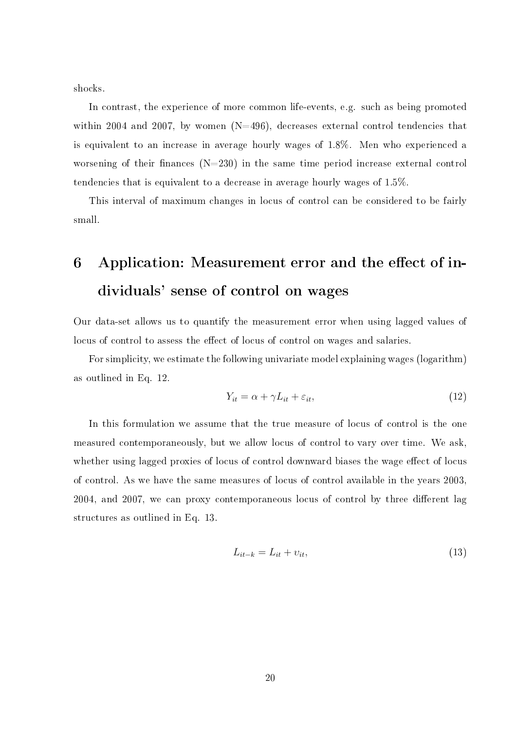shocks.

In contrast, the experience of more common life-events, e.g. such as being promoted within 2004 and 2007, by women (N=496), decreases external control tendencies that is equivalent to an increase in average hourly wages of 1.8%. Men who experienced a worsening of their finances (N=230) in the same time period increase external control tendencies that is equivalent to a decrease in average hourly wages of 1.5%.

This interval of maximum changes in locus of control can be considered to be fairly small.

# 6 Application: Measurement error and the effect of individuals' sense of control on wages

Our data-set allows us to quantify the measurement error when using lagged values of locus of control to assess the effect of locus of control on wages and salaries.

For simplicity, we estimate the following univariate model explaining wages (logarithm) as outlined in Eq. 12.

$$Y_{it} = \alpha + \gamma L_{it} + \varepsilon_{it}, \tag{12}$$

In this formulation we assume that the true measure of locus of control is the one measured contemporaneously, but we allow locus of control to vary over time. We ask, whether using lagged proxies of locus of control downward biases the wage effect of locus of control. As we have the same measures of locus of control available in the years 2003, 2004, and 2007, we can proxy contemporaneous locus of control by three different lag structures as outlined in Eq. 13.

$$L_{it-k} = L_{it} + \upsilon_{it}, \tag{13}$$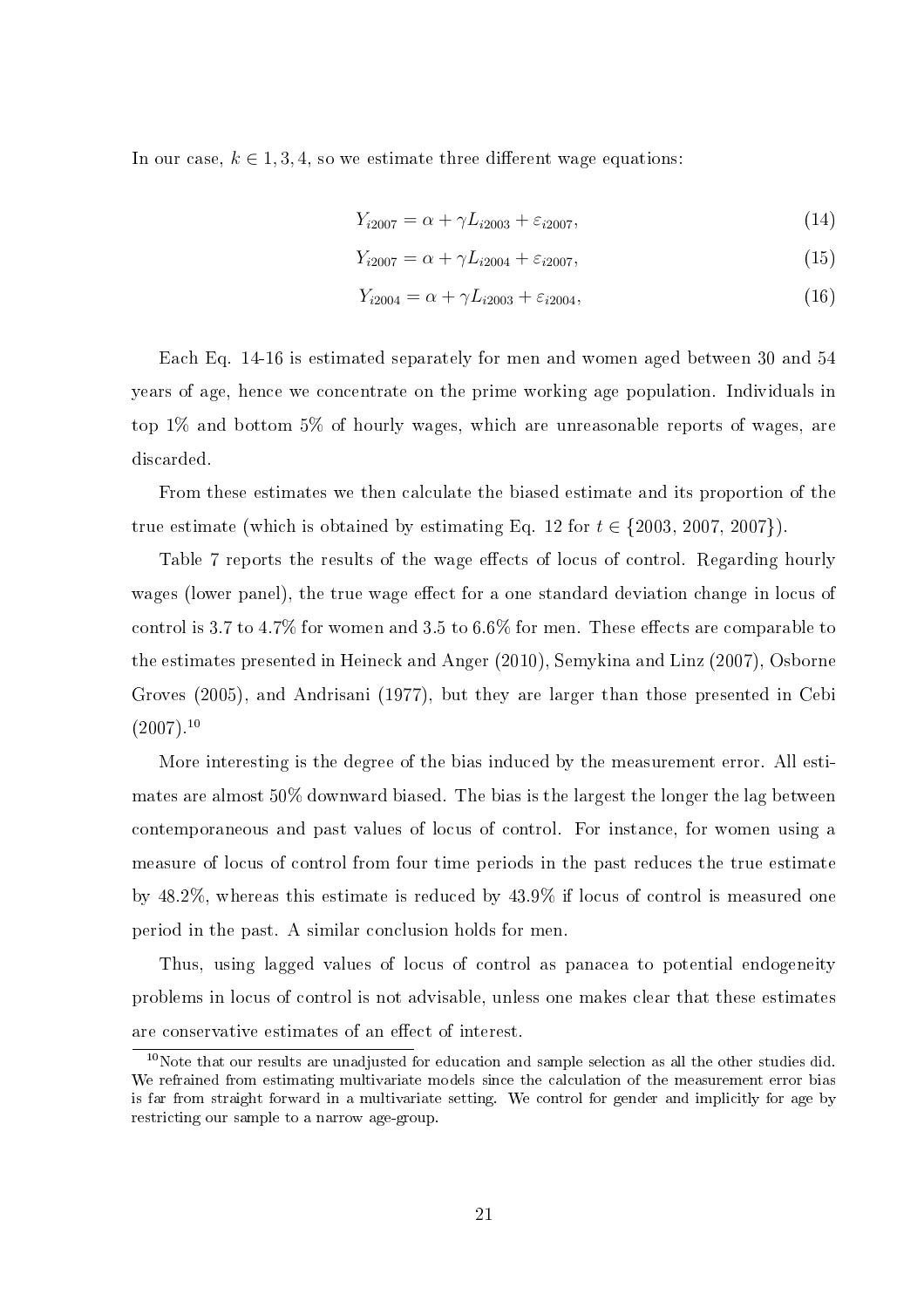In our case, $k \in 1, 3, 4$, so we estimate three different wage equations:

$$Y_{i2007} = \alpha + \gamma L_{i2003} + \varepsilon_{i2007}, \tag{14}$$

$$Y_{i2007} = \alpha + \gamma L_{i2004} + \varepsilon_{i2007}, \tag{15}$$

$$Y_{i2004} = \alpha + \gamma L_{i2003} + \varepsilon_{i2004}, \tag{16}$$

Each Eq. 14-16 is estimated separately for men and women aged between 30 and 54 years of age, hence we concentrate on the prime working age population. Individuals in top 1% and bottom 5% of hourly wages, which are unreasonable reports of wages, are discarded.

From these estimates we then calculate the biased estimate and its proportion of the true estimate (which is obtained by estimating Eq. 12 for $t \in \{2003, 2007, 2007\}$).

Table 7 reports the results of the wage effects of locus of control. Regarding hourly wages (lower panel), the true wage effect for a one standard deviation change in locus of control is 3.7 to 4.7% for women and 3.5 to 6.6% for men. These effects are comparable to the estimates presented in Heineck and Anger (2010), Semykina and Linz (2007), Osborne Groves (2005), and Andrisani (1977), but they are larger than those presented in Cebi (2007).[10]

More interesting is the degree of the bias induced by the measurement error. All estimates are almost 50% downward biased. The bias is the largest the longer the lag between contemporaneous and past values of locus of control. For instance, for women using a measure of locus of control from four time periods in the past reduces the true estimate by 48.2%, whereas this estimate is reduced by 43.9% if locus of control is measured one period in the past. A similar conclusion holds for men.

Thus, using lagged values of locus of control as panacea to potential endogeneity problems in locus of control is not advisable, unless one makes clear that these estimates are conservative estimates of an effect of interest.

[10] Note that our results are unadjusted for education and sample selection as all the other studies did. We refrained from estimating multivariate models since the calculation of the measurement error bias is far from straight forward in a multivariate setting. We control for gender and implicitly for age by restricting our sample to a narrow age-group.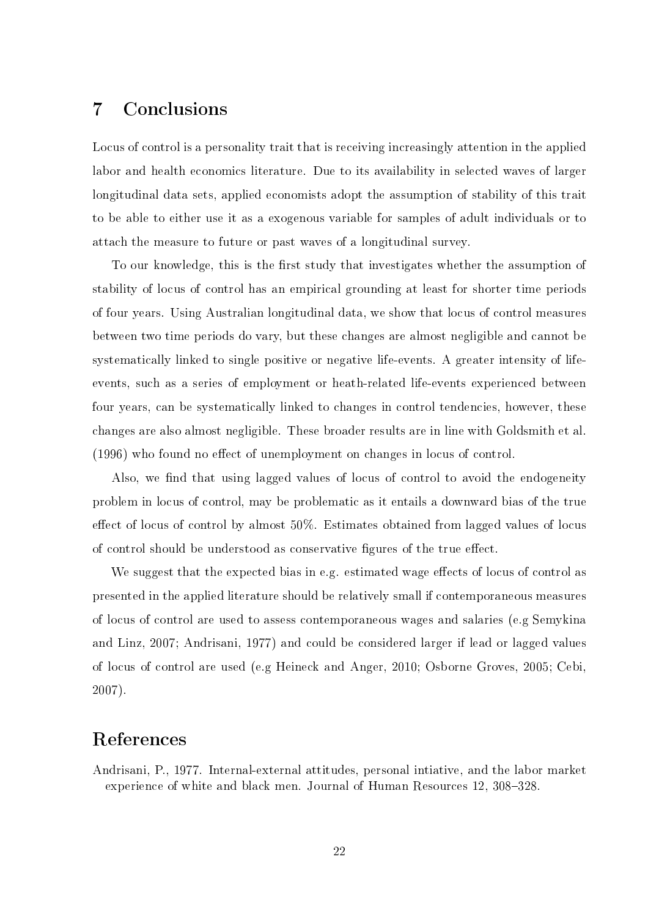# 7 Conclusions

Locus of control is a personality trait that is receiving increasingly attention in the applied labor and health economics literature. Due to its availability in selected waves of larger longitudinal data sets, applied economists adopt the assumption of stability of this trait to be able to either use it as a exogenous variable for samples of adult individuals or to attach the measure to future or past waves of a longitudinal survey.

To our knowledge, this is the first study that investigates whether the assumption of stability of locus of control has an empirical grounding at least for shorter time periods of four years. Using Australian longitudinal data, we show that locus of control measures between two time periods do vary, but these changes are almost negligible and cannot be systematically linked to single positive or negative life-events. A greater intensity of life-events, such as a series of employment or heath-related life-events experienced between four years, can be systematically linked to changes in control tendencies, however, these changes are also almost negligible. These broader results are in line with Goldsmith et al. (1996) who found no effect of unemployment on changes in locus of control.

Also, we find that using lagged values of locus of control to avoid the endogeneity problem in locus of control, may be problematic as it entails a downward bias of the true effect of locus of control by almost 50%. Estimates obtained from lagged values of locus of control should be understood as conservative figures of the true effect.

We suggest that the expected bias in e.g. estimated wage effects of locus of control as presented in the applied literature should be relatively small if contemporaneous measures of locus of control are used to assess contemporaneous wages and salaries (e.g Semykina and Linz, 2007; Andrisani, 1977) and could be considered larger if lead or lagged values of locus of control are used (e.g Heineck and Anger, 2010; Osborne Groves, 2005; Cebi, 2007).

# References

Andrisani, P., 1977. Internal-external attitudes, personal intiative, and the labor market experience of white and black men. Journal of Human Resources 12, 308–328.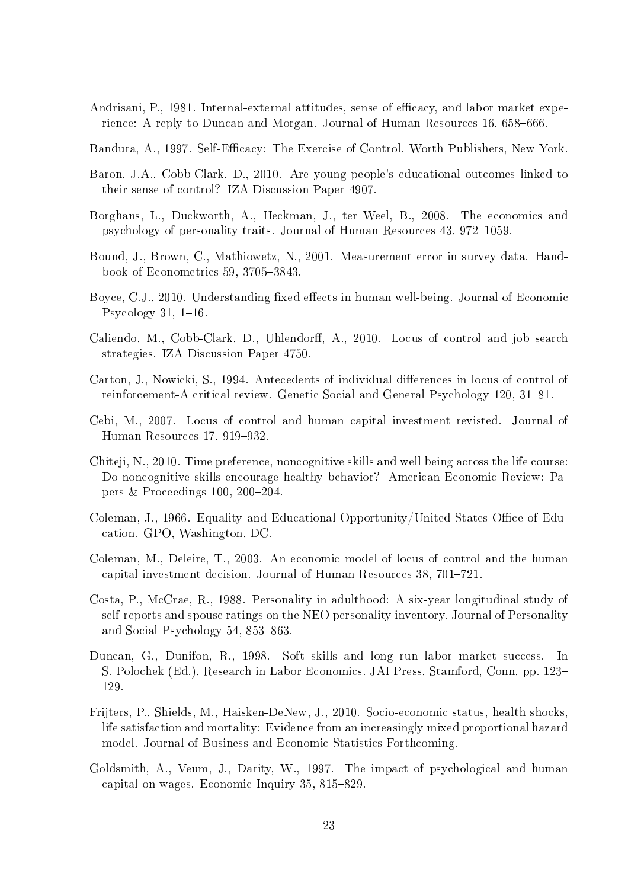Andrisani, P., 1981. Internal-external attitudes, sense of efficacy, and labor market experience: A reply to Duncan and Morgan. Journal of Human Resources 16, 658–666.

Bandura, A., 1997. Self-Efficacy: The Exercise of Control. Worth Publishers, New York.

Baron, J.A., Cobb-Clark, D., 2010. Are young people's educational outcomes linked to their sense of control? IZA Discussion Paper 4907.

Borghans, L., Duckworth, A., Heckman, J., ter Weel, B., 2008. The economics and psychology of personality traits. Journal of Human Resources 43, 972–1059.

Bound, J., Brown, C., Mathiowetz, N., 2001. Measurement error in survey data. Handbook of Econometrics 59, 3705–3843.

Boyce, C.J., 2010. Understanding fixed effects in human well-being. Journal of Economic Psycology 31, 1–16.

Caliendo, M., Cobb-Clark, D., Uhlendorff, A., 2010. Locus of control and job search strategies. IZA Discussion Paper 4750.

Carton, J., Nowicki, S., 1994. Antecedents of individual differences in locus of control of reinforcement-A critical review. Genetic Social and General Psychology 120, 31–81.

Cebi, M., 2007. Locus of control and human capital investment revisted. Journal of Human Resources 17, 919–932.

Chiteji, N., 2010. Time preference, noncognitive skills and well being across the life course: Do noncognitive skills encourage healthy behavior? American Economic Review: Papers & Proceedings 100, 200–204.

Coleman, J., 1966. Equality and Educational Opportunity/United States Office of Education. GPO, Washington, DC.

Coleman, M., Deleire, T., 2003. An economic model of locus of control and the human capital investment decision. Journal of Human Resources 38, 701–721.

Costa, P., McCrae, R., 1988. Personality in adulthood: A six-year longitudinal study of self-reports and spouse ratings on the NEO personality inventory. Journal of Personality and Social Psychology 54, 853–863.

Duncan, G., Dunifon, R., 1998. Soft skills and long run labor market success. In S. Polochek (Ed.), Research in Labor Economics. JAI Press, Stamford, Conn, pp. 123–129.

Frijters, P., Shields, M., Haisken-DeNew, J., 2010. Socio-economic status, health shocks, life satisfaction and mortality: Evidence from an increasingly mixed proportional hazard model. Journal of Business and Economic Statistics Forthcoming.

Goldsmith, A., Veum, J., Darity, W., 1997. The impact of psychological and human capital on wages. Economic Inquiry 35, 815–829.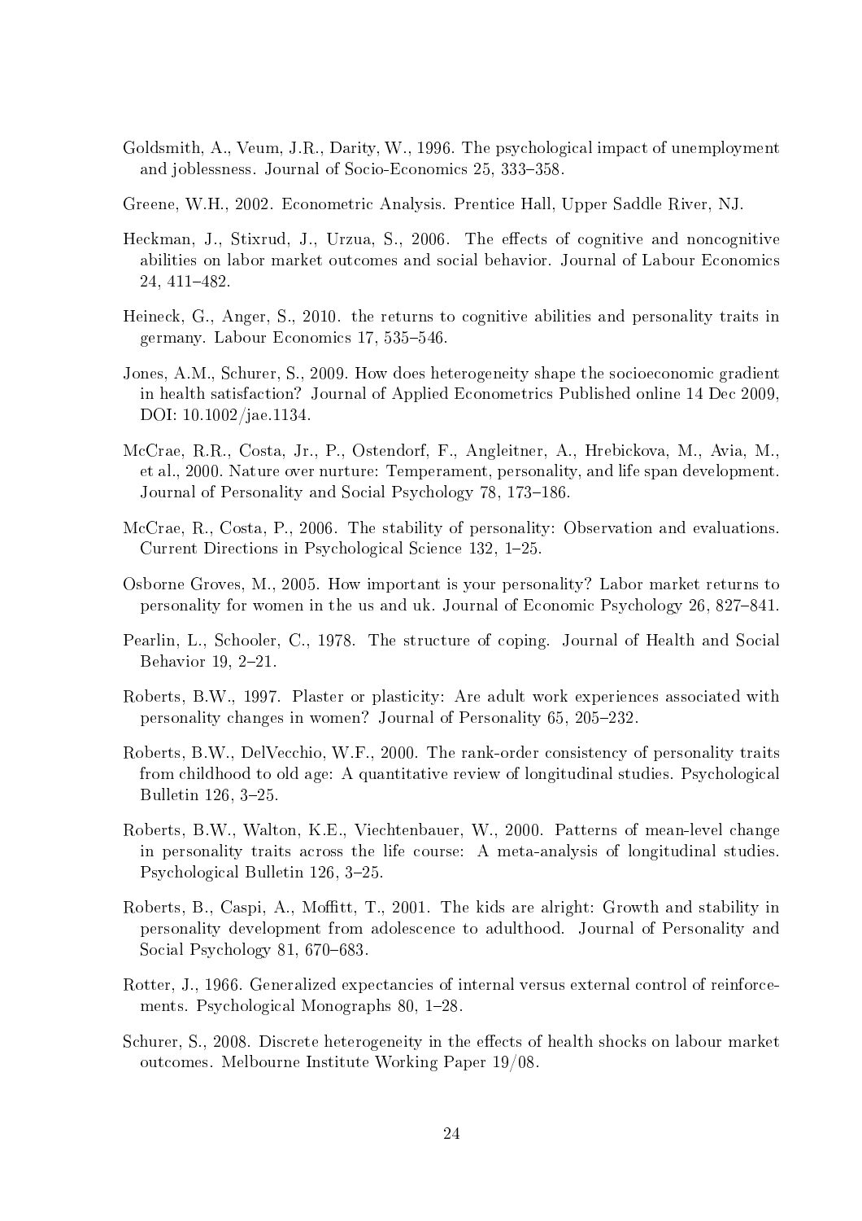Goldsmith, A., Veum, J.R., Darity, W., 1996. The psychological impact of unemployment and joblessness. Journal of Socio-Economics 25, 333–358.

Greene, W.H., 2002. Econometric Analysis. Prentice Hall, Upper Saddle River, NJ.

Heckman, J., Stixrud, J., Urzua, S., 2006. The effects of cognitive and noncognitive abilities on labor market outcomes and social behavior. Journal of Labour Economics 24, 411–482.

Heineck, G., Anger, S., 2010. the returns to cognitive abilities and personality traits in germany. Labour Economics 17, 535–546.

Jones, A.M., Schurer, S., 2009. How does heterogeneity shape the socioeconomic gradient in health satisfaction? Journal of Applied Econometrics Published online 14 Dec 2009, DOI: 10.1002/jae.1134.

McCrae, R.R., Costa, Jr., P., Ostendorf, F., Angleitner, A., Hrebickova, M., Avia, M., et al., 2000. Nature over nurture: Temperament, personality, and life span development. Journal of Personality and Social Psychology 78, 173–186.

McCrae, R., Costa, P., 2006. The stability of personality: Observation and evaluations. Current Directions in Psychological Science 132, 1–25.

Osborne Groves, M., 2005. How important is your personality? Labor market returns to personality for women in the us and uk. Journal of Economic Psychology 26, 827–841.

Pearlin, L., Schooler, C., 1978. The structure of coping. Journal of Health and Social Behavior 19, 2–21.

Roberts, B.W., 1997. Plaster or plasticity: Are adult work experiences associated with personality changes in women? Journal of Personality 65, 205–232.

Roberts, B.W., DelVecchio, W.F., 2000. The rank-order consistency of personality traits from childhood to old age: A quantitative review of longitudinal studies. Psychological Bulletin 126, 3–25.

Roberts, B.W., Walton, K.E., Viechtenbauer, W., 2000. Patterns of mean-level change in personality traits across the life course: A meta-analysis of longitudinal studies. Psychological Bulletin 126, 3–25.

Roberts, B., Caspi, A., Moffitt, T., 2001. The kids are alright: Growth and stability in personality development from adolescence to adulthood. Journal of Personality and Social Psychology 81, 670–683.

Rotter, J., 1966. Generalized expectancies of internal versus external control of reinforcements. Psychological Monographs 80, 1–28.

Schurer, S., 2008. Discrete heterogeneity in the effects of health shocks on labour market outcomes. Melbourne Institute Working Paper 19/08.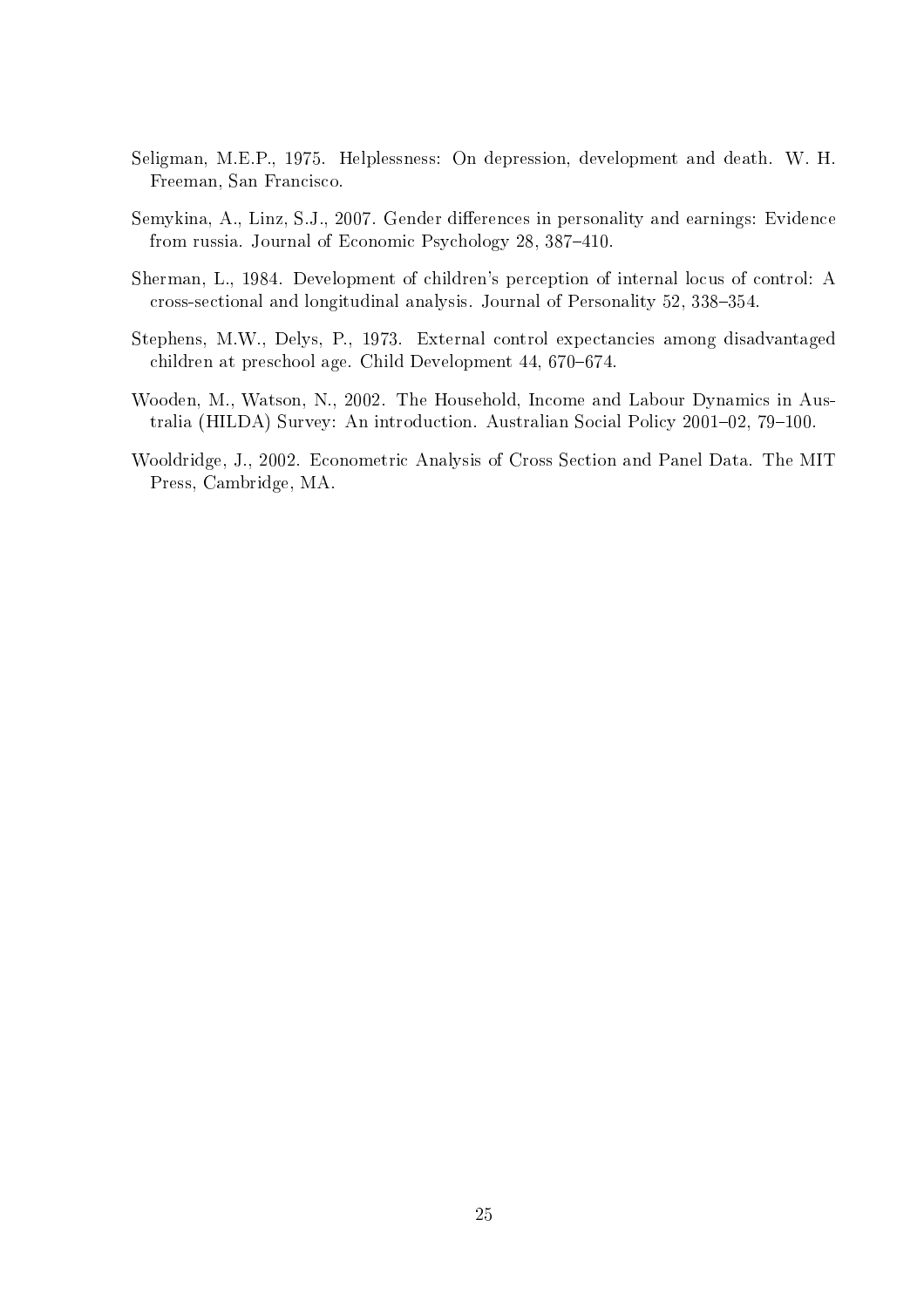Seligman, M.E.P., 1975. Helplessness: On depression, development and death. W. H. Freeman, San Francisco.

Semykina, A., Linz, S.J., 2007. Gender differences in personality and earnings: Evidence from russia. Journal of Economic Psychology 28, 387–410.

Sherman, L., 1984. Development of children's perception of internal locus of control: A cross-sectional and longitudinal analysis. Journal of Personality 52, 338–354.

Stephens, M.W., Delys, P., 1973. External control expectancies among disadvantaged children at preschool age. Child Development 44, 670–674.

Wooden, M., Watson, N., 2002. The Household, Income and Labour Dynamics in Australia (HILDA) Survey: An introduction. Australian Social Policy 2001–02, 79–100.

Wooldridge, J., 2002. Econometric Analysis of Cross Section and Panel Data. The MIT Press, Cambridge, MA.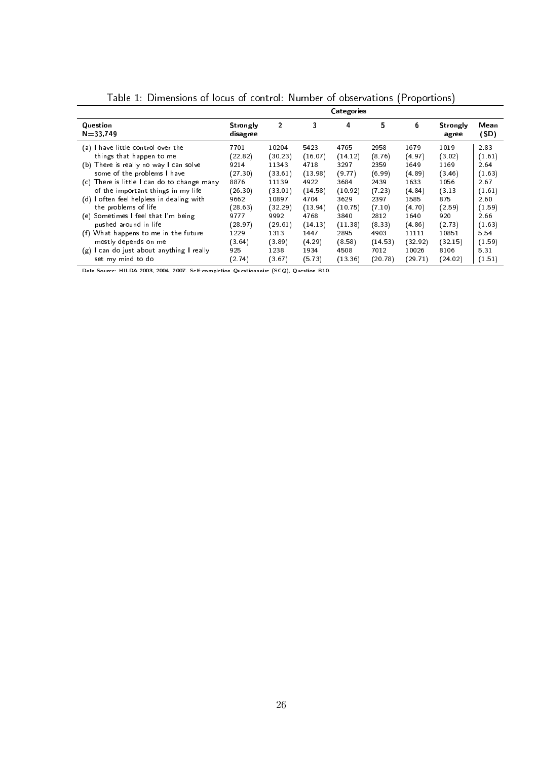Table 1: Dimensions of locus of control: Number of observations (Proportions)

| Question N=33,749 | Categories | | | | | | | |
|---|---|---|---|---|---|---|---|---|
| | Strongly disagree | 2 | 3 | 4 | 5 | 6 | Strongly agree | Mean (SD) |
| (a) I have little control over the things that happen to me | 7701 (22.82) | 10204 (30.23) | 5423 (16.07) | 4765 (14.12) | 2958 (8.76) | 1679 (4.97) | 1019 (3.02) | 2.83 (1.61) |
| (b) There is really no way I can solve some of the problems I have | 9214 (27.30) | 11343 (33.61) | 4718 (13.98) | 3297 (9.77) | 2359 (6.99) | 1649 (4.89) | 1169 (3.46) | 2.64 (1.63) |
| (c) There is little I can do to change many of the important things in my life | 8876 (26.30) | 11139 (33.01) | 4922 (14.58) | 3684 (10.92) | 2439 (7.23) | 1633 (4.84) | 1056 (3.13 | 2.67 (1.61) |
| (d) I often feel helpless in dealing with the problems of life | 9662 (28.63) | 10897 (32.29) | 4704 (13.94) | 3629 (10.75) | 2397 (7.10) | 1585 (4.70) | 875 (2.59) | 2.60 (1.59) |
| (e) Sometimes I feel that I'm being pushed around in life | 9777 (28.97) | 9992 (29.61) | 4768 (14.13) | 3840 (11.38) | 2812 (8.33) | 1640 (4.86) | 920 (2.73) | 2.66 (1.63) |
| (f) What happens to me in the future mostly depends on me | 1229 (3.64) | 1313 (3.89) | 1447 (4.29) | 2895 (8.58) | 4903 (14.53) | 11111 (32.92) | 10851 (32.15) | 5.54 (1.59) |
| (g) I can do just about anything I really set my mind to do | 925 (2.74) | 1238 (3.67) | 1934 (5.73) | 4508 (13.36) | 7012 (20.78) | 10026 (29.71) | 8106 (24.02) | 5.31 (1.51) |

Data Source: HILDA 2003, 2004, 2007. Self-completion Questionnaire (SCQ), Question B10.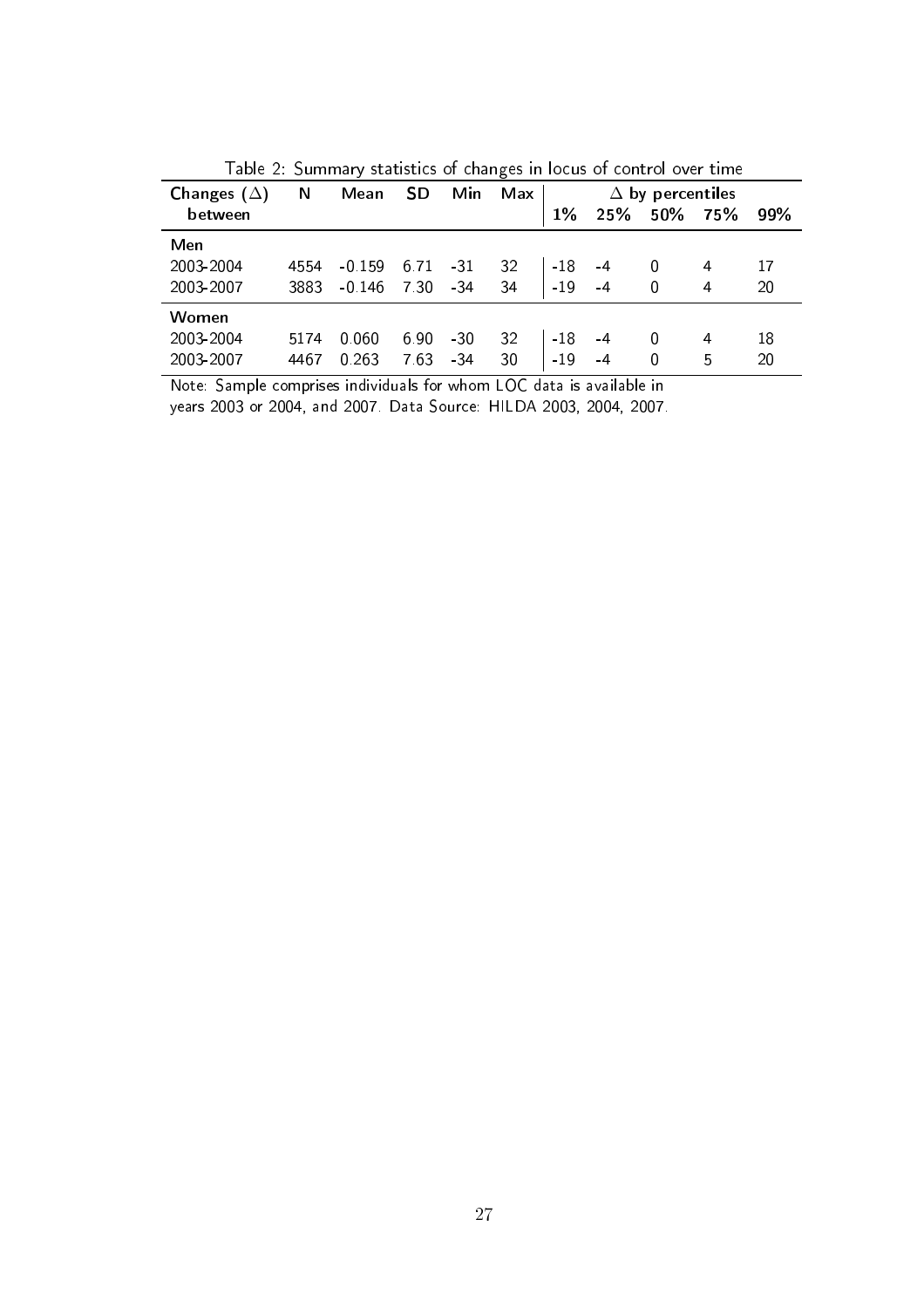Table 2: Summary statistics of changes in locus of control over time

| Changes ($\Delta$) between | N | Mean | SD | Min | Max | $\Delta$ by percentiles 1% | 25% | 50% | 75% | 99% |
|---|---|---|---|---|---|---|---|---|---|---|
| **Men** | | | | | | | | | | |
| 2003-2004 | 4554 | -0.159 | 6.71 | -31 | 32 | -18 | -4 | 0 | 4 | 17 |
| 2003-2007 | 3883 | -0.146 | 7.30 | -34 | 34 | -19 | -4 | 0 | 4 | 20 |
| **Women** | | | | | | | | | | |
| 2003-2004 | 5174 | 0.060 | 6.90 | -30 | 32 | -18 | -4 | 0 | 4 | 18 |
| 2003-2007 | 4467 | 0.263 | 7.63 | -34 | 30 | -19 | -4 | 0 | 5 | 20 |

Note: Sample comprises individuals for whom LOC data is available in years 2003 or 2004, and 2007. Data Source: HILDA 2003, 2004, 2007.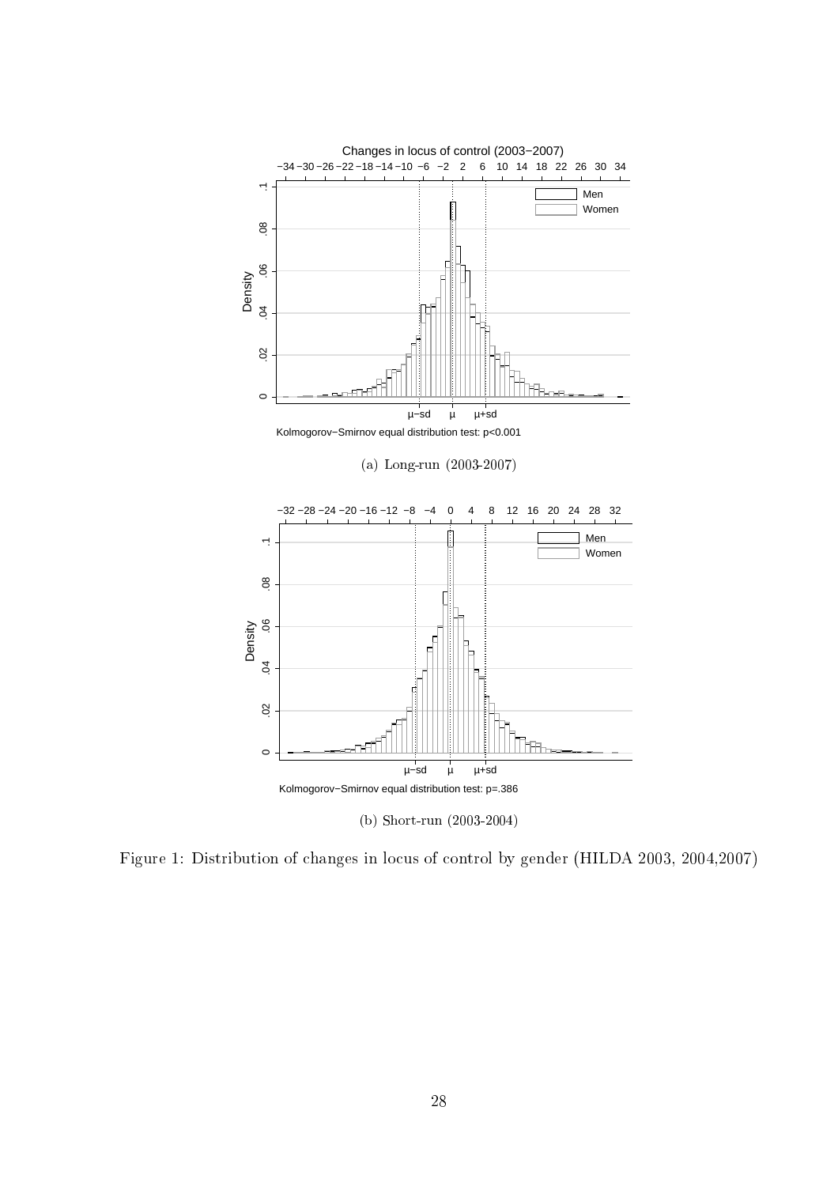(a) Long-run (2003-2007)

(b) Short-run (2003-2004)

Figure 1: Distribution of changes in locus of control by gender (HILDA 2003, 2004,2007)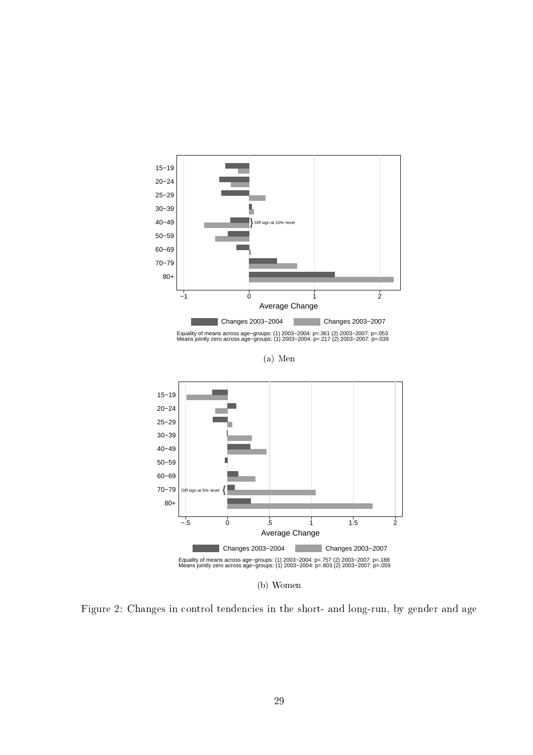Equality of means across age−groups: (1) 2003−2004: p=.361 (2) 2003−2007: p=.053
Means jointly zero across age−groups: (1) 2003−2004: p=.217 (2) 2003−2007: p=.039

(a) Men

Equality of means across age−groups: (1) 2003−2004: p=.757 (2) 2003−2007: p=.188
Means jointly zero across age−groups: (1) 2003−2004: p=.803 (2) 2003−2007: p=.059

(b) Women

Figure 2: Changes in control tendencies in the short- and long-run, by gender and age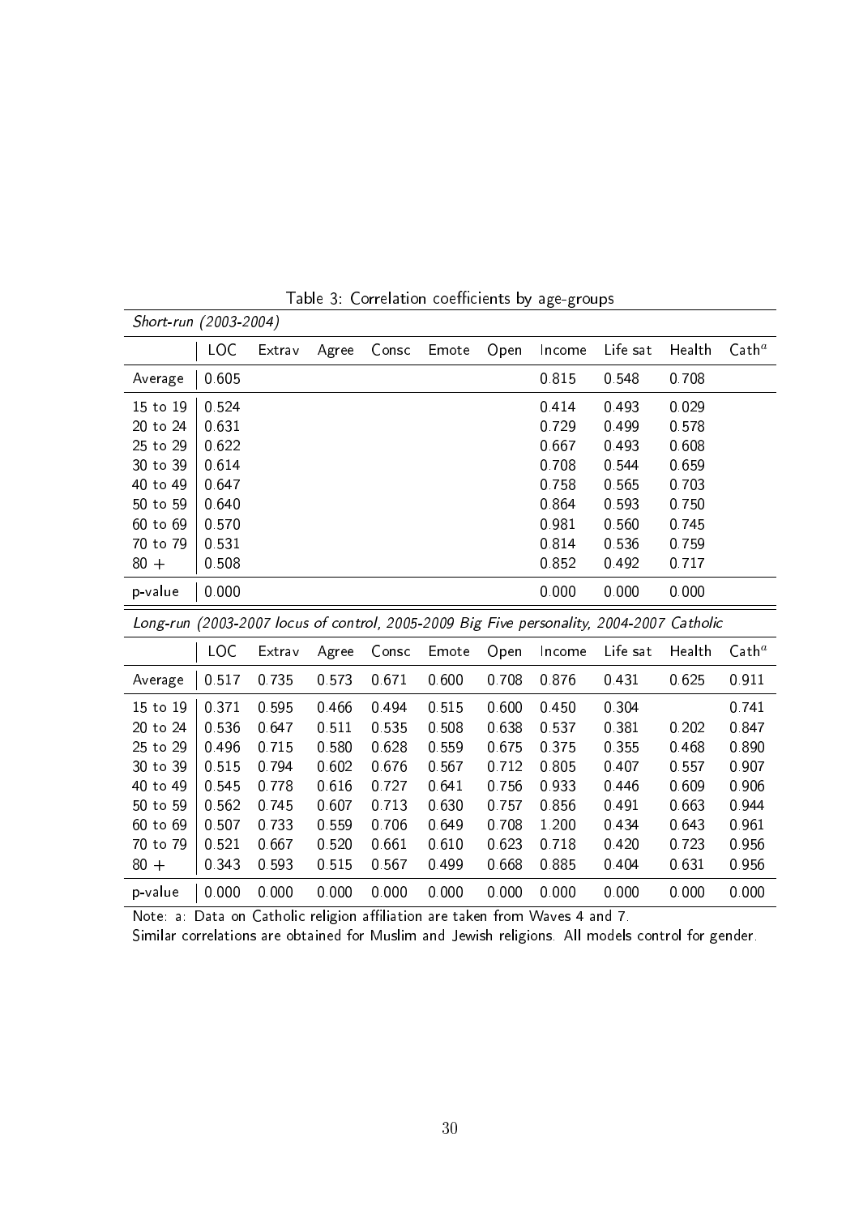Table 3: Correlation coefficients by age-groups

*Short-run (2003-2004)*

| | LOC | Extrav | Agree | Consc | Emote | Open | Income | Life sat | Health | Cath[a] |
|---|---|---|---|---|---|---|---|---|---|---|
| Average | 0.605 | | | | | | 0.815 | 0.548 | 0.708 | |
| 15 to 19 | 0.524 | | | | | | 0.414 | 0.493 | 0.029 | |
| 20 to 24 | 0.631 | | | | | | 0.729 | 0.499 | 0.578 | |
| 25 to 29 | 0.622 | | | | | | 0.667 | 0.493 | 0.608 | |
| 30 to 39 | 0.614 | | | | | | 0.708 | 0.544 | 0.659 | |
| 40 to 49 | 0.647 | | | | | | 0.758 | 0.565 | 0.703 | |
| 50 to 59 | 0.640 | | | | | | 0.864 | 0.593 | 0.750 | |
| 60 to 69 | 0.570 | | | | | | 0.981 | 0.560 | 0.745 | |
| 70 to 79 | 0.531 | | | | | | 0.814 | 0.536 | 0.759 | |
| 80 + | 0.508 | | | | | | 0.852 | 0.492 | 0.717 | |
| p-value | 0.000 | | | | | | 0.000 | 0.000 | 0.000 | |

*Long-run (2003-2007 locus of control, 2005-2009 Big Five personality, 2004-2007 Catholic*

| | LOC | Extrav | Agree | Consc | Emote | Open | Income | Life sat | Health | Cath[a] |
|---|---|---|---|---|---|---|---|---|---|---|
| Average | 0.517 | 0.735 | 0.573 | 0.671 | 0.600 | 0.708 | 0.876 | 0.431 | 0.625 | 0.911 |
| 15 to 19 | 0.371 | 0.595 | 0.466 | 0.494 | 0.515 | 0.600 | 0.450 | 0.304 | | 0.741 |
| 20 to 24 | 0.536 | 0.647 | 0.511 | 0.535 | 0.508 | 0.638 | 0.537 | 0.381 | 0.202 | 0.847 |
| 25 to 29 | 0.496 | 0.715 | 0.580 | 0.628 | 0.559 | 0.675 | 0.375 | 0.355 | 0.468 | 0.890 |
| 30 to 39 | 0.515 | 0.794 | 0.602 | 0.676 | 0.567 | 0.712 | 0.805 | 0.407 | 0.557 | 0.907 |
| 40 to 49 | 0.545 | 0.778 | 0.616 | 0.727 | 0.641 | 0.756 | 0.933 | 0.446 | 0.609 | 0.906 |
| 50 to 59 | 0.562 | 0.745 | 0.607 | 0.713 | 0.630 | 0.757 | 0.856 | 0.491 | 0.663 | 0.944 |
| 60 to 69 | 0.507 | 0.733 | 0.559 | 0.706 | 0.649 | 0.708 | 1.200 | 0.434 | 0.643 | 0.961 |
| 70 to 79 | 0.521 | 0.667 | 0.520 | 0.661 | 0.610 | 0.623 | 0.718 | 0.420 | 0.723 | 0.956 |
| 80 + | 0.343 | 0.593 | 0.515 | 0.567 | 0.499 | 0.668 | 0.885 | 0.404 | 0.631 | 0.956 |
| p-value | 0.000 | 0.000 | 0.000 | 0.000 | 0.000 | 0.000 | 0.000 | 0.000 | 0.000 | 0.000 |

Note: a: Data on Catholic religion affiliation are taken from Waves 4 and 7.
Similar correlations are obtained for Muslim and Jewish religions. All models control for gender.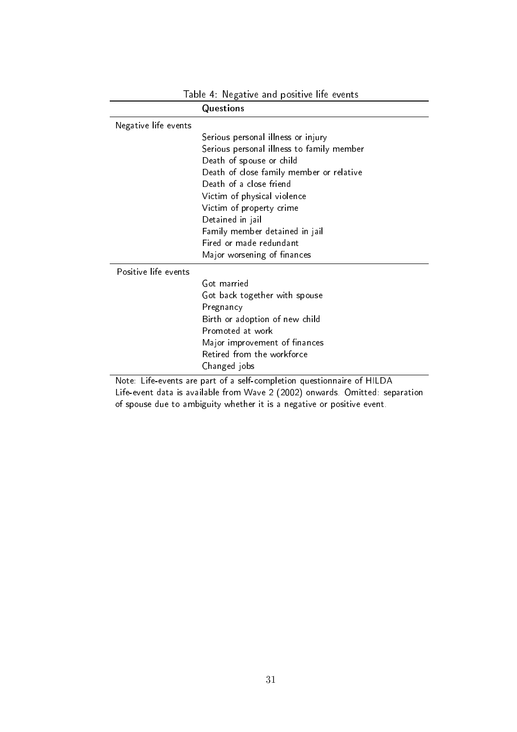Table 4: Negative and positive life events

| | Questions |
|---|---|
| Negative life events | |
| | Serious personal illness or injury |
| | Serious personal illness to family member |
| | Death of spouse or child |
| | Death of close family member or relative |
| | Death of a close friend |
| | Victim of physical violence |
| | Victim of property crime |
| | Detained in jail |
| | Family member detained in jail |
| | Fired or made redundant |
| | Major worsening of finances |
| Positive life events | |
| | Got married |
| | Got back together with spouse |
| | Pregnancy |
| | Birth or adoption of new child |
| | Promoted at work |
| | Major improvement of finances |
| | Retired from the workforce |
| | Changed jobs |

Note: Life-events are part of a self-completion questionnaire of HILDA Life-event data is available from Wave 2 (2002) onwards. Omitted: separation of spouse due to ambiguity whether it is a negative or positive event.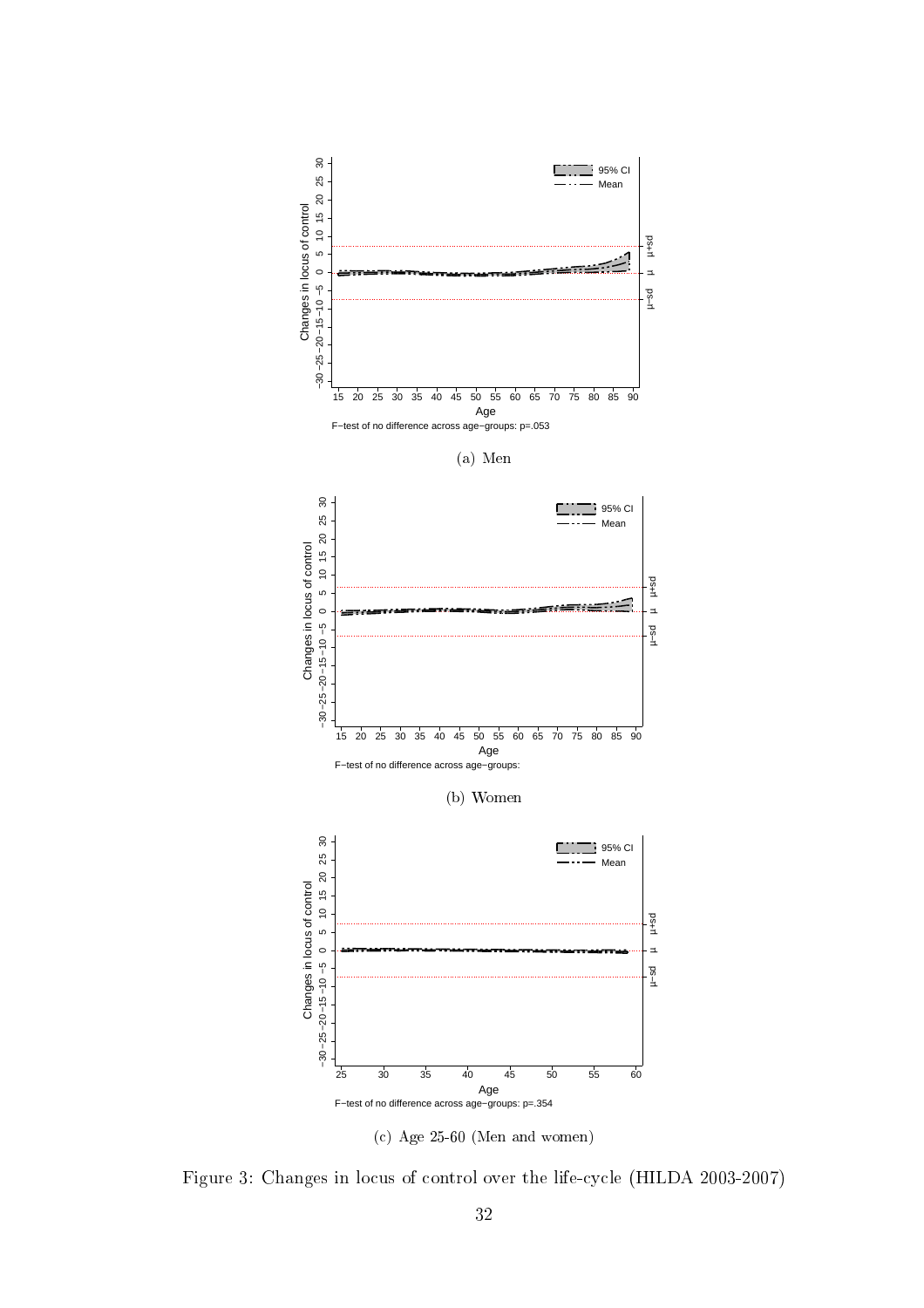F−test of no difference across age−groups: p=.053

(a) Men

F−test of no difference across age−groups:

(b) Women

F−test of no difference across age−groups: p=.354

(c) Age 25-60 (Men and women)

Figure 3: Changes in locus of control over the life-cycle (HILDA 2003-2007)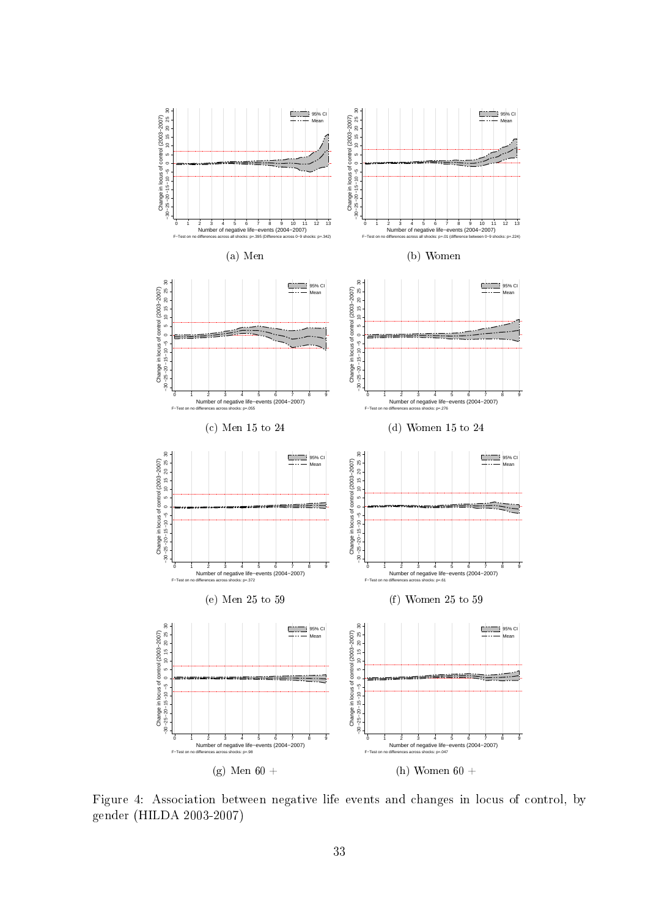F−Test on no differences across all shocks: p=.395 (Difference across 0−9 shocks: p=.342)

(a) Men

F−Test on no differences across all shocks: p=.01 (difference between 0−9 shocks: p=.224)

(b) Women

F−Test on no differences across shocks: p=.055

(c) Men 15 to 24

F−Test on no differences across shocks: p=.276

(d) Women 15 to 24

F−Test on no differences across shocks: p=.372

(e) Men 25 to 59

F−Test on no differences across shocks: p=.61

(f) Women 25 to 59

F−Test on no differences across shocks: p=.98

(g) Men 60 +

F−Test on no differences across shocks: p=.047

(h) Women 60 +

Figure 4: Association between negative life events and changes in locus of control, by gender (HILDA 2003-2007)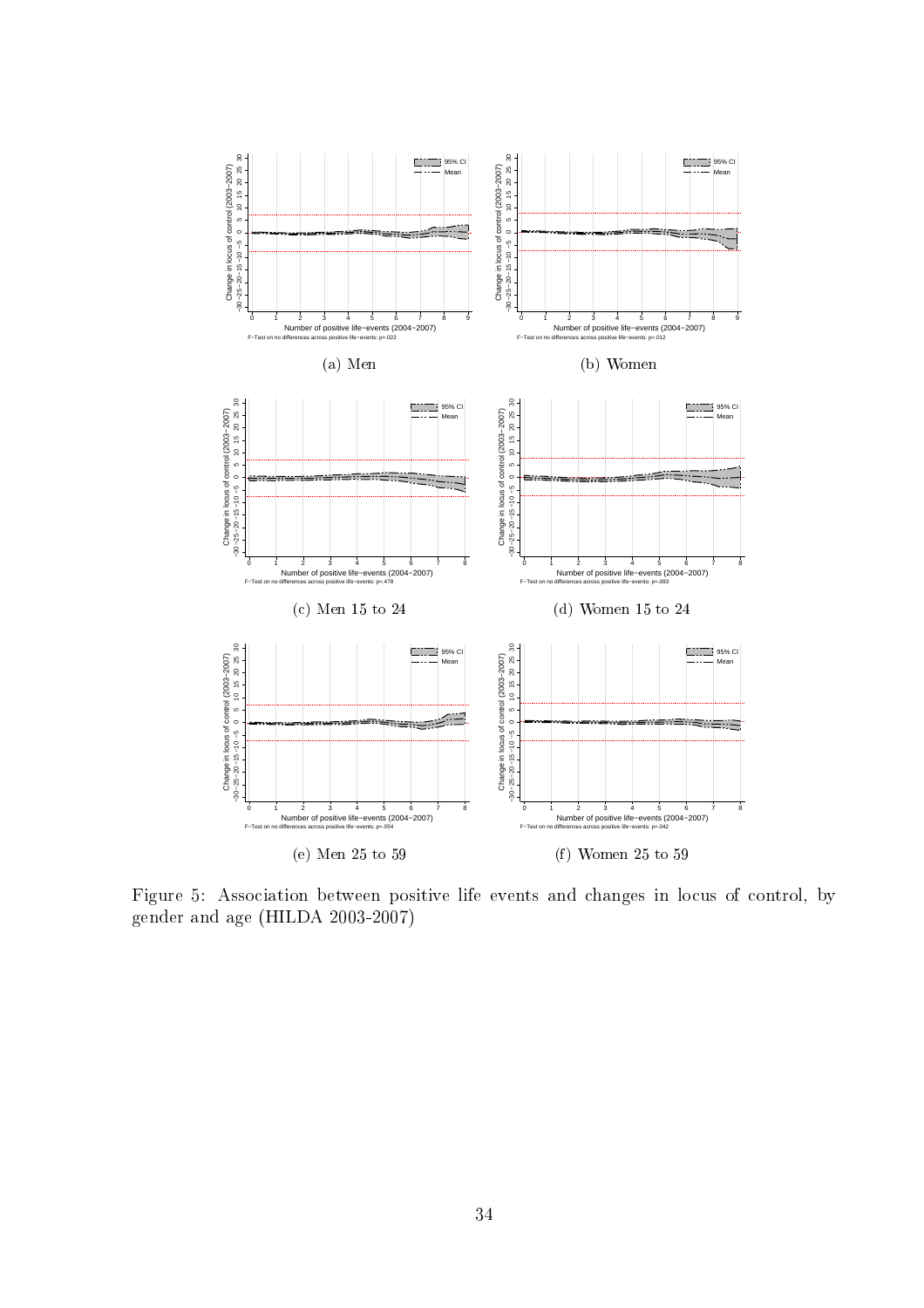(a) Men

(b) Women

(c) Men 15 to 24

(d) Women 15 to 24

(e) Men 25 to 59

(f) Women 25 to 59

Figure 5: Association between positive life events and changes in locus of control, by gender and age (HILDA 2003-2007)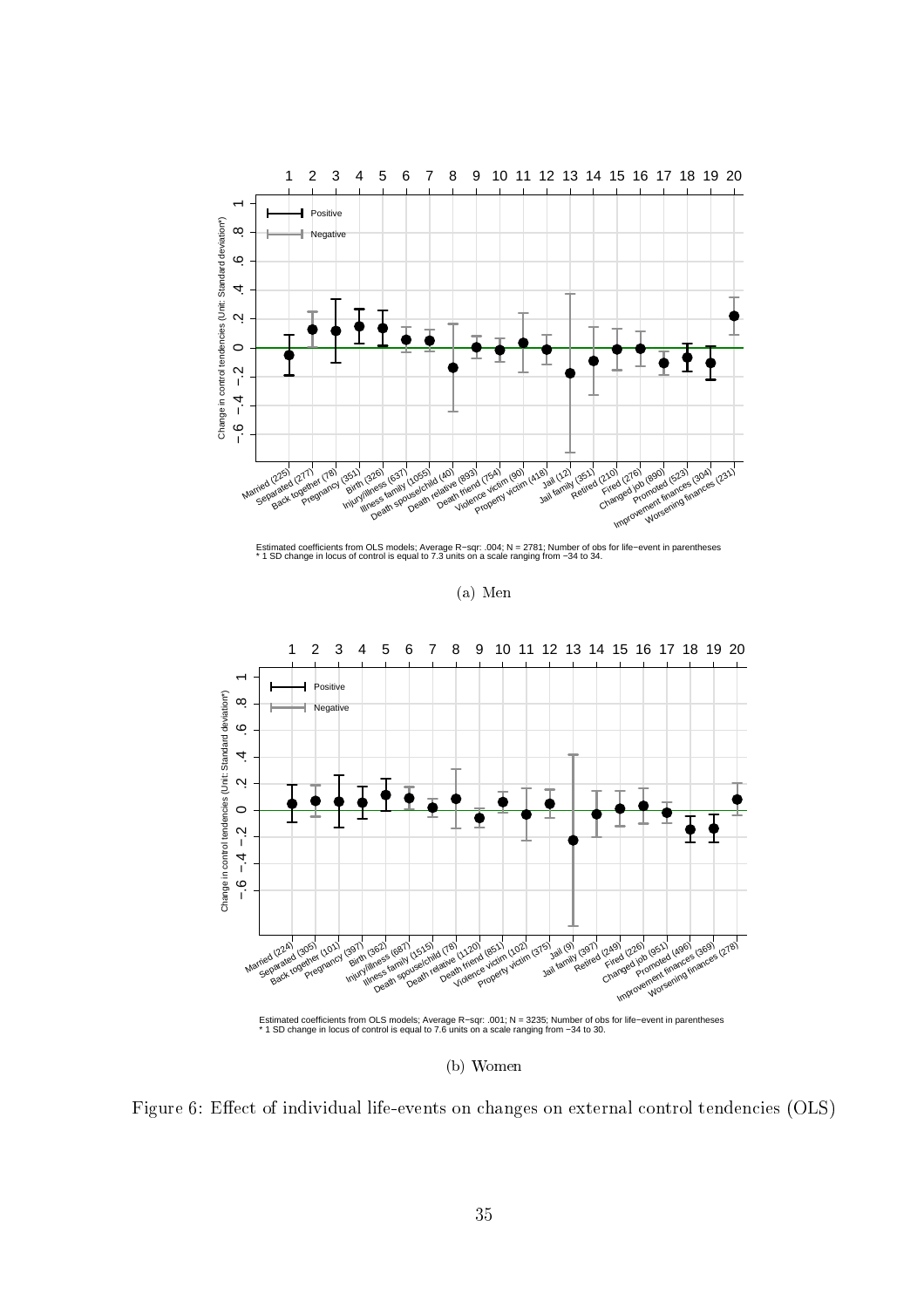Estimated coefficients from OLS models; Average R−sqr: .004; N = 2781; Number of obs for life−event in parentheses
* 1 SD change in locus of control is equal to 7.3 units on a scale ranging from −34 to 34.

(a) Men

Estimated coefficients from OLS models; Average R−sqr: .001; N = 3235; Number of obs for life−event in parentheses
* 1 SD change in locus of control is equal to 7.6 units on a scale ranging from −34 to 30.

(b) Women

Figure 6: Effect of individual life-events on changes on external control tendencies (OLS)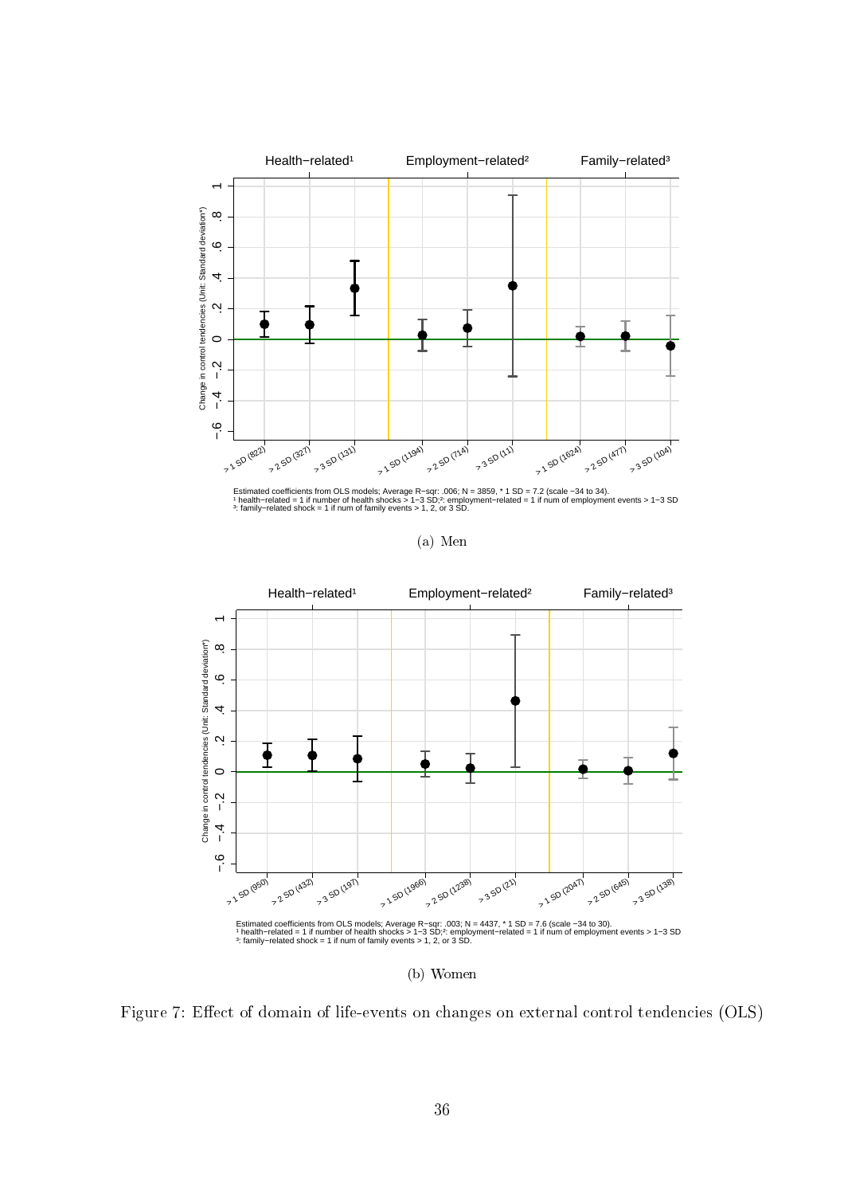Estimated coefficients from OLS models; Average R−sqr: .006; N = 3859, * 1 SD = 7.2 (scale −34 to 34).
¹ health−related = 1 if number of health shocks > 1−3 SD;²: employment−related = 1 if num of employment events > 1−3 SD
³: family−related shock = 1 if num of family events > 1, 2, or 3 SD.

(a) Men

Estimated coefficients from OLS models; Average R−sqr: .003; N = 4437, * 1 SD = 7.6 (scale −34 to 30).
¹ health−related = 1 if number of health shocks > 1−3 SD;²: employment−related = 1 if num of employment events > 1−3 SD
³: family−related shock = 1 if num of family events > 1, 2, or 3 SD.

(b) Women

Figure 7: Effect of domain of life-events on changes on external control tendencies (OLS)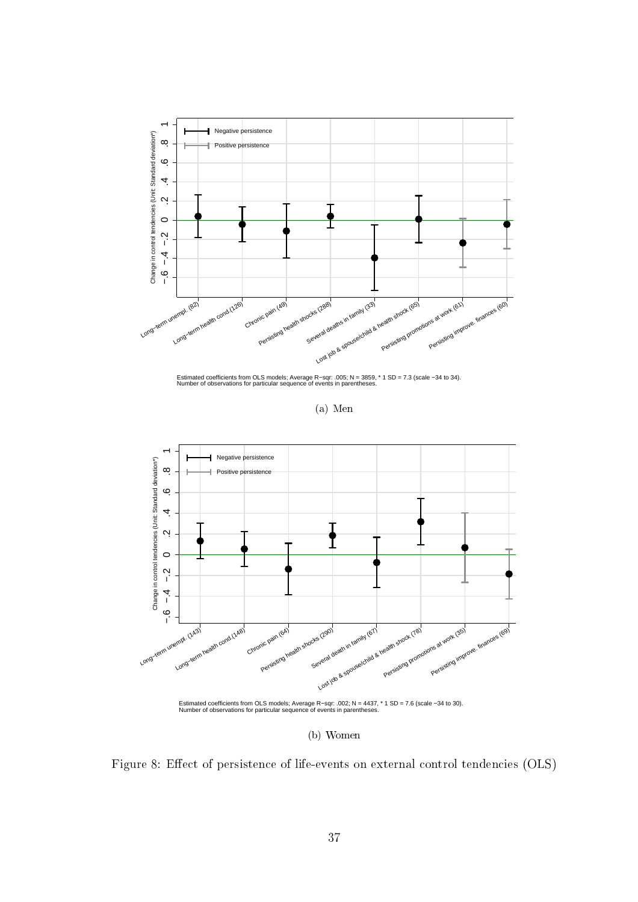Estimated coefficients from OLS models; Average R−sqr: .005; N = 3859, * 1 SD = 7.3 (scale −34 to 34).
Number of observations for particular sequence of events in parentheses.

(a) Men

Estimated coefficients from OLS models; Average R−sqr: .002; N = 4437, * 1 SD = 7.6 (scale −34 to 30).
Number of observations for particular sequence of events in parentheses.

(b) Women

Figure 8: Effect of persistence of life-events on external control tendencies (OLS)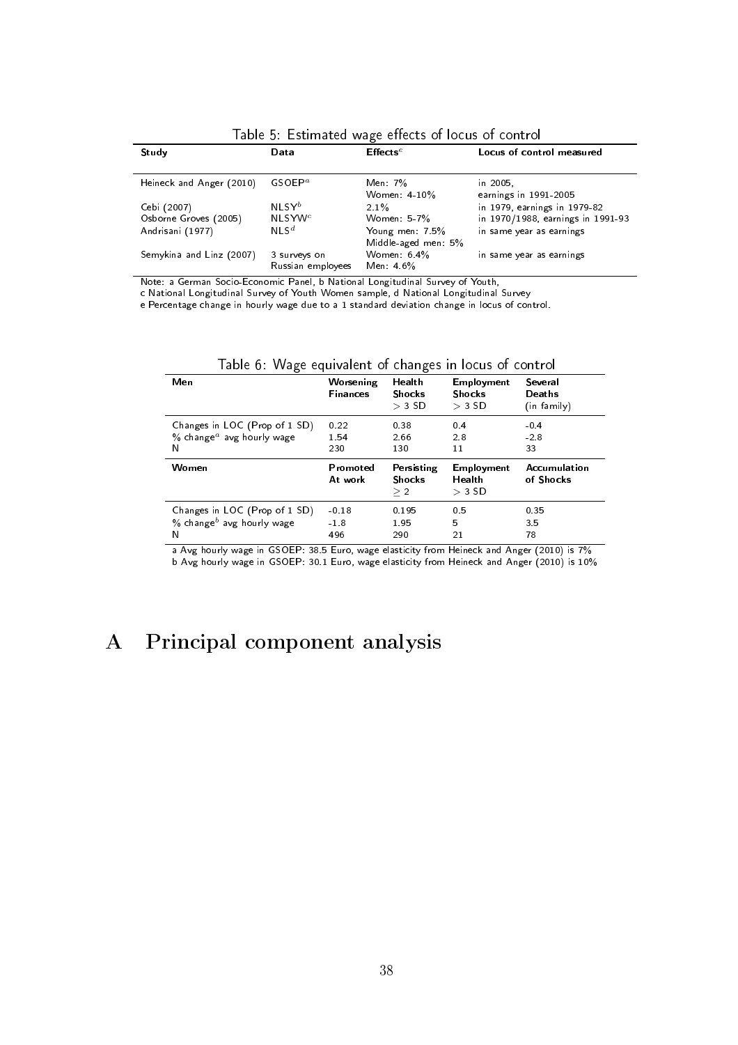Table 5: Estimated wage effects of locus of control

| Study | Data | Effects[e] | Locus of control measured |
|---|---|---|---|
| Heineck and Anger (2010) | GSOEP[a] | Men: 7%<br>Women: 4-10% | in 2005,<br>earnings in 1991-2005 |
| Cebi (2007) | NLSY[b] | 2.1% | in 1979, earnings in 1979-82 |
| Osborne Groves (2005) | NLSYW[c] | Women: 5-7% | in 1970/1988, earnings in 1991-93 |
| Andrisani (1977) | NLS[d] | Young men: 7.5%<br>Middle-aged men: 5% | in same year as earnings |
| Semykina and Linz (2007) | 3 surveys on Russian employees | Women: 6.4%<br>Men: 4.6% | in same year as earnings |

Note: a German Socio-Economic Panel, b National Longitudinal Survey of Youth,
c National Longitudinal Survey of Youth Women sample, d National Longitudinal Survey
e Percentage change in hourly wage due to a 1 standard deviation change in locus of control.

Table 6: Wage equivalent of changes in locus of control

| Men | Worsening Finances | Health Shocks $> 3$ SD | Employment Shocks $> 3$ SD | Several Deaths (in family) |
|---|---|---|---|---|
| Changes in LOC (Prop of 1 SD) | 0.22 | 0.38 | 0.4 | -0.4 |
| % change[a] avg hourly wage | 1.54 | 2.66 | 2.8 | -2.8 |
| N | 230 | 130 | 11 | 33 |
| **Women** | **Promoted At work** | **Persisting Shocks $\geq 2$** | **Employment Health $> 3$ SD** | **Accumulation of Shocks** |
| Changes in LOC (Prop of 1 SD) | -0.18 | 0.195 | 0.5 | 0.35 |
| % change[b] avg hourly wage | -1.8 | 1.95 | 5 | 3.5 |
| N | 496 | 290 | 21 | 78 |

a Avg hourly wage in GSOEP: 38.5 Euro, wage elasticity from Heineck and Anger (2010) is 7%
b Avg hourly wage in GSOEP: 30.1 Euro, wage elasticity from Heineck and Anger (2010) is 10%

# A Principal component analysis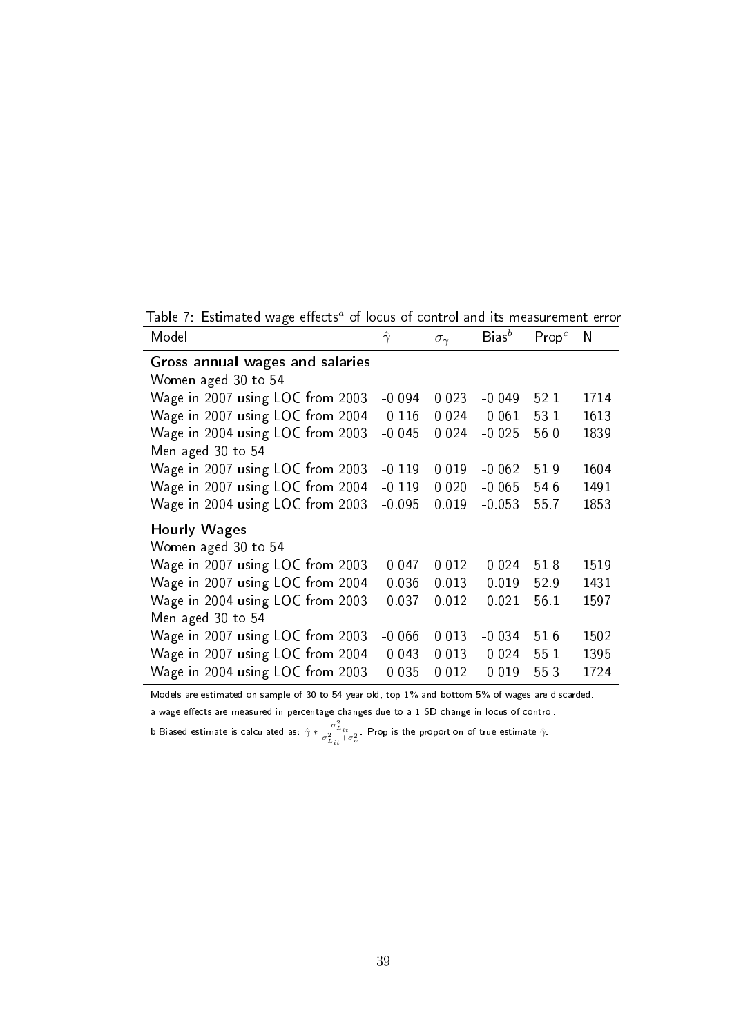Table 7: Estimated wage effects[a] of locus of control and its measurement error

| Model | $\hat{\gamma}$ | $\sigma_{\gamma}$ | Bias[b] | Prop[c] | N |
|---|---|---|---|---|---|
| **Gross annual wages and salaries** | | | | | |
| Women aged 30 to 54 | | | | | |
| Wage in 2007 using LOC from 2003 | -0.094 | 0.023 | -0.049 | 52.1 | 1714 |
| Wage in 2007 using LOC from 2004 | -0.116 | 0.024 | -0.061 | 53.1 | 1613 |
| Wage in 2004 using LOC from 2003 | -0.045 | 0.024 | -0.025 | 56.0 | 1839 |
| Men aged 30 to 54 | | | | | |
| Wage in 2007 using LOC from 2003 | -0.119 | 0.019 | -0.062 | 51.9 | 1604 |
| Wage in 2007 using LOC from 2004 | -0.119 | 0.020 | -0.065 | 54.6 | 1491 |
| Wage in 2004 using LOC from 2003 | -0.095 | 0.019 | -0.053 | 55.7 | 1853 |
| **Hourly Wages** | | | | | |
| Women aged 30 to 54 | | | | | |
| Wage in 2007 using LOC from 2003 | -0.047 | 0.012 | -0.024 | 51.8 | 1519 |
| Wage in 2007 using LOC from 2004 | -0.036 | 0.013 | -0.019 | 52.9 | 1431 |
| Wage in 2004 using LOC from 2003 | -0.037 | 0.012 | -0.021 | 56.1 | 1597 |
| Men aged 30 to 54 | | | | | |
| Wage in 2007 using LOC from 2003 | -0.066 | 0.013 | -0.034 | 51.6 | 1502 |
| Wage in 2007 using LOC from 2004 | -0.043 | 0.013 | -0.024 | 55.1 | 1395 |
| Wage in 2004 using LOC from 2003 | -0.035 | 0.012 | -0.019 | 55.3 | 1724 |

Models are estimated on sample of 30 to 54 year old, top 1% and bottom 5% of wages are discarded.

a wage effects are measured in percentage changes due to a 1 SD change in locus of control.

b Biased estimate is calculated as: $\hat{\gamma} * \frac{\sigma^2_{L_{it}}}{\sigma^2_{L_{it}} + \sigma^2_{v}}$. Prop is the proportion of true estimate $\hat{\gamma}$.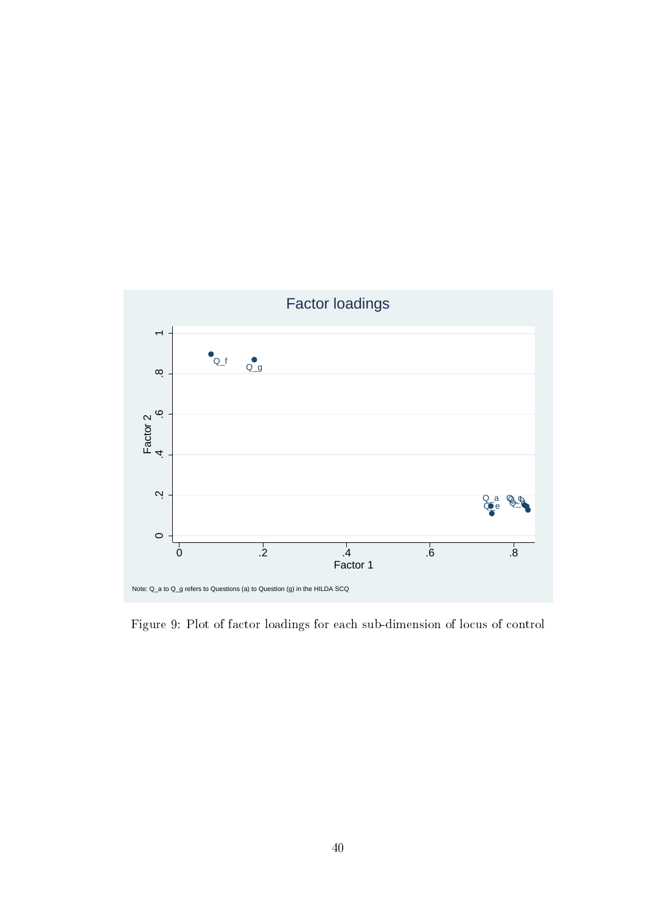Factor loadings

Note: Q_a to Q_g refers to Questions (a) to Question (g) in the HILDA SCQ

Figure 9: Plot of factor loadings for each sub-dimension of locus of control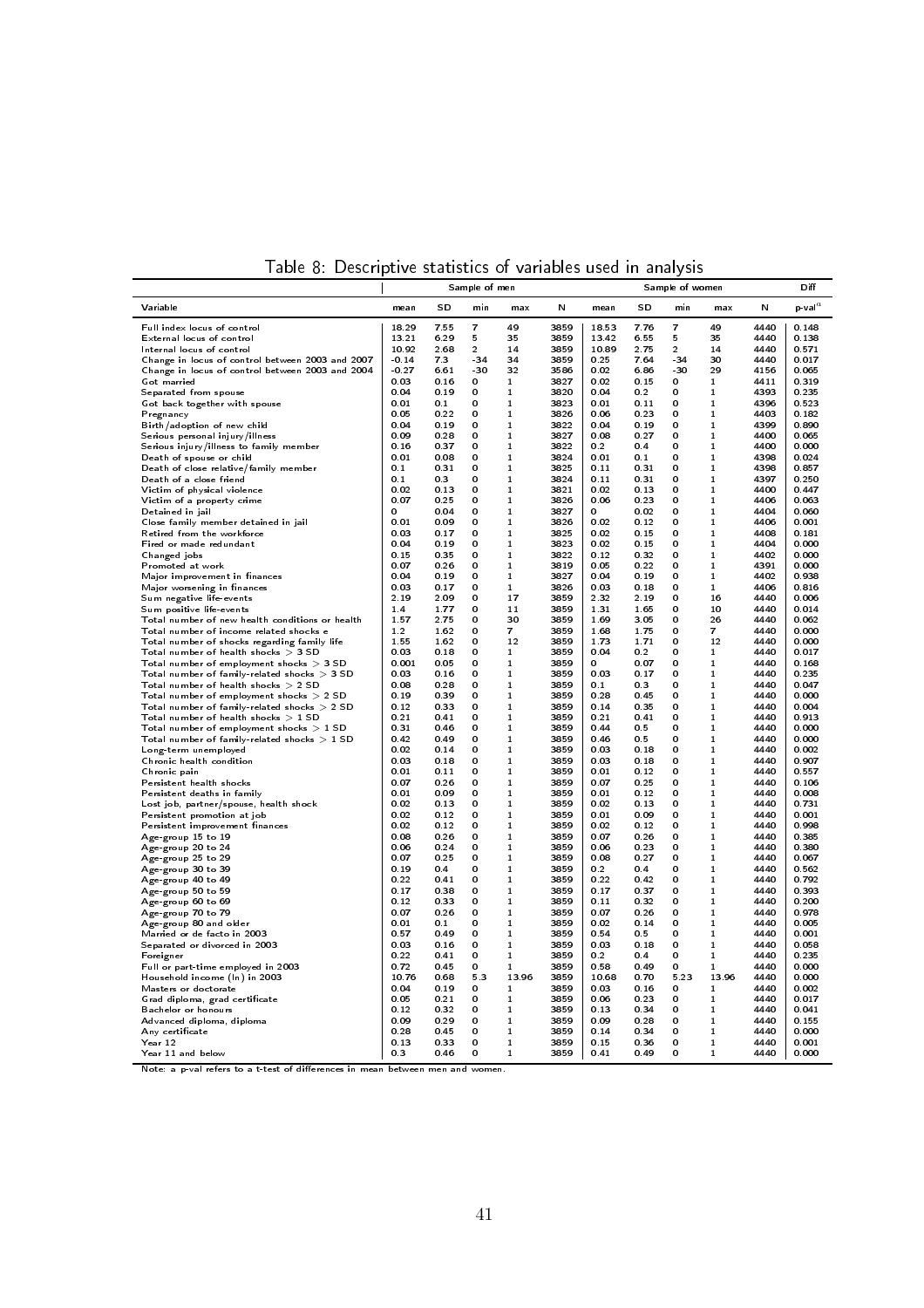Table 8: Descriptive statistics of variables used in analysis

| | Sample of men | | | | | Sample of women | | | | | Diff |
|---|---|---|---|---|---|---|---|---|---|---|---|
| Variable | mean | SD | min | max | N | mean | SD | min | max | N | p-val[a] |
| Full index locus of control | 18.29 | 7.55 | 7 | 49 | 3859 | 18.53 | 7.76 | 7 | 49 | 4440 | 0.148 |
| External locus of control | 13.21 | 6.29 | 5 | 35 | 3859 | 13.42 | 6.55 | 5 | 35 | 4440 | 0.138 |
| Internal locus of control | 10.92 | 2.68 | 2 | 14 | 3859 | 10.89 | 2.75 | 2 | 14 | 4440 | 0.571 |
| Change in locus of control between 2003 and 2007 | -0.14 | 7.3 | -34 | 34 | 3859 | 0.25 | 7.64 | -34 | 30 | 4440 | 0.017 |
| Change in locus of control between 2003 and 2004 | -0.27 | 6.61 | -30 | 32 | 3586 | 0.02 | 6.86 | -30 | 29 | 4156 | 0.065 |
| Got married | 0.03 | 0.16 | 0 | 1 | 3827 | 0.02 | 0.15 | 0 | 1 | 4411 | 0.319 |
| Separated from spouse | 0.04 | 0.19 | 0 | 1 | 3820 | 0.04 | 0.2 | 0 | 1 | 4393 | 0.235 |
| Got back together with spouse | 0.01 | 0.1 | 0 | 1 | 3823 | 0.01 | 0.11 | 0 | 1 | 4396 | 0.523 |
| Pregnancy | 0.05 | 0.22 | 0 | 1 | 3826 | 0.06 | 0.23 | 0 | 1 | 4403 | 0.182 |
| Birth/adoption of new child | 0.04 | 0.19 | 0 | 1 | 3822 | 0.04 | 0.19 | 0 | 1 | 4399 | 0.890 |
| Serious personal injury/illness | 0.09 | 0.28 | 0 | 1 | 3827 | 0.08 | 0.27 | 0 | 1 | 4400 | 0.065 |
| Serious injury/illness to family member | 0.16 | 0.37 | 0 | 1 | 3822 | 0.2 | 0.4 | 0 | 1 | 4400 | 0.000 |
| Death of spouse or child | 0.01 | 0.08 | 0 | 1 | 3824 | 0.01 | 0.1 | 0 | 1 | 4398 | 0.024 |
| Death of close relative/family member | 0.1 | 0.31 | 0 | 1 | 3825 | 0.11 | 0.31 | 0 | 1 | 4398 | 0.857 |
| Death of a close friend | 0.1 | 0.3 | 0 | 1 | 3824 | 0.11 | 0.31 | 0 | 1 | 4397 | 0.250 |
| Victim of physical violence | 0.02 | 0.13 | 0 | 1 | 3821 | 0.02 | 0.13 | 0 | 1 | 4400 | 0.447 |
| Victim of a property crime | 0.07 | 0.25 | 0 | 1 | 3826 | 0.06 | 0.23 | 0 | 1 | 4406 | 0.063 |
| Detained in jail | 0 | 0.04 | 0 | 1 | 3827 | 0 | 0.02 | 0 | 1 | 4404 | 0.060 |
| Close family member detained in jail | 0.01 | 0.09 | 0 | 1 | 3826 | 0.02 | 0.12 | 0 | 1 | 4406 | 0.001 |
| Retired from the workforce | 0.03 | 0.17 | 0 | 1 | 3825 | 0.02 | 0.15 | 0 | 1 | 4408 | 0.181 |
| Fired or made redundant | 0.04 | 0.19 | 0 | 1 | 3823 | 0.02 | 0.15 | 0 | 1 | 4404 | 0.000 |
| Changed jobs | 0.15 | 0.35 | 0 | 1 | 3822 | 0.12 | 0.32 | 0 | 1 | 4402 | 0.000 |
| Promoted at work | 0.07 | 0.26 | 0 | 1 | 3819 | 0.05 | 0.22 | 0 | 1 | 4391 | 0.000 |
| Major improvement in finances | 0.04 | 0.19 | 0 | 1 | 3827 | 0.04 | 0.19 | 0 | 1 | 4402 | 0.938 |
| Major worsening in finances | 0.03 | 0.17 | 0 | 1 | 3826 | 0.03 | 0.18 | 0 | 1 | 4406 | 0.816 |
| Sum negative life-events | 2.19 | 2.09 | 0 | 17 | 3859 | 2.32 | 2.19 | 0 | 16 | 4440 | 0.006 |
| Sum positive life-events | 1.4 | 1.77 | 0 | 11 | 3859 | 1.31 | 1.65 | 0 | 10 | 4440 | 0.014 |
| Total number of new health conditions or health | 1.57 | 2.75 | 0 | 30 | 3859 | 1.69 | 3.05 | 0 | 26 | 4440 | 0.062 |
| Total number of income related shocks e | 1.2 | 1.62 | 0 | 7 | 3859 | 1.68 | 1.75 | 0 | 7 | 4440 | 0.000 |
| Total number of shocks regarding family life | 1.55 | 1.62 | 0 | 12 | 3859 | 1.73 | 1.71 | 0 | 12 | 4440 | 0.000 |
| Total number of health shocks > 3 SD | 0.03 | 0.18 | 0 | 1 | 3859 | 0.04 | 0.2 | 0 | 1 | 4440 | 0.017 |
| Total number of employment shocks > 3 SD | 0.001 | 0.05 | 0 | 1 | 3859 | 0 | 0.07 | 0 | 1 | 4440 | 0.168 |
| Total number of family-related shocks > 3 SD | 0.03 | 0.16 | 0 | 1 | 3859 | 0.03 | 0.17 | 0 | 1 | 4440 | 0.235 |
| Total number of health shocks > 2 SD | 0.08 | 0.28 | 0 | 1 | 3859 | 0.1 | 0.3 | 0 | 1 | 4440 | 0.047 |
| Total number of employment shocks > 2 SD | 0.19 | 0.39 | 0 | 1 | 3859 | 0.28 | 0.45 | 0 | 1 | 4440 | 0.000 |
| Total number of family-related shocks > 2 SD | 0.12 | 0.33 | 0 | 1 | 3859 | 0.14 | 0.35 | 0 | 1 | 4440 | 0.004 |
| Total number of health shocks > 1 SD | 0.21 | 0.41 | 0 | 1 | 3859 | 0.21 | 0.41 | 0 | 1 | 4440 | 0.913 |
| Total number of employment shocks > 1 SD | 0.31 | 0.46 | 0 | 1 | 3859 | 0.44 | 0.5 | 0 | 1 | 4440 | 0.000 |
| Total number of family-related shocks > 1 SD | 0.42 | 0.49 | 0 | 1 | 3859 | 0.46 | 0.5 | 0 | 1 | 4440 | 0.000 |
| Long-term unemployed | 0.02 | 0.14 | 0 | 1 | 3859 | 0.03 | 0.18 | 0 | 1 | 4440 | 0.002 |
| Chronic health condition | 0.03 | 0.18 | 0 | 1 | 3859 | 0.03 | 0.18 | 0 | 1 | 4440 | 0.907 |
| Chronic pain | 0.01 | 0.11 | 0 | 1 | 3859 | 0.01 | 0.12 | 0 | 1 | 4440 | 0.557 |
| Persistent health shocks | 0.07 | 0.26 | 0 | 1 | 3859 | 0.07 | 0.25 | 0 | 1 | 4440 | 0.106 |
| Persistent deaths in family | 0.01 | 0.09 | 0 | 1 | 3859 | 0.01 | 0.12 | 0 | 1 | 4440 | 0.008 |
| Lost job, partner/spouse, health shock | 0.02 | 0.13 | 0 | 1 | 3859 | 0.02 | 0.13 | 0 | 1 | 4440 | 0.731 |
| Persistent promotion at job | 0.02 | 0.12 | 0 | 1 | 3859 | 0.01 | 0.09 | 0 | 1 | 4440 | 0.001 |
| Persistent improvement finances | 0.02 | 0.12 | 0 | 1 | 3859 | 0.02 | 0.12 | 0 | 1 | 4440 | 0.998 |
| Age-group 15 to 19 | 0.08 | 0.26 | 0 | 1 | 3859 | 0.07 | 0.26 | 0 | 1 | 4440 | 0.385 |
| Age-group 20 to 24 | 0.06 | 0.24 | 0 | 1 | 3859 | 0.06 | 0.23 | 0 | 1 | 4440 | 0.380 |
| Age-group 25 to 29 | 0.07 | 0.25 | 0 | 1 | 3859 | 0.08 | 0.27 | 0 | 1 | 4440 | 0.067 |
| Age-group 30 to 39 | 0.19 | 0.4 | 0 | 1 | 3859 | 0.2 | 0.4 | 0 | 1 | 4440 | 0.562 |
| Age-group 40 to 49 | 0.22 | 0.41 | 0 | 1 | 3859 | 0.22 | 0.42 | 0 | 1 | 4440 | 0.792 |
| Age-group 50 to 59 | 0.17 | 0.38 | 0 | 1 | 3859 | 0.17 | 0.37 | 0 | 1 | 4440 | 0.393 |
| Age-group 60 to 69 | 0.12 | 0.33 | 0 | 1 | 3859 | 0.11 | 0.32 | 0 | 1 | 4440 | 0.200 |
| Age-group 70 to 79 | 0.07 | 0.26 | 0 | 1 | 3859 | 0.07 | 0.26 | 0 | 1 | 4440 | 0.978 |
| Age-group 80 and older | 0.01 | 0.1 | 0 | 1 | 3859 | 0.02 | 0.14 | 0 | 1 | 4440 | 0.005 |
| Married or de facto in 2003 | 0.57 | 0.49 | 0 | 1 | 3859 | 0.54 | 0.5 | 0 | 1 | 4440 | 0.001 |
| Separated or divorced in 2003 | 0.03 | 0.16 | 0 | 1 | 3859 | 0.03 | 0.18 | 0 | 1 | 4440 | 0.058 |
| Foreigner | 0.22 | 0.41 | 0 | 1 | 3859 | 0.2 | 0.4 | 0 | 1 | 4440 | 0.235 |
| Full or part-time employed in 2003 | 0.72 | 0.45 | 0 | 1 | 3859 | 0.58 | 0.49 | 0 | 1 | 4440 | 0.000 |
| Household income (ln) in 2003 | 10.76 | 0.68 | 5.3 | 13.96 | 3859 | 10.68 | 0.70 | 5.23 | 13.96 | 4440 | 0.000 |
| Masters or doctorate | 0.04 | 0.19 | 0 | 1 | 3859 | 0.03 | 0.16 | 0 | 1 | 4440 | 0.002 |
| Grad diploma, grad certificate | 0.05 | 0.21 | 0 | 1 | 3859 | 0.06 | 0.23 | 0 | 1 | 4440 | 0.017 |
| Bachelor or honours | 0.12 | 0.32 | 0 | 1 | 3859 | 0.13 | 0.34 | 0 | 1 | 4440 | 0.041 |
| Advanced diploma, diploma | 0.09 | 0.29 | 0 | 1 | 3859 | 0.09 | 0.28 | 0 | 1 | 4440 | 0.155 |
| Any certificate | 0.28 | 0.45 | 0 | 1 | 3859 | 0.14 | 0.34 | 0 | 1 | 4440 | 0.000 |
| Year 12 | 0.13 | 0.33 | 0 | 1 | 3859 | 0.15 | 0.36 | 0 | 1 | 4440 | 0.001 |
| Year 11 and below | 0.3 | 0.46 | 0 | 1 | 3859 | 0.41 | 0.49 | 0 | 1 | 4440 | 0.000 |

Note: a p-val refers to a t-test of differences in mean between men and women.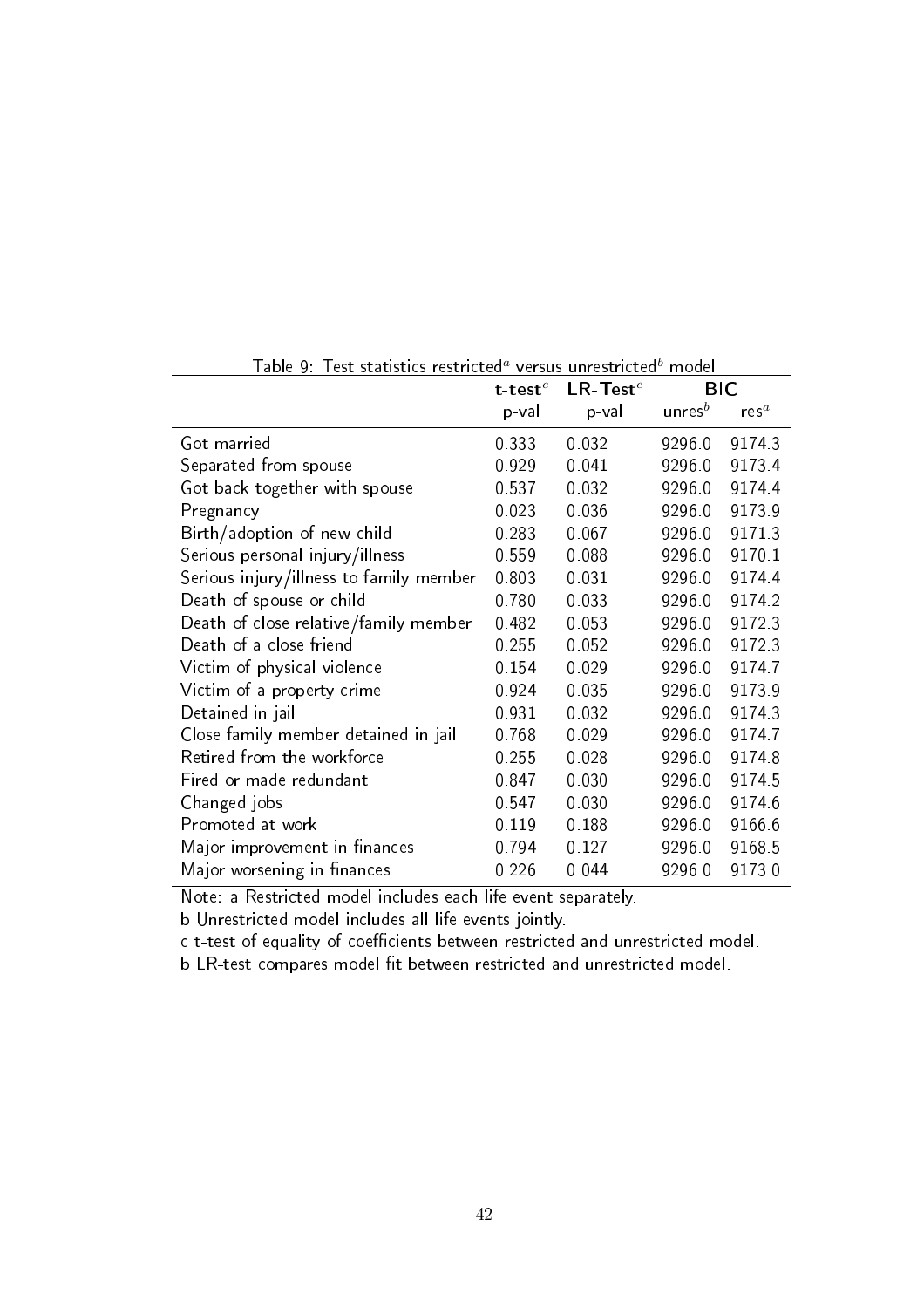Table 9: Test statistics restricted[a] versus unrestricted[b] model

| | **t-test**[c] | **LR-Test**[c] | BIC | |
|---|---|---|---|---|
| | p-val | p-val | unres[b] | res[a] |
| Got married | 0.333 | 0.032 | 9296.0 | 9174.3 |
| Separated from spouse | 0.929 | 0.041 | 9296.0 | 9173.4 |
| Got back together with spouse | 0.537 | 0.032 | 9296.0 | 9174.4 |
| Pregnancy | 0.023 | 0.036 | 9296.0 | 9173.9 |
| Birth/adoption of new child | 0.283 | 0.067 | 9296.0 | 9171.3 |
| Serious personal injury/illness | 0.559 | 0.088 | 9296.0 | 9170.1 |
| Serious injury/illness to family member | 0.803 | 0.031 | 9296.0 | 9174.4 |
| Death of spouse or child | 0.780 | 0.033 | 9296.0 | 9174.2 |
| Death of close relative/family member | 0.482 | 0.053 | 9296.0 | 9172.3 |
| Death of a close friend | 0.255 | 0.052 | 9296.0 | 9172.3 |
| Victim of physical violence | 0.154 | 0.029 | 9296.0 | 9174.7 |
| Victim of a property crime | 0.924 | 0.035 | 9296.0 | 9173.9 |
| Detained in jail | 0.931 | 0.032 | 9296.0 | 9174.3 |
| Close family member detained in jail | 0.768 | 0.029 | 9296.0 | 9174.7 |
| Retired from the workforce | 0.255 | 0.028 | 9296.0 | 9174.8 |
| Fired or made redundant | 0.847 | 0.030 | 9296.0 | 9174.5 |
| Changed jobs | 0.547 | 0.030 | 9296.0 | 9174.6 |
| Promoted at work | 0.119 | 0.188 | 9296.0 | 9166.6 |
| Major improvement in finances | 0.794 | 0.127 | 9296.0 | 9168.5 |
| Major worsening in finances | 0.226 | 0.044 | 9296.0 | 9173.0 |

Note: a Restricted model includes each life event separately.

b Unrestricted model includes all life events jointly.

c t-test of equality of coefficients between restricted and unrestricted model.

b LR-test compares model fit between restricted and unrestricted model.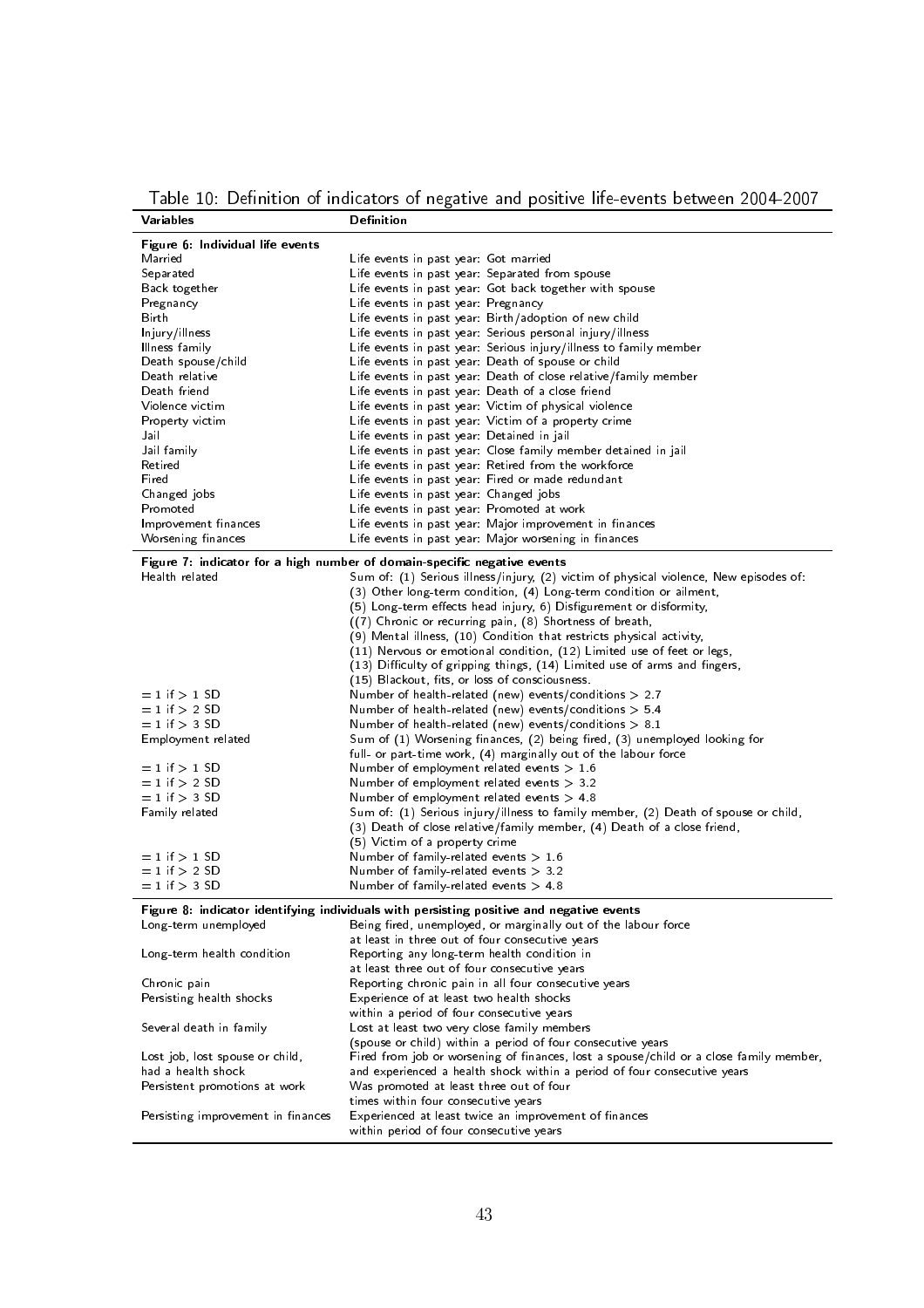Table 10: Definition of indicators of negative and positive life-events between 2004-2007

| Variables | Definition |
|---|---|
| **Figure 6: Individual life events** | |
| Married | Life events in past year: Got married |
| Separated | Life events in past year: Separated from spouse |
| Back together | Life events in past year: Got back together with spouse |
| Pregnancy | Life events in past year: Pregnancy |
| Birth | Life events in past year: Birth/adoption of new child |
| Injury/illness | Life events in past year: Serious personal injury/illness |
| Illness family | Life events in past year: Serious injury/illness to family member |
| Death spouse/child | Life events in past year: Death of spouse or child |
| Death relative | Life events in past year: Death of close relative/family member |
| Death friend | Life events in past year: Death of a close friend |
| Violence victim | Life events in past year: Victim of physical violence |
| Property victim | Life events in past year: Victim of a property crime |
| Jail | Life events in past year: Detained in jail |
| Jail family | Life events in past year: Close family member detained in jail |
| Retired | Life events in past year: Retired from the workforce |
| Fired | Life events in past year: Fired or made redundant |
| Changed jobs | Life events in past year: Changed jobs |
| Promoted | Life events in past year: Promoted at work |
| Improvement finances | Life events in past year: Major improvement in finances |
| Worsening finances | Life events in past year: Major worsening in finances |
| **Figure 7: indicator for a high number of domain-specific negative events** | |
| Health related | Sum of: (1) Serious illness/injury, (2) victim of physical violence, New episodes of: (3) Other long-term condition, (4) Long-term condition or ailment, (5) Long-term effects head injury, 6) Disfigurement or disformity, ((7) Chronic or recurring pain, (8) Shortness of breath, (9) Mental illness, (10) Condition that restricts physical activity, (11) Nervous or emotional condition, (12) Limited use of feet or legs, (13) Difficulty of gripping things, (14) Limited use of arms and fingers, (15) Blackout, fits, or loss of consciousness. |
| = 1 if > 1 SD | Number of health-related (new) events/conditions > 2.7 |
| = 1 if > 2 SD | Number of health-related (new) events/conditions > 5.4 |
| = 1 if > 3 SD | Number of health-related (new) events/conditions > 8.1 |
| Employment related | Sum of (1) Worsening finances, (2) being fired, (3) unemployed looking for full- or part-time work, (4) marginally out of the labour force |
| = 1 if > 1 SD | Number of employment related events > 1.6 |
| = 1 if > 2 SD | Number of employment related events > 3.2 |
| = 1 if > 3 SD | Number of employment related events > 4.8 |
| Family related | Sum of: (1) Serious injury/illness to family member, (2) Death of spouse or child, (3) Death of close relative/family member, (4) Death of a close friend, (5) Victim of a property crime |
| = 1 if > 1 SD | Number of family-related events > 1.6 |
| = 1 if > 2 SD | Number of family-related events > 3.2 |
| = 1 if > 3 SD | Number of family-related events > 4.8 |
| **Figure 8: indicator identifying individuals with persisting positive and negative events** | |
| Long-term unemployed | Being fired, unemployed, or marginally out of the labour force at least in three out of four consecutive years |
| Long-term health condition | Reporting any long-term health condition in at least three out of four consecutive years |
| Chronic pain | Reporting chronic pain in all four consecutive years |
| Persisting health shocks | Experience of at least two health shocks within a period of four consecutive years |
| Several death in family | Lost at least two very close family members (spouse or child) within a period of four consecutive years |
| Lost job, lost spouse or child, had a health shock | Fired from job or worsening of finances, lost a spouse/child or a close family member, and experienced a health shock within a period of four consecutive years |
| Persistent promotions at work | Was promoted at least three out of four times within four consecutive years |
| Persisting improvement in finances | Experienced at least twice an improvement of finances within period of four consecutive years |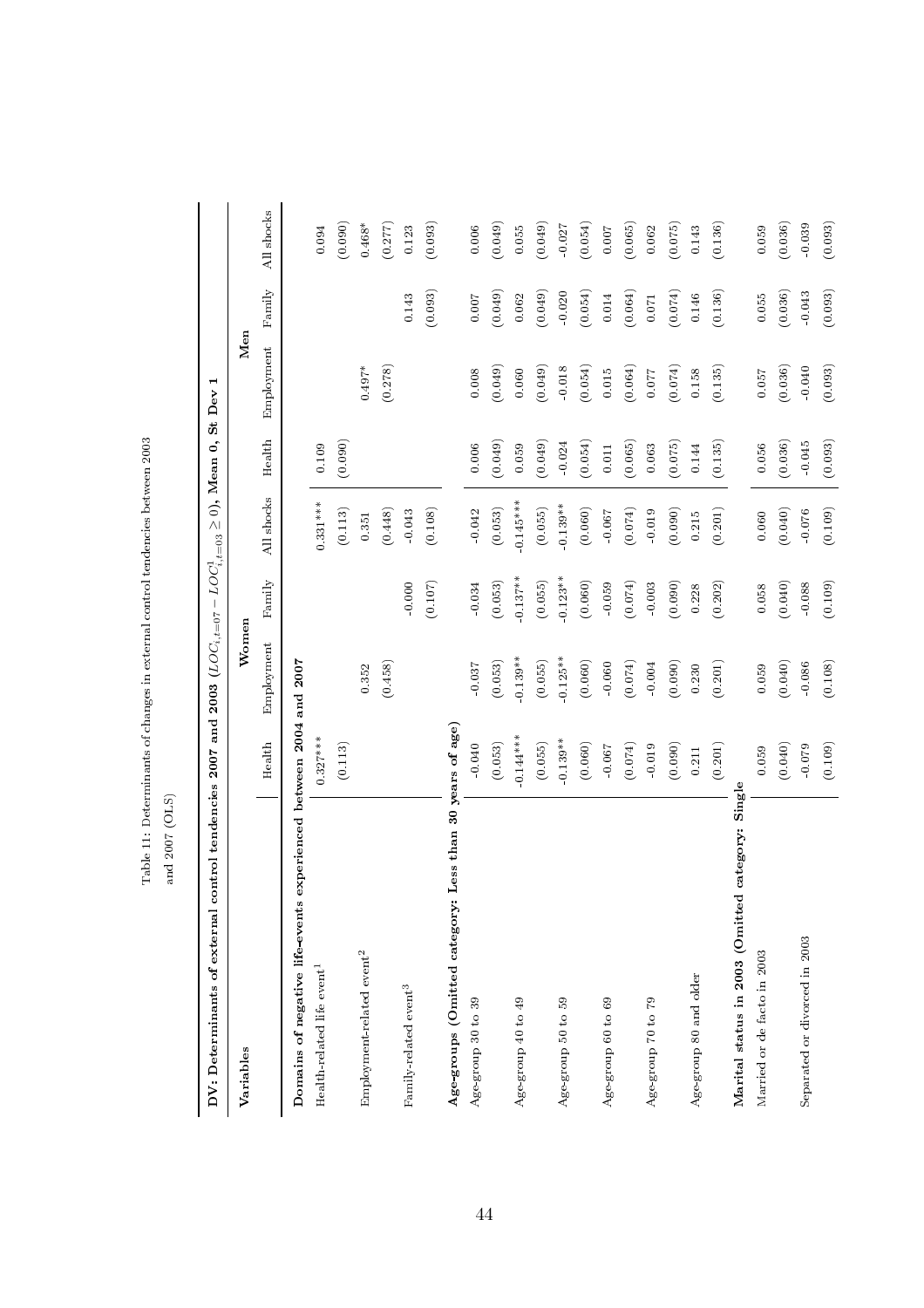Table 11: Determinants of changes in external control tendencies between 2003 and 2007 (OLS)

| DV: Determinants of external control tendencies 2007 and 2003 ($LOC_{i,t=07} - LOC^{l}_{i,t=03} \geq 0$), Mean 0, St Dev 1 | | | | | | | | |
|---|---|---|---|---|---|---|---|---|
| **Variables** | **Women** | | | | **Men** | | | |
| | Health | Employment | Family | All shocks | Health | Employment | Family | All shocks |
| **Domains of negative life-events experienced between 2004 and 2007** | | | | | | | | |
| Health-related life event[1] | 0.327*** | | | 0.331*** | 0.109 | | | 0.094 |
| | (0.113) | | | (0.113) | (0.090) | | | (0.090) |
| Employment-related event[2] | | 0.352 | | 0.351 | | 0.497* | | 0.468* |
| | | (0.458) | | (0.448) | | (0.278) | | (0.277) |
| Family-related event[3] | | | -0.000 | -0.043 | | | 0.143 | 0.123 |
| | | | (0.107) | (0.108) | | | (0.093) | (0.093) |
| **Age-groups (Omitted category: Less than 30 years of age)** | | | | | | | | |
| Age-group 30 to 39 | -0.040 | -0.037 | -0.034 | -0.042 | 0.006 | 0.008 | 0.007 | 0.006 |
| | (0.053) | (0.053) | (0.053) | (0.053) | (0.049) | (0.049) | (0.049) | (0.049) |
| Age-group 40 to 49 | -0.144*** | -0.139** | -0.137** | -0.145*** | 0.059 | 0.060 | 0.062 | 0.055 |
| | (0.055) | (0.055) | (0.055) | (0.055) | (0.049) | (0.049) | (0.049) | (0.049) |
| Age-group 50 to 59 | -0.139** | -0.125** | -0.123** | -0.139** | -0.024 | -0.018 | -0.020 | -0.027 |
| | (0.060) | (0.060) | (0.060) | (0.060) | (0.054) | (0.054) | (0.054) | (0.054) |
| Age-group 60 to 69 | -0.067 | -0.060 | -0.059 | -0.067 | 0.011 | 0.015 | 0.014 | 0.007 |
| | (0.074) | (0.074) | (0.074) | (0.074) | (0.065) | (0.064) | (0.064) | (0.065) |
| Age-group 70 to 79 | -0.019 | -0.004 | -0.003 | -0.019 | 0.063 | 0.077 | 0.071 | 0.062 |
| | (0.090) | (0.090) | (0.090) | (0.090) | (0.075) | (0.074) | (0.074) | (0.075) |
| Age-group 80 and older | 0.211 | 0.230 | 0.228 | 0.215 | 0.144 | 0.158 | 0.146 | 0.143 |
| | (0.201) | (0.201) | (0.202) | (0.201) | (0.135) | (0.135) | (0.136) | (0.136) |
| **Marital status in 2003 (Omitted category: Single** | | | | | | | | |
| Married or de facto in 2003 | 0.059 | 0.059 | 0.058 | 0.060 | 0.056 | 0.057 | 0.055 | 0.059 |
| | (0.040) | (0.040) | (0.040) | (0.040) | (0.036) | (0.036) | (0.036) | (0.036) |
| Separated or divorced in 2003 | -0.079 | -0.086 | -0.088 | -0.076 | -0.045 | -0.040 | -0.043 | -0.039 |
| | (0.109) | (0.108) | (0.109) | (0.109) | (0.093) | (0.093) | (0.093) | (0.093) |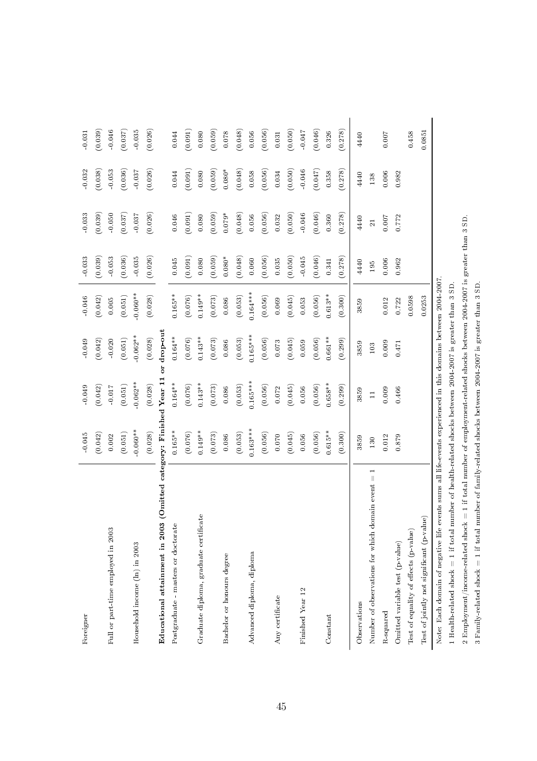| | | | | | | | | |
|---|---|---|---|---|---|---|---|---|
| Foreigner | -0.045 | -0.049 | -0.049 | -0.046 | -0.033 | -0.033 | -0.032 | -0.031 |
| | (0.042) | (0.042) | (0.042) | (0.042) | (0.039) | (0.039) | (0.038) | (0.039) |
| Full or part-time employed in 2003 | 0.002 | -0.017 | -0.020 | 0.005 | -0.053 | -0.050 | -0.053 | -0.046 |
| | (0.051) | (0.051) | (0.051) | (0.051) | (0.036) | (0.037) | (0.036) | (0.037) |
| Household income (ln) in 2003 | -0.060** | -0.062** | -0.062** | -0.060** | -0.035 | -0.037 | -0.037 | -0.035 |
| | (0.028) | (0.028) | (0.028) | (0.028) | (0.026) | (0.026) | (0.026) | (0.026) |
| **Educational attainment in 2003 (Omitted category: Finished Year 11 or drop-out** | | | | | | | | |
| Postgraduate - masters or doctorate | 0.165** | 0.164** | 0.164** | 0.165** | 0.045 | 0.046 | 0.044 | 0.044 |
| | (0.076) | (0.076) | (0.076) | (0.076) | (0.091) | (0.091) | (0.091) | (0.091) |
| Graduate diploma, graduate certificate | 0.149** | 0.143** | 0.143** | 0.149** | 0.080 | 0.080 | 0.080 | 0.080 |
| | (0.073) | (0.073) | (0.073) | (0.073) | (0.059) | (0.059) | (0.059) | (0.059) |
| Bachelor or honours degree | 0.086 | 0.086 | 0.086 | 0.086 | 0.080* | 0.079* | 0.080* | 0.078 |
| | (0.053) | (0.053) | (0.053) | (0.053) | (0.048) | (0.048) | (0.048) | (0.048) |
| Advanced diploma, diploma | 0.163*** | 0.165*** | 0.165*** | 0.164*** | 0.060 | 0.056 | 0.058 | 0.056 |
| | (0.056) | (0.056) | (0.056) | (0.056) | (0.056) | (0.056) | (0.056) | (0.056) |
| Any certificate | 0.070 | 0.072 | 0.073 | 0.069 | 0.035 | 0.032 | 0.034 | 0.031 |
| | (0.045) | (0.045) | (0.045) | (0.045) | (0.050) | (0.050) | (0.050) | (0.050) |
| Finished Year 12 | 0.056 | 0.056 | 0.059 | 0.053 | -0.045 | -0.046 | -0.046 | -0.047 |
| | (0.056) | (0.056) | (0.056) | (0.056) | (0.046) | (0.046) | (0.047) | (0.046) |
| Constant | 0.615** | 0.658** | 0.661** | 0.613** | 0.341 | 0.360 | 0.358 | 0.326 |
| | (0.300) | (0.299) | (0.299) | (0.300) | (0.278) | (0.278) | (0.278) | (0.278) |
| Observations | 3859 | 3859 | 3859 | 3859 | 4440 | 4440 | 4440 | 4440 |
| Number of observations for which domain event = 1 | 130 | 11 | 103 | | 195 | 21 | 138 | |
| R-squared | 0.012 | 0.009 | 0.009 | 0.012 | 0.006 | 0.007 | 0.006 | 0.007 |
| Omitted variable test (p-value) | 0.879 | 0.466 | 0.471 | 0.722 | 0.962 | 0.772 | 0.982 | |
| Test of equality of effects (p-value) | | | | 0.0598 | | | | 0.458 |
| Test of jointly not significant (p-value) | | | | 0.0253 | | | | 0.0851 |

Note: Each domain of negative life events sums all life-events experienced in this domains between 2004-2007.

1 Health-related shock = 1 if total number of health-related shocks between 2004-2007 is greater than 3 SD.

2 Employment/income-related shock = 1 if total number of employment-related shocks between 2004-2007 is greater than 3 SD.

3 Family-related shock = 1 if total number of family-related shocks between 2004-2007 is greater than 3 SD.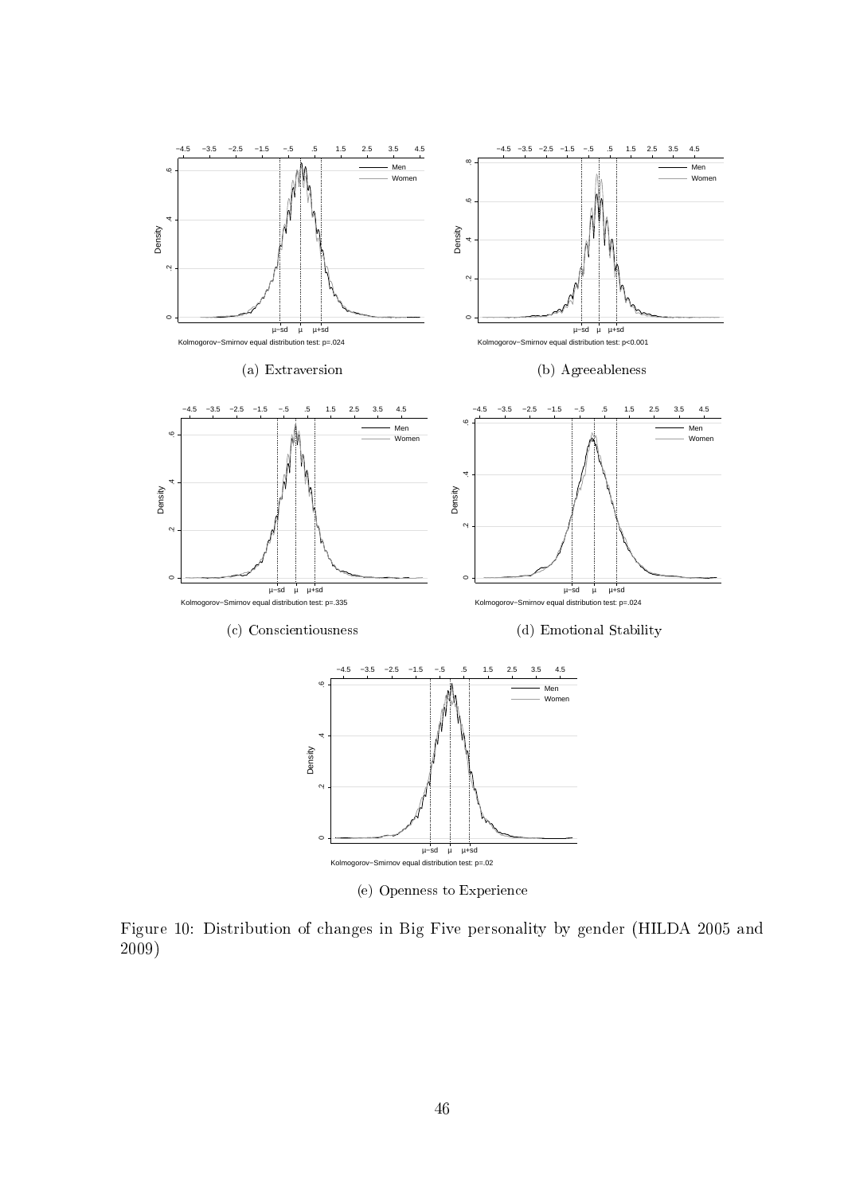−4.5 −3.5 −2.5 −1.5 −.5 .5 1.5 2.5 3.5 4.5

Density

0 .2 .4 .6

μ−sd μ μ+sd

Men
Women

Kolmogorov−Smirnov equal distribution test: p=.024

(a) Extraversion

−4.5 −3.5 −2.5 −1.5 −.5 .5 1.5 2.5 3.5 4.5

Density

0 .2 .4 .6 .8

μ−sd μ μ+sd

Men
Women

Kolmogorov−Smirnov equal distribution test: p<0.001

(b) Agreeableness

−4.5 −3.5 −2.5 −1.5 −.5 .5 1.5 2.5 3.5 4.5

Density

0 .2 .4 .6

μ−sd μ μ+sd

Men
Women

Kolmogorov−Smirnov equal distribution test: p=.335

(c) Conscientiousness

−4.5 −3.5 −2.5 −1.5 −.5 .5 1.5 2.5 3.5 4.5

Density

0 .2 .4 .6

μ−sd μ μ+sd

Men
Women

Kolmogorov−Smirnov equal distribution test: p=.024

(d) Emotional Stability

−4.5 −3.5 −2.5 −1.5 −.5 .5 1.5 2.5 3.5 4.5

Density

0 .2 .4 .6

μ−sd μ μ+sd

Men
Women

Kolmogorov−Smirnov equal distribution test: p=.02

(e) Openness to Experience

Figure 10: Distribution of changes in Big Five personality by gender (HILDA 2005 and 2009)